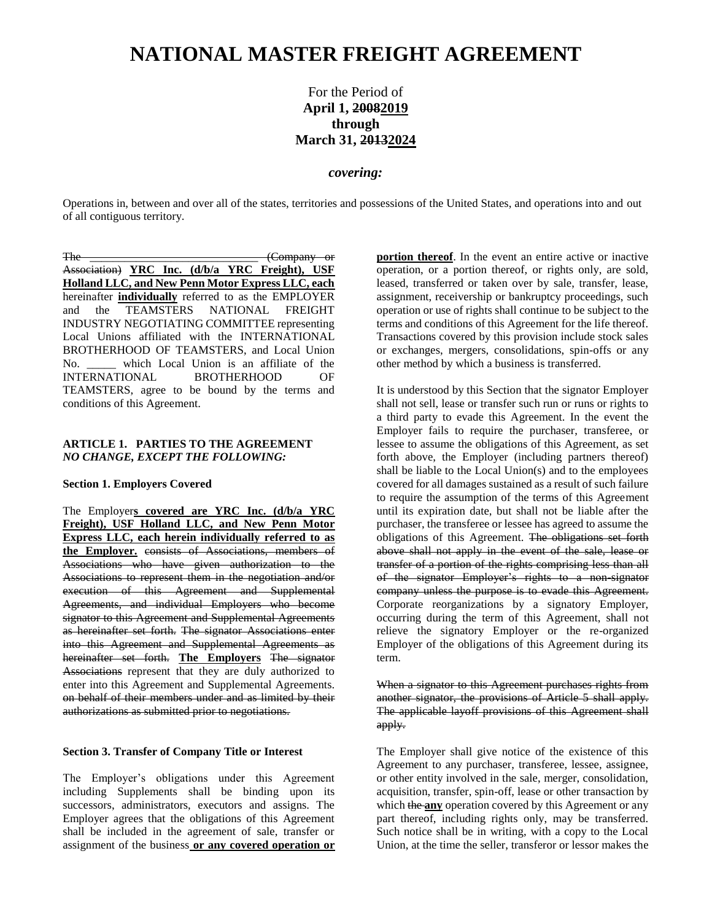# NATIONAL MASTER FREIGHT AGREEMENT

For the Period of
**April 1, ~~2008~~2019**
**through**
**March 31, ~~2013~~2024**

***covering:***

Operations in, between and over all of the states, territories and possessions of the United States, and operations into and out of all contiguous territory.

~~The _____________________________ (Company or Association)~~ **YRC Inc. (d/b/a YRC Freight), USF Holland LLC, and New Penn Motor Express LLC, each** hereinafter **individually** referred to as the EMPLOYER and the TEAMSTERS NATIONAL FREIGHT INDUSTRY NEGOTIATING COMMITTEE representing Local Unions affiliated with the INTERNATIONAL BROTHERHOOD OF TEAMSTERS, and Local Union No. _____ which Local Union is an affiliate of the INTERNATIONAL BROTHERHOOD OF TEAMSTERS, agree to be bound by the terms and conditions of this Agreement.

#### ARTICLE 1. PARTIES TO THE AGREEMENT

***NO CHANGE, EXCEPT THE FOLLOWING:***

**Section 1. Employers Covered**

The Employer**s covered are YRC Inc. (d/b/a YRC Freight), USF Holland LLC, and New Penn Motor Express LLC, each herein individually referred to as the Employer.** ~~consists of Associations, members of Associations who have given authorization to the Associations to represent them in the negotiation and/or execution of this Agreement and Supplemental Agreements, and individual Employers who become signator to this Agreement and Supplemental Agreements as hereinafter set forth.~~ ~~The signator Associations enter into this Agreement and Supplemental Agreements as hereinafter set forth.~~ **The Employers** ~~The signator Associations~~ represent that they are duly authorized to enter into this Agreement and Supplemental Agreements. ~~on behalf of their members under and as limited by their authorizations as submitted prior to negotiations.~~

**Section 3. Transfer of Company Title or Interest**

The Employer's obligations under this Agreement including Supplements shall be binding upon its successors, administrators, executors and assigns. The Employer agrees that the obligations of this Agreement shall be included in the agreement of sale, transfer or assignment of the business **or any covered operation or portion thereof**. In the event an entire active or inactive operation, or a portion thereof, or rights only, are sold, leased, transferred or taken over by sale, transfer, lease, assignment, receivership or bankruptcy proceedings, such operation or use of rights shall continue to be subject to the terms and conditions of this Agreement for the life thereof. Transactions covered by this provision include stock sales or exchanges, mergers, consolidations, spin-offs or any other method by which a business is transferred.

It is understood by this Section that the signator Employer shall not sell, lease or transfer such run or runs or rights to a third party to evade this Agreement. In the event the Employer fails to require the purchaser, transferee, or lessee to assume the obligations of this Agreement, as set forth above, the Employer (including partners thereof) shall be liable to the Local Union(s) and to the employees covered for all damages sustained as a result of such failure to require the assumption of the terms of this Agreement until its expiration date, but shall not be liable after the purchaser, the transferee or lessee has agreed to assume the obligations of this Agreement. ~~The obligations set forth above shall not apply in the event of the sale, lease or transfer of a portion of the rights comprising less than all of the signator Employer's rights to a non-signator company unless the purpose is to evade this Agreement.~~ Corporate reorganizations by a signatory Employer, occurring during the term of this Agreement, shall not relieve the signatory Employer or the re-organized Employer of the obligations of this Agreement during its term.

~~When a signator to this Agreement purchases rights from another signator, the provisions of Article 5 shall apply. The applicable layoff provisions of this Agreement shall apply.~~

The Employer shall give notice of the existence of this Agreement to any purchaser, transferee, lessee, assignee, or other entity involved in the sale, merger, consolidation, acquisition, transfer, spin-off, lease or other transaction by which ~~the~~ **any** operation covered by this Agreement or any part thereof, including rights only, may be transferred. Such notice shall be in writing, with a copy to the Local Union, at the time the seller, transferor or lessor makes the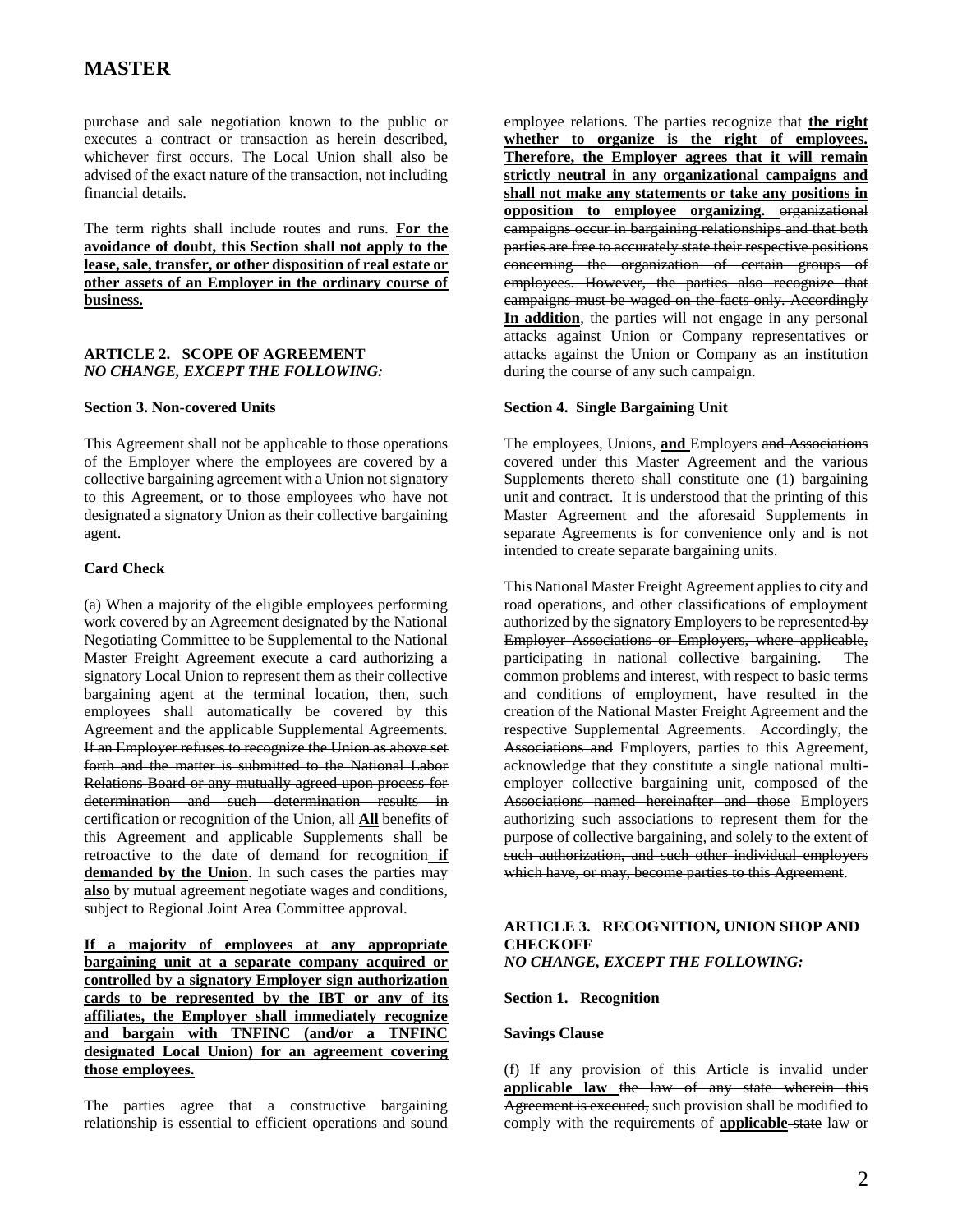purchase and sale negotiation known to the public or executes a contract or transaction as herein described, whichever first occurs. The Local Union shall also be advised of the exact nature of the transaction, not including financial details.

The term rights shall include routes and runs. **For the avoidance of doubt, this Section shall not apply to the lease, sale, transfer, or other disposition of real estate or other assets of an Employer in the ordinary course of business.**

### ARTICLE 2. SCOPE OF AGREEMENT
*NO CHANGE, EXCEPT THE FOLLOWING:*

**Section 3. Non-covered Units**

This Agreement shall not be applicable to those operations of the Employer where the employees are covered by a collective bargaining agreement with a Union not signatory to this Agreement, or to those employees who have not designated a signatory Union as their collective bargaining agent.

**Card Check**

(a) When a majority of the eligible employees performing work covered by an Agreement designated by the National Negotiating Committee to be Supplemental to the National Master Freight Agreement execute a card authorizing a signatory Local Union to represent them as their collective bargaining agent at the terminal location, then, such employees shall automatically be covered by this Agreement and the applicable Supplemental Agreements. ~~If an Employer refuses to recognize the Union as above set forth and the matter is submitted to the National Labor Relations Board or any mutually agreed upon process for determination and such determination results in certification or recognition of the Union, all~~ **All** benefits of this Agreement and applicable Supplements shall be retroactive to the date of demand for recognition **if demanded by the Union**. In such cases the parties may **also** by mutual agreement negotiate wages and conditions, subject to Regional Joint Area Committee approval.

**If a majority of employees at any appropriate bargaining unit at a separate company acquired or controlled by a signatory Employer sign authorization cards to be represented by the IBT or any of its affiliates, the Employer shall immediately recognize and bargain with TNFINC (and/or a TNFINC designated Local Union) for an agreement covering those employees.**

The parties agree that a constructive bargaining relationship is essential to efficient operations and sound employee relations. The parties recognize that **the right whether to organize is the right of employees. Therefore, the Employer agrees that it will remain strictly neutral in any organizational campaigns and shall not make any statements or take any positions in opposition to employee organizing.** ~~organizational campaigns occur in bargaining relationships and that both parties are free to accurately state their respective positions concerning the organization of certain groups of employees. However, the parties also recognize that campaigns must be waged on the facts only. Accordingly~~ **In addition**, the parties will not engage in any personal attacks against Union or Company representatives or attacks against the Union or Company as an institution during the course of any such campaign.

**Section 4. Single Bargaining Unit**

The employees, Unions, **and** Employers ~~and Associations~~ covered under this Master Agreement and the various Supplements thereto shall constitute one (1) bargaining unit and contract. It is understood that the printing of this Master Agreement and the aforesaid Supplements in separate Agreements is for convenience only and is not intended to create separate bargaining units.

This National Master Freight Agreement applies to city and road operations, and other classifications of employment authorized by the signatory Employers to be represented ~~by Employer Associations or Employers, where applicable, participating in national collective bargaining~~. The common problems and interest, with respect to basic terms and conditions of employment, have resulted in the creation of the National Master Freight Agreement and the respective Supplemental Agreements. Accordingly, the ~~Associations and~~ Employers, parties to this Agreement, acknowledge that they constitute a single national multi-employer collective bargaining unit, composed of the ~~Associations named hereinafter and those~~ Employers ~~authorizing such associations to represent them for the purpose of collective bargaining, and solely to the extent of such authorization, and such other individual employers which have, or may, become parties to this Agreement~~.

### ARTICLE 3. RECOGNITION, UNION SHOP AND CHECKOFF
*NO CHANGE, EXCEPT THE FOLLOWING:*

**Section 1. Recognition**

**Savings Clause**

(f) If any provision of this Article is invalid under **applicable law** ~~the law of any state wherein this Agreement is executed,~~ such provision shall be modified to comply with the requirements of **applicable** ~~state~~ law or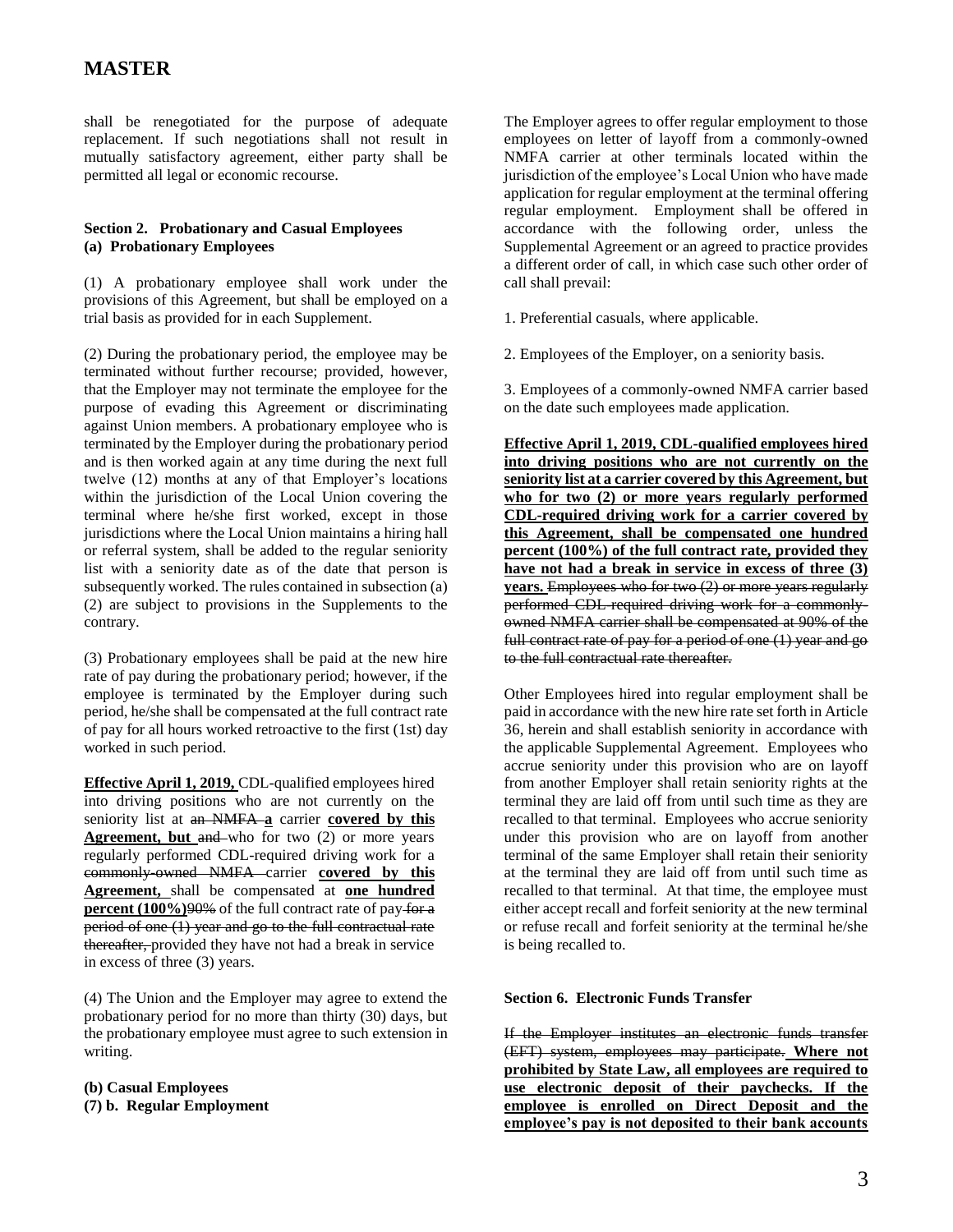shall be renegotiated for the purpose of adequate replacement. If such negotiations shall not result in mutually satisfactory agreement, either party shall be permitted all legal or economic recourse.

**Section 2. Probationary and Casual Employees**
**(a) Probationary Employees**

(1) A probationary employee shall work under the provisions of this Agreement, but shall be employed on a trial basis as provided for in each Supplement.

(2) During the probationary period, the employee may be terminated without further recourse; provided, however, that the Employer may not terminate the employee for the purpose of evading this Agreement or discriminating against Union members. A probationary employee who is terminated by the Employer during the probationary period and is then worked again at any time during the next full twelve (12) months at any of that Employer's locations within the jurisdiction of the Local Union covering the terminal where he/she first worked, except in those jurisdictions where the Local Union maintains a hiring hall or referral system, shall be added to the regular seniority list with a seniority date as of the date that person is subsequently worked. The rules contained in subsection (a) (2) are subject to provisions in the Supplements to the contrary.

(3) Probationary employees shall be paid at the new hire rate of pay during the probationary period; however, if the employee is terminated by the Employer during such period, he/she shall be compensated at the full contract rate of pay for all hours worked retroactive to the first (1st) day worked in such period.

**Effective April 1, 2019,** CDL-qualified employees hired into driving positions who are not currently on the seniority list at ~~an NMFA~~ **a** carrier **covered by this Agreement, but** ~~and~~ who for two (2) or more years regularly performed CDL-required driving work for a ~~commonly-owned NMFA~~ carrier **covered by this Agreement,** shall be compensated at **one hundred percent (100%)**~~90%~~ of the full contract rate of pay ~~for a period of one (1) year and go to the full contractual rate thereafter,~~ provided they have not had a break in service in excess of three (3) years.

(4) The Union and the Employer may agree to extend the probationary period for no more than thirty (30) days, but the probationary employee must agree to such extension in writing.

**(b) Casual Employees**
**(7) b. Regular Employment**

The Employer agrees to offer regular employment to those employees on letter of layoff from a commonly-owned NMFA carrier at other terminals located within the jurisdiction of the employee's Local Union who have made application for regular employment at the terminal offering regular employment. Employment shall be offered in accordance with the following order, unless the Supplemental Agreement or an agreed to practice provides a different order of call, in which case such other order of call shall prevail:

1. Preferential casuals, where applicable.

2. Employees of the Employer, on a seniority basis.

3. Employees of a commonly-owned NMFA carrier based on the date such employees made application.

**Effective April 1, 2019, CDL-qualified employees hired into driving positions who are not currently on the seniority list at a carrier covered by this Agreement, but who for two (2) or more years regularly performed CDL-required driving work for a carrier covered by this Agreement, shall be compensated one hundred percent (100%) of the full contract rate, provided they have not had a break in service in excess of three (3) years.** ~~Employees who for two (2) or more years regularly performed CDL-required driving work for a commonly-owned NMFA carrier shall be compensated at 90% of the full contract rate of pay for a period of one (1) year and go to the full contractual rate thereafter.~~

Other Employees hired into regular employment shall be paid in accordance with the new hire rate set forth in Article 36, herein and shall establish seniority in accordance with the applicable Supplemental Agreement. Employees who accrue seniority under this provision who are on layoff from another Employer shall retain seniority rights at the terminal they are laid off from until such time as they are recalled to that terminal. Employees who accrue seniority under this provision who are on layoff from another terminal of the same Employer shall retain their seniority at the terminal they are laid off from until such time as recalled to that terminal. At that time, the employee must either accept recall and forfeit seniority at the new terminal or refuse recall and forfeit seniority at the terminal he/she is being recalled to.

**Section 6. Electronic Funds Transfer**

~~If the Employer institutes an electronic funds transfer (EFT) system, employees may participate.~~ **Where not prohibited by State Law, all employees are required to use electronic deposit of their paychecks. If the employee is enrolled on Direct Deposit and the employee's pay is not deposited to their bank accounts**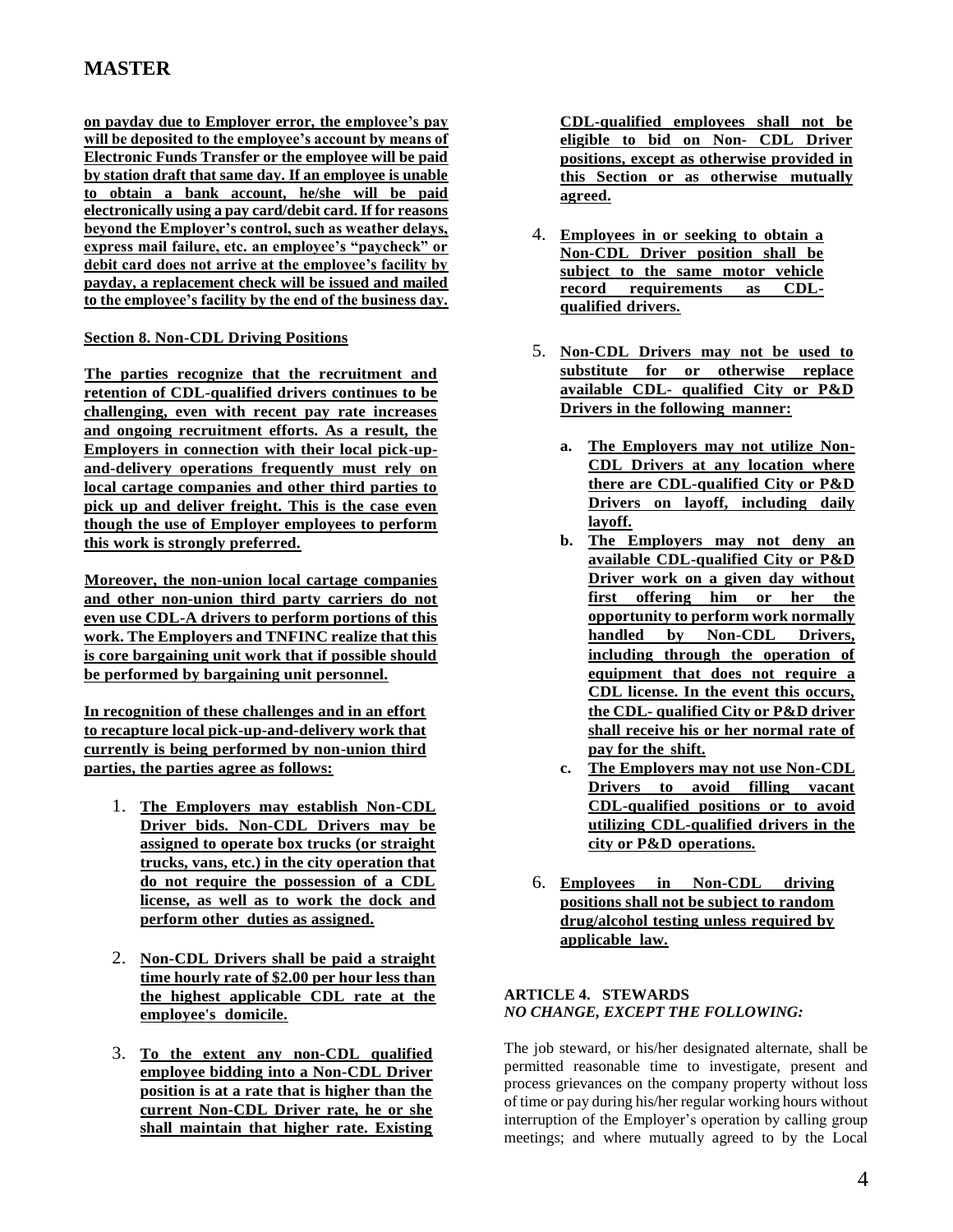# MASTER

**on payday due to Employer error, the employee's pay will be deposited to the employee's account by means of Electronic Funds Transfer or the employee will be paid by station draft that same day. If an employee is unable to obtain a bank account, he/she will be paid electronically using a pay card/debit card. If for reasons beyond the Employer's control, such as weather delays, express mail failure, etc. an employee's "paycheck" or debit card does not arrive at the employee's facility by payday, a replacement check will be issued and mailed to the employee's facility by the end of the business day.**

**Section 8. Non-CDL Driving Positions**

**The parties recognize that the recruitment and retention of CDL-qualified drivers continues to be challenging, even with recent pay rate increases and ongoing recruitment efforts. As a result, the Employers in connection with their local pick-up-and-delivery operations frequently must rely on local cartage companies and other third parties to pick up and deliver freight. This is the case even though the use of Employer employees to perform this work is strongly preferred.**

**Moreover, the non-union local cartage companies and other non-union third party carriers do not even use CDL-A drivers to perform portions of this work. The Employers and TNFINC realize that this is core bargaining unit work that if possible should be performed by bargaining unit personnel.**

**In recognition of these challenges and in an effort to recapture local pick-up-and-delivery work that currently is being performed by non-union third parties, the parties agree as follows:**

1. **The Employers may establish Non-CDL Driver bids. Non-CDL Drivers may be assigned to operate box trucks (or straight trucks, vans, etc.) in the city operation that do not require the possession of a CDL license, as well as to work the dock and perform other duties as assigned.**

2. **Non-CDL Drivers shall be paid a straight time hourly rate of $2.00 per hour less than the highest applicable CDL rate at the employee's domicile.**

3. **To the extent any non-CDL qualified employee bidding into a Non-CDL Driver position is at a rate that is higher than the current Non-CDL Driver rate, he or she shall maintain that higher rate. Existing CDL-qualified employees shall not be eligible to bid on Non- CDL Driver positions, except as otherwise provided in this Section or as otherwise mutually agreed.**

4. **Employees in or seeking to obtain a Non-CDL Driver position shall be subject to the same motor vehicle record requirements as CDL-qualified drivers.**

5. **Non-CDL Drivers may not be used to substitute for or otherwise replace available CDL- qualified City or P&D Drivers in the following manner:**

   a. **The Employers may not utilize Non-CDL Drivers at any location where there are CDL-qualified City or P&D Drivers on layoff, including daily layoff.**
   b. **The Employers may not deny an available CDL-qualified City or P&D Driver work on a given day without first offering him or her the opportunity to perform work normally handled by Non-CDL Drivers, including through the operation of equipment that does not require a CDL license. In the event this occurs, the CDL- qualified City or P&D driver shall receive his or her normal rate of pay for the shift.**
   c. **The Employers may not use Non-CDL Drivers to avoid filling vacant CDL-qualified positions or to avoid utilizing CDL-qualified drivers in the city or P&D operations.**

6. **Employees in Non-CDL driving positions shall not be subject to random drug/alcohol testing unless required by applicable law.**

**ARTICLE 4. STEWARDS**
***NO CHANGE, EXCEPT THE FOLLOWING:***

The job steward, or his/her designated alternate, shall be permitted reasonable time to investigate, present and process grievances on the company property without loss of time or pay during his/her regular working hours without interruption of the Employer's operation by calling group meetings; and where mutually agreed to by the Local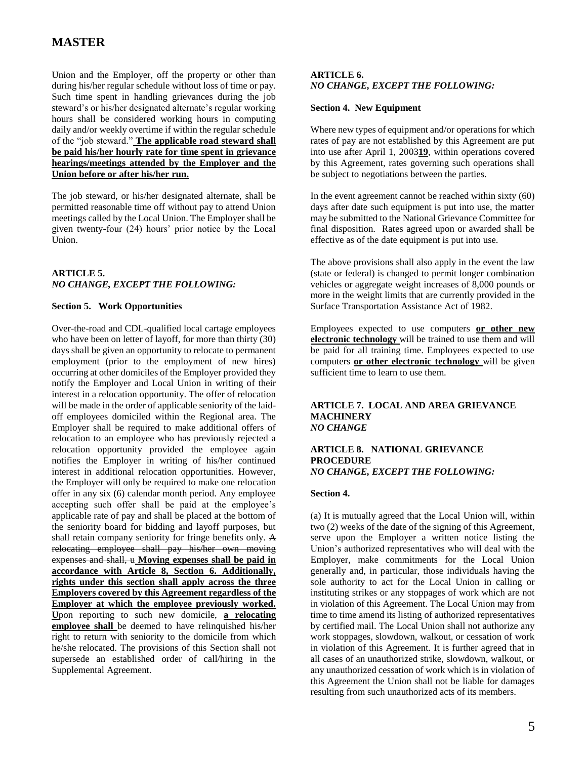# MASTER

Union and the Employer, off the property or other than during his/her regular schedule without loss of time or pay. Such time spent in handling grievances during the job steward's or his/her designated alternate's regular working hours shall be considered working hours in computing daily and/or weekly overtime if within the regular schedule of the "job steward." **<u>The applicable road steward shall be paid his/her hourly rate for time spent in grievance hearings/meetings attended by the Employer and the Union before or after his/her run.</u>**

The job steward, or his/her designated alternate, shall be permitted reasonable time off without pay to attend Union meetings called by the Local Union. The Employer shall be given twenty-four (24) hours' prior notice by the Local Union.

**ARTICLE 5.**
***NO CHANGE, EXCEPT THE FOLLOWING:***

**Section 5. Work Opportunities**

Over-the-road and CDL-qualified local cartage employees who have been on letter of layoff, for more than thirty (30) days shall be given an opportunity to relocate to permanent employment (prior to the employment of new hires) occurring at other domiciles of the Employer provided they notify the Employer and Local Union in writing of their interest in a relocation opportunity. The offer of relocation will be made in the order of applicable seniority of the laid-off employees domiciled within the Regional area. The Employer shall be required to make additional offers of relocation to an employee who has previously rejected a relocation opportunity provided the employee again notifies the Employer in writing of his/her continued interest in additional relocation opportunities. However, the Employer will only be required to make one relocation offer in any six (6) calendar month period. Any employee accepting such offer shall be paid at the employee's applicable rate of pay and shall be placed at the bottom of the seniority board for bidding and layoff purposes, but shall retain company seniority for fringe benefits only. ~~A relocating employee shall pay his/her own moving expenses and shall, u~~ **<u>Moving expenses shall be paid in accordance with Article 8, Section 6. Additionally, rights under this section shall apply across the three Employers covered by this Agreement regardless of the Employer at which the employee previously worked. U</u>**pon reporting to such new domicile, **<u>a relocating employee shall</u>** be deemed to have relinquished his/her right to return with seniority to the domicile from which he/she relocated. The provisions of this Section shall not supersede an established order of call/hiring in the Supplemental Agreement.

**ARTICLE 6.**
***NO CHANGE, EXCEPT THE FOLLOWING:***

**Section 4. New Equipment**

Where new types of equipment and/or operations for which rates of pay are not established by this Agreement are put into use after April 1, 20~~03~~**19**, within operations covered by this Agreement, rates governing such operations shall be subject to negotiations between the parties.

In the event agreement cannot be reached within sixty (60) days after date such equipment is put into use, the matter may be submitted to the National Grievance Committee for final disposition. Rates agreed upon or awarded shall be effective as of the date equipment is put into use.

The above provisions shall also apply in the event the law (state or federal) is changed to permit longer combination vehicles or aggregate weight increases of 8,000 pounds or more in the weight limits that are currently provided in the Surface Transportation Assistance Act of 1982.

Employees expected to use computers **<u>or other new electronic technology</u>** will be trained to use them and will be paid for all training time. Employees expected to use computers **<u>or other electronic technology</u>** will be given sufficient time to learn to use them.

**ARTICLE 7. LOCAL AND AREA GRIEVANCE MACHINERY**
***NO CHANGE***

**ARTICLE 8. NATIONAL GRIEVANCE PROCEDURE**
***NO CHANGE, EXCEPT THE FOLLOWING:***

**Section 4.**

(a) It is mutually agreed that the Local Union will, within two (2) weeks of the date of the signing of this Agreement, serve upon the Employer a written notice listing the Union's authorized representatives who will deal with the Employer, make commitments for the Local Union generally and, in particular, those individuals having the sole authority to act for the Local Union in calling or instituting strikes or any stoppages of work which are not in violation of this Agreement. The Local Union may from time to time amend its listing of authorized representatives by certified mail. The Local Union shall not authorize any work stoppages, slowdown, walkout, or cessation of work in violation of this Agreement. It is further agreed that in all cases of an unauthorized strike, slowdown, walkout, or any unauthorized cessation of work which is in violation of this Agreement the Union shall not be liable for damages resulting from such unauthorized acts of its members.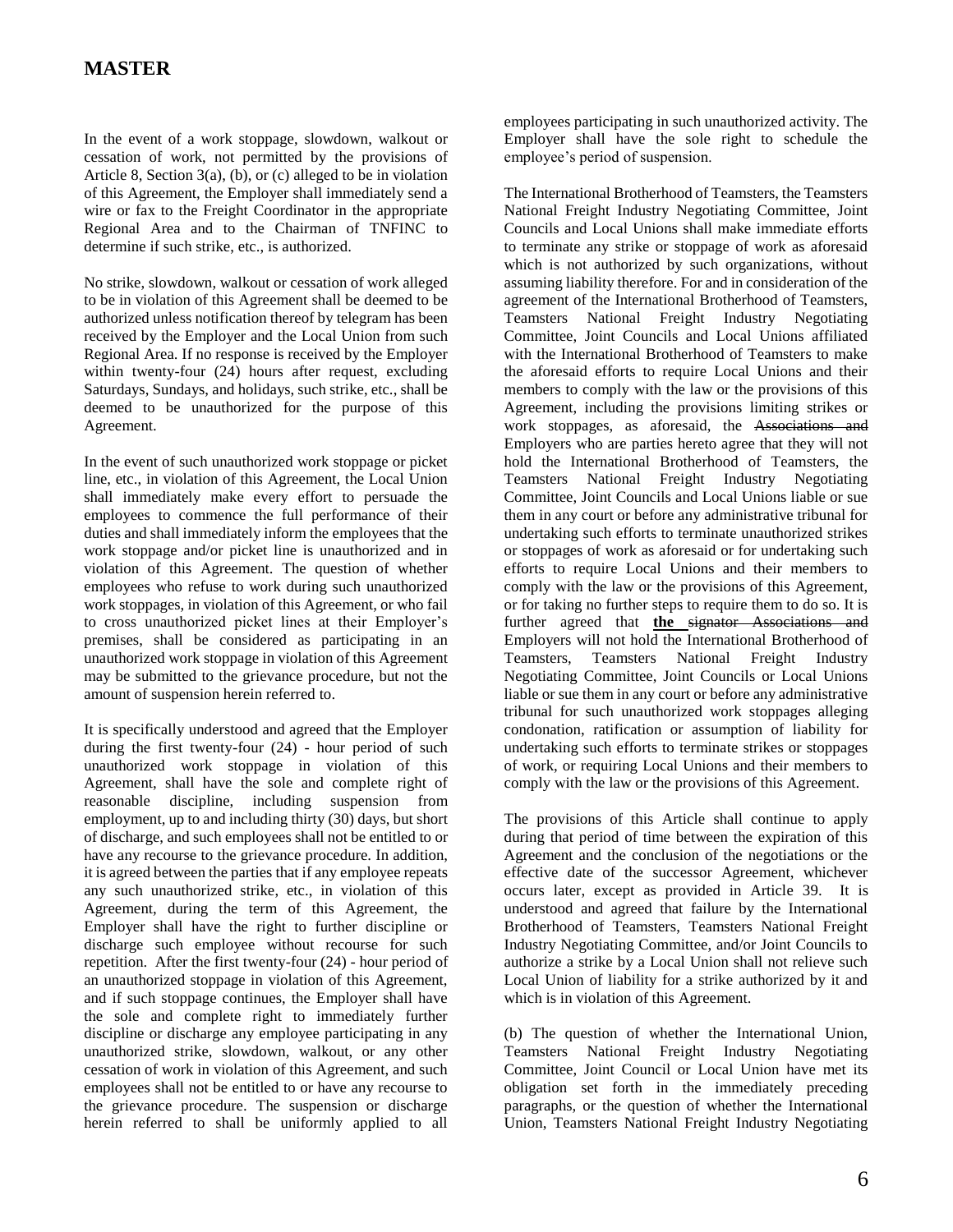In the event of a work stoppage, slowdown, walkout or cessation of work, not permitted by the provisions of Article 8, Section 3(a), (b), or (c) alleged to be in violation of this Agreement, the Employer shall immediately send a wire or fax to the Freight Coordinator in the appropriate Regional Area and to the Chairman of TNFINC to determine if such strike, etc., is authorized.

No strike, slowdown, walkout or cessation of work alleged to be in violation of this Agreement shall be deemed to be authorized unless notification thereof by telegram has been received by the Employer and the Local Union from such Regional Area. If no response is received by the Employer within twenty-four (24) hours after request, excluding Saturdays, Sundays, and holidays, such strike, etc., shall be deemed to be unauthorized for the purpose of this Agreement.

In the event of such unauthorized work stoppage or picket line, etc., in violation of this Agreement, the Local Union shall immediately make every effort to persuade the employees to commence the full performance of their duties and shall immediately inform the employees that the work stoppage and/or picket line is unauthorized and in violation of this Agreement. The question of whether employees who refuse to work during such unauthorized work stoppages, in violation of this Agreement, or who fail to cross unauthorized picket lines at their Employer's premises, shall be considered as participating in an unauthorized work stoppage in violation of this Agreement may be submitted to the grievance procedure, but not the amount of suspension herein referred to.

It is specifically understood and agreed that the Employer during the first twenty-four (24) - hour period of such unauthorized work stoppage in violation of this Agreement, shall have the sole and complete right of reasonable discipline, including suspension from employment, up to and including thirty (30) days, but short of discharge, and such employees shall not be entitled to or have any recourse to the grievance procedure. In addition, it is agreed between the parties that if any employee repeats any such unauthorized strike, etc., in violation of this Agreement, during the term of this Agreement, the Employer shall have the right to further discipline or discharge such employee without recourse for such repetition. After the first twenty-four (24) - hour period of an unauthorized stoppage in violation of this Agreement, and if such stoppage continues, the Employer shall have the sole and complete right to immediately further discipline or discharge any employee participating in any unauthorized strike, slowdown, walkout, or any other cessation of work in violation of this Agreement, and such employees shall not be entitled to or have any recourse to the grievance procedure. The suspension or discharge herein referred to shall be uniformly applied to all employees participating in such unauthorized activity. The Employer shall have the sole right to schedule the employee's period of suspension.

The International Brotherhood of Teamsters, the Teamsters National Freight Industry Negotiating Committee, Joint Councils and Local Unions shall make immediate efforts to terminate any strike or stoppage of work as aforesaid which is not authorized by such organizations, without assuming liability therefore. For and in consideration of the agreement of the International Brotherhood of Teamsters, Teamsters National Freight Industry Negotiating Committee, Joint Councils and Local Unions affiliated with the International Brotherhood of Teamsters to make the aforesaid efforts to require Local Unions and their members to comply with the law or the provisions of this Agreement, including the provisions limiting strikes or work stoppages, as aforesaid, the ~~Associations and~~ Employers who are parties hereto agree that they will not hold the International Brotherhood of Teamsters, the Teamsters National Freight Industry Negotiating Committee, Joint Councils and Local Unions liable or sue them in any court or before any administrative tribunal for undertaking such efforts to terminate unauthorized strikes or stoppages of work as aforesaid or for undertaking such efforts to require Local Unions and their members to comply with the law or the provisions of this Agreement, or for taking no further steps to require them to do so. It is further agreed that **the** ~~signator Associations and~~ Employers will not hold the International Brotherhood of Teamsters, Teamsters National Freight Industry Negotiating Committee, Joint Councils or Local Unions liable or sue them in any court or before any administrative tribunal for such unauthorized work stoppages alleging condonation, ratification or assumption of liability for undertaking such efforts to terminate strikes or stoppages of work, or requiring Local Unions and their members to comply with the law or the provisions of this Agreement.

The provisions of this Article shall continue to apply during that period of time between the expiration of this Agreement and the conclusion of the negotiations or the effective date of the successor Agreement, whichever occurs later, except as provided in Article 39. It is understood and agreed that failure by the International Brotherhood of Teamsters, Teamsters National Freight Industry Negotiating Committee, and/or Joint Councils to authorize a strike by a Local Union shall not relieve such Local Union of liability for a strike authorized by it and which is in violation of this Agreement.

(b) The question of whether the International Union, Teamsters National Freight Industry Negotiating Committee, Joint Council or Local Union have met its obligation set forth in the immediately preceding paragraphs, or the question of whether the International Union, Teamsters National Freight Industry Negotiating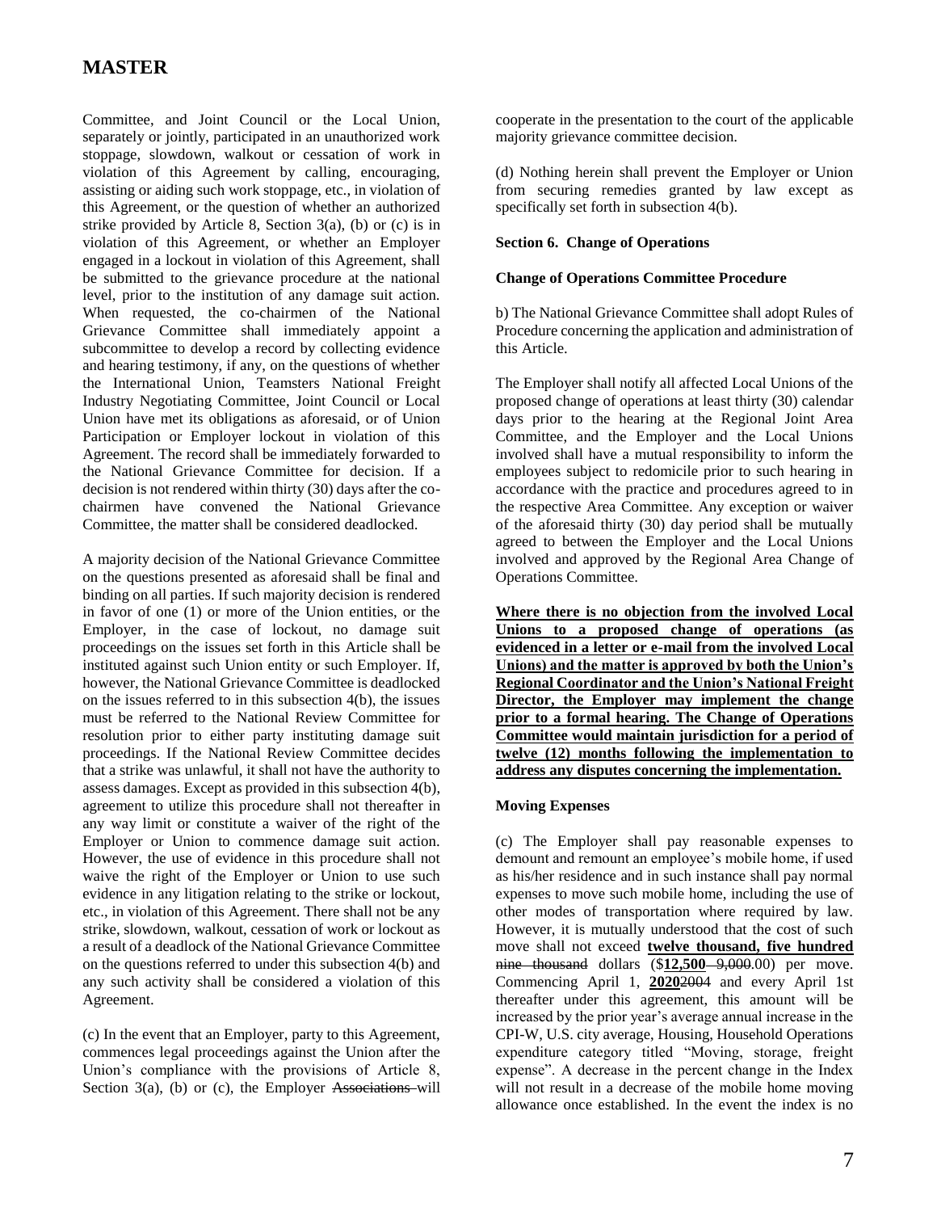Committee, and Joint Council or the Local Union, separately or jointly, participated in an unauthorized work stoppage, slowdown, walkout or cessation of work in violation of this Agreement by calling, encouraging, assisting or aiding such work stoppage, etc., in violation of this Agreement, or the question of whether an authorized strike provided by Article 8, Section 3(a), (b) or (c) is in violation of this Agreement, or whether an Employer engaged in a lockout in violation of this Agreement, shall be submitted to the grievance procedure at the national level, prior to the institution of any damage suit action. When requested, the co-chairmen of the National Grievance Committee shall immediately appoint a subcommittee to develop a record by collecting evidence and hearing testimony, if any, on the questions of whether the International Union, Teamsters National Freight Industry Negotiating Committee, Joint Council or Local Union have met its obligations as aforesaid, or of Union Participation or Employer lockout in violation of this Agreement. The record shall be immediately forwarded to the National Grievance Committee for decision. If a decision is not rendered within thirty (30) days after the co-chairmen have convened the National Grievance Committee, the matter shall be considered deadlocked.

A majority decision of the National Grievance Committee on the questions presented as aforesaid shall be final and binding on all parties. If such majority decision is rendered in favor of one (1) or more of the Union entities, or the Employer, in the case of lockout, no damage suit proceedings on the issues set forth in this Article shall be instituted against such Union entity or such Employer. If, however, the National Grievance Committee is deadlocked on the issues referred to in this subsection 4(b), the issues must be referred to the National Review Committee for resolution prior to either party instituting damage suit proceedings. If the National Review Committee decides that a strike was unlawful, it shall not have the authority to assess damages. Except as provided in this subsection 4(b), agreement to utilize this procedure shall not thereafter in any way limit or constitute a waiver of the right of the Employer or Union to commence damage suit action. However, the use of evidence in this procedure shall not waive the right of the Employer or Union to use such evidence in any litigation relating to the strike or lockout, etc., in violation of this Agreement. There shall not be any strike, slowdown, walkout, cessation of work or lockout as a result of a deadlock of the National Grievance Committee on the questions referred to under this subsection 4(b) and any such activity shall be considered a violation of this Agreement.

(c) In the event that an Employer, party to this Agreement, commences legal proceedings against the Union after the Union's compliance with the provisions of Article 8, Section 3(a), (b) or (c), the Employer ~~Associations~~ will cooperate in the presentation to the court of the applicable majority grievance committee decision.

(d) Nothing herein shall prevent the Employer or Union from securing remedies granted by law except as specifically set forth in subsection 4(b).

**Section 6. Change of Operations**

**Change of Operations Committee Procedure**

b) The National Grievance Committee shall adopt Rules of Procedure concerning the application and administration of this Article.

The Employer shall notify all affected Local Unions of the proposed change of operations at least thirty (30) calendar days prior to the hearing at the Regional Joint Area Committee, and the Employer and the Local Unions involved shall have a mutual responsibility to inform the employees subject to redomicile prior to such hearing in accordance with the practice and procedures agreed to in the respective Area Committee. Any exception or waiver of the aforesaid thirty (30) day period shall be mutually agreed to between the Employer and the Local Unions involved and approved by the Regional Area Change of Operations Committee.

**Where there is no objection from the involved Local Unions to a proposed change of operations (as evidenced in a letter or e-mail from the involved Local Unions) and the matter is approved by both the Union's Regional Coordinator and the Union's National Freight Director, the Employer may implement the change prior to a formal hearing. The Change of Operations Committee would maintain jurisdiction for a period of twelve (12) months following the implementation to address any disputes concerning the implementation.**

**Moving Expenses**

(c) The Employer shall pay reasonable expenses to demount and remount an employee's mobile home, if used as his/her residence and in such instance shall pay normal expenses to move such mobile home, including the use of other modes of transportation where required by law. However, it is mutually understood that the cost of such move shall not exceed **twelve thousand, five hundred** ~~nine thousand~~ dollars ($**12,500** ~~9,000~~.00) per move. Commencing April 1, **2020**~~2004~~ and every April 1st thereafter under this agreement, this amount will be increased by the prior year's average annual increase in the CPI-W, U.S. city average, Housing, Household Operations expenditure category titled "Moving, storage, freight expense". A decrease in the percent change in the Index will not result in a decrease of the mobile home moving allowance once established. In the event the index is no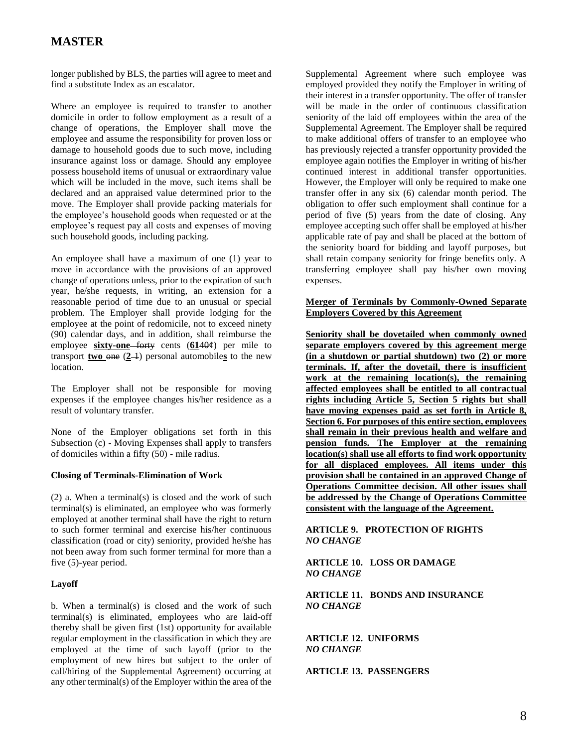longer published by BLS, the parties will agree to meet and find a substitute Index as an escalator.

Where an employee is required to transfer to another domicile in order to follow employment as a result of a change of operations, the Employer shall move the employee and assume the responsibility for proven loss or damage to household goods due to such move, including insurance against loss or damage. Should any employee possess household items of unusual or extraordinary value which will be included in the move, such items shall be declared and an appraised value determined prior to the move. The Employer shall provide packing materials for the employee's household goods when requested or at the employee's request pay all costs and expenses of moving such household goods, including packing.

An employee shall have a maximum of one (1) year to move in accordance with the provisions of an approved change of operations unless, prior to the expiration of such year, he/she requests, in writing, an extension for a reasonable period of time due to an unusual or special problem. The Employer shall provide lodging for the employee at the point of redomicile, not to exceed ninety (90) calendar days, and in addition, shall reimburse the employee **sixty-one** ~~forty~~ cents (**61**~~40~~¢) per mile to transport **two** ~~one~~ (**2** ~~1~~) personal automobile**s** to the new location.

The Employer shall not be responsible for moving expenses if the employee changes his/her residence as a result of voluntary transfer.

None of the Employer obligations set forth in this Subsection (c) - Moving Expenses shall apply to transfers of domiciles within a fifty (50) - mile radius.

**Closing of Terminals-Elimination of Work**

(2) a. When a terminal(s) is closed and the work of such terminal(s) is eliminated, an employee who was formerly employed at another terminal shall have the right to return to such former terminal and exercise his/her continuous classification (road or city) seniority, provided he/she has not been away from such former terminal for more than a five (5)-year period.

**Layoff**

b. When a terminal(s) is closed and the work of such terminal(s) is eliminated, employees who are laid-off thereby shall be given first (1st) opportunity for available regular employment in the classification in which they are employed at the time of such layoff (prior to the employment of new hires but subject to the order of call/hiring of the Supplemental Agreement) occurring at any other terminal(s) of the Employer within the area of the Supplemental Agreement where such employee was employed provided they notify the Employer in writing of their interest in a transfer opportunity. The offer of transfer will be made in the order of continuous classification seniority of the laid off employees within the area of the Supplemental Agreement. The Employer shall be required to make additional offers of transfer to an employee who has previously rejected a transfer opportunity provided the employee again notifies the Employer in writing of his/her continued interest in additional transfer opportunities. However, the Employer will only be required to make one transfer offer in any six (6) calendar month period. The obligation to offer such employment shall continue for a period of five (5) years from the date of closing. Any employee accepting such offer shall be employed at his/her applicable rate of pay and shall be placed at the bottom of the seniority board for bidding and layoff purposes, but shall retain company seniority for fringe benefits only. A transferring employee shall pay his/her own moving expenses.

**Merger of Terminals by Commonly-Owned Separate Employers Covered by this Agreement**

**Seniority shall be dovetailed when commonly owned separate employers covered by this agreement merge (in a shutdown or partial shutdown) two (2) or more terminals. If, after the dovetail, there is insufficient work at the remaining location(s), the remaining affected employees shall be entitled to all contractual rights including Article 5, Section 5 rights but shall have moving expenses paid as set forth in Article 8, Section 6. For purposes of this entire section, employees shall remain in their previous health and welfare and pension funds. The Employer at the remaining location(s) shall use all efforts to find work opportunity for all displaced employees. All items under this provision shall be contained in an approved Change of Operations Committee decision. All other issues shall be addressed by the Change of Operations Committee consistent with the language of the Agreement.**

**ARTICLE 9. PROTECTION OF RIGHTS**
***NO CHANGE***

**ARTICLE 10. LOSS OR DAMAGE**
***NO CHANGE***

**ARTICLE 11. BONDS AND INSURANCE**
***NO CHANGE***

**ARTICLE 12. UNIFORMS**
***NO CHANGE***

**ARTICLE 13. PASSENGERS**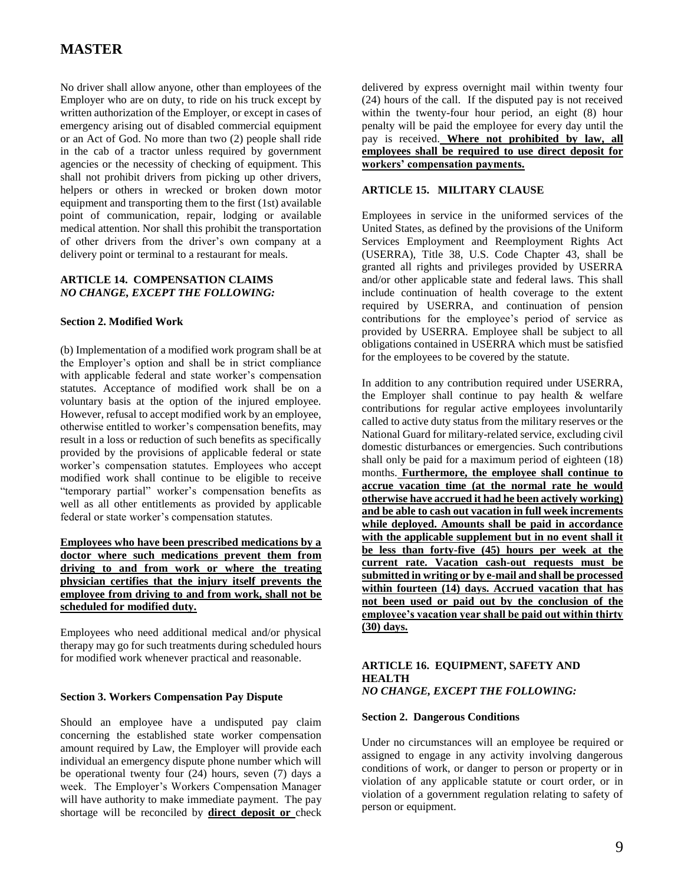No driver shall allow anyone, other than employees of the Employer who are on duty, to ride on his truck except by written authorization of the Employer, or except in cases of emergency arising out of disabled commercial equipment or an Act of God. No more than two (2) people shall ride in the cab of a tractor unless required by government agencies or the necessity of checking of equipment. This shall not prohibit drivers from picking up other drivers, helpers or others in wrecked or broken down motor equipment and transporting them to the first (1st) available point of communication, repair, lodging or available medical attention. Nor shall this prohibit the transportation of other drivers from the driver's own company at a delivery point or terminal to a restaurant for meals.

### ARTICLE 14. COMPENSATION CLAIMS
***NO CHANGE, EXCEPT THE FOLLOWING:***

**Section 2. Modified Work**

(b) Implementation of a modified work program shall be at the Employer's option and shall be in strict compliance with applicable federal and state worker's compensation statutes. Acceptance of modified work shall be on a voluntary basis at the option of the injured employee. However, refusal to accept modified work by an employee, otherwise entitled to worker's compensation benefits, may result in a loss or reduction of such benefits as specifically provided by the provisions of applicable federal or state worker's compensation statutes. Employees who accept modified work shall continue to be eligible to receive "temporary partial" worker's compensation benefits as well as all other entitlements as provided by applicable federal or state worker's compensation statutes.

**Employees who have been prescribed medications by a doctor where such medications prevent them from driving to and from work or where the treating physician certifies that the injury itself prevents the employee from driving to and from work, shall not be scheduled for modified duty.**

Employees who need additional medical and/or physical therapy may go for such treatments during scheduled hours for modified work whenever practical and reasonable.

**Section 3. Workers Compensation Pay Dispute**

Should an employee have a undisputed pay claim concerning the established state worker compensation amount required by Law, the Employer will provide each individual an emergency dispute phone number which will be operational twenty four (24) hours, seven (7) days a week. The Employer's Workers Compensation Manager will have authority to make immediate payment. The pay shortage will be reconciled by **direct deposit or** check delivered by express overnight mail within twenty four (24) hours of the call. If the disputed pay is not received within the twenty-four hour period, an eight (8) hour penalty will be paid the employee for every day until the pay is received. **Where not prohibited by law, all employees shall be required to use direct deposit for workers' compensation payments.**

### ARTICLE 15. MILITARY CLAUSE

Employees in service in the uniformed services of the United States, as defined by the provisions of the Uniform Services Employment and Reemployment Rights Act (USERRA), Title 38, U.S. Code Chapter 43, shall be granted all rights and privileges provided by USERRA and/or other applicable state and federal laws. This shall include continuation of health coverage to the extent required by USERRA, and continuation of pension contributions for the employee's period of service as provided by USERRA. Employee shall be subject to all obligations contained in USERRA which must be satisfied for the employees to be covered by the statute.

In addition to any contribution required under USERRA, the Employer shall continue to pay health & welfare contributions for regular active employees involuntarily called to active duty status from the military reserves or the National Guard for military-related service, excluding civil domestic disturbances or emergencies. Such contributions shall only be paid for a maximum period of eighteen (18) months. **Furthermore, the employee shall continue to accrue vacation time (at the normal rate he would otherwise have accrued it had he been actively working) and be able to cash out vacation in full week increments while deployed. Amounts shall be paid in accordance with the applicable supplement but in no event shall it be less than forty-five (45) hours per week at the current rate. Vacation cash-out requests must be submitted in writing or by e-mail and shall be processed within fourteen (14) days. Accrued vacation that has not been used or paid out by the conclusion of the employee's vacation year shall be paid out within thirty (30) days.**

### ARTICLE 16. EQUIPMENT, SAFETY AND HEALTH
***NO CHANGE, EXCEPT THE FOLLOWING:***

**Section 2. Dangerous Conditions**

Under no circumstances will an employee be required or assigned to engage in any activity involving dangerous conditions of work, or danger to person or property or in violation of any applicable statute or court order, or in violation of a government regulation relating to safety of person or equipment.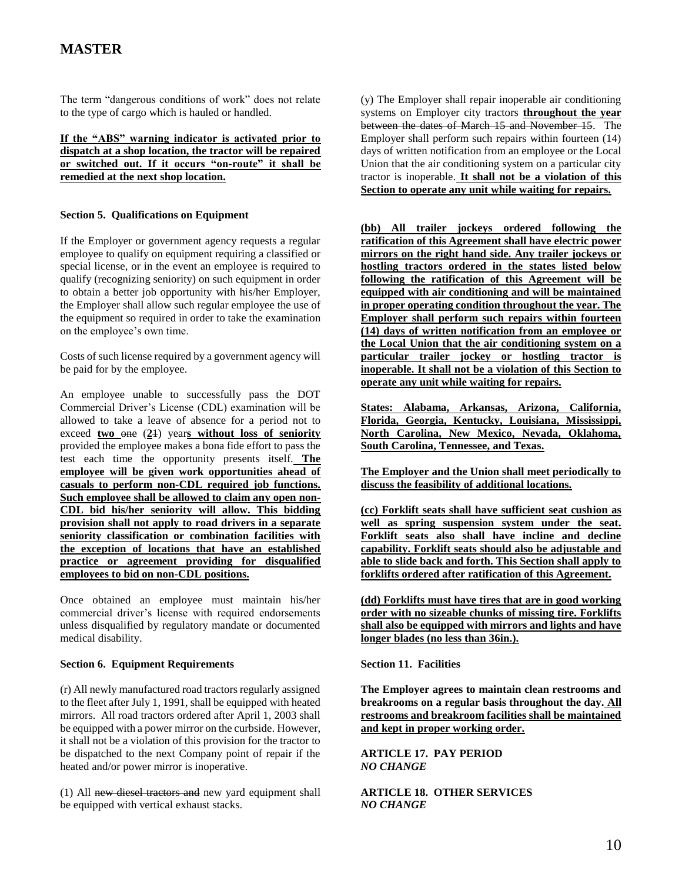The term "dangerous conditions of work" does not relate to the type of cargo which is hauled or handled.

**If the "ABS" warning indicator is activated prior to dispatch at a shop location, the tractor will be repaired or switched out. If it occurs "on-route" it shall be remedied at the next shop location.**

**Section 5. Qualifications on Equipment**

If the Employer or government agency requests a regular employee to qualify on equipment requiring a classified or special license, or in the event an employee is required to qualify (recognizing seniority) on such equipment in order to obtain a better job opportunity with his/her Employer, the Employer shall allow such regular employee the use of the equipment so required in order to take the examination on the employee's own time.

Costs of such license required by a government agency will be paid for by the employee.

An employee unable to successfully pass the DOT Commercial Driver's License (CDL) examination will be allowed to take a leave of absence for a period not to exceed **two** ~~one~~ (**2**~~1~~) year**s without loss of seniority** provided the employee makes a bona fide effort to pass the test each time the opportunity presents itself. **The employee will be given work opportunities ahead of casuals to perform non-CDL required job functions. Such employee shall be allowed to claim any open non-CDL bid his/her seniority will allow. This bidding provision shall not apply to road drivers in a separate seniority classification or combination facilities with the exception of locations that have an established practice or agreement providing for disqualified employees to bid on non-CDL positions.**

Once obtained an employee must maintain his/her commercial driver's license with required endorsements unless disqualified by regulatory mandate or documented medical disability.

**Section 6. Equipment Requirements**

(r) All newly manufactured road tractors regularly assigned to the fleet after July 1, 1991, shall be equipped with heated mirrors. All road tractors ordered after April 1, 2003 shall be equipped with a power mirror on the curbside. However, it shall not be a violation of this provision for the tractor to be dispatched to the next Company point of repair if the heated and/or power mirror is inoperative.

(1) All ~~new diesel tractors and~~ new yard equipment shall be equipped with vertical exhaust stacks.

(y) The Employer shall repair inoperable air conditioning systems on Employer city tractors **throughout the year** ~~between the dates of March 15 and November 15~~. The Employer shall perform such repairs within fourteen (14) days of written notification from an employee or the Local Union that the air conditioning system on a particular city tractor is inoperable. **It shall not be a violation of this Section to operate any unit while waiting for repairs.**

**(bb) All trailer jockeys ordered following the ratification of this Agreement shall have electric power mirrors on the right hand side. Any trailer jockeys or hostling tractors ordered in the states listed below following the ratification of this Agreement will be equipped with air conditioning and will be maintained in proper operating condition throughout the year. The Employer shall perform such repairs within fourteen (14) days of written notification from an employee or the Local Union that the air conditioning system on a particular trailer jockey or hostling tractor is inoperable. It shall not be a violation of this Section to operate any unit while waiting for repairs.**

**States: Alabama, Arkansas, Arizona, California, Florida, Georgia, Kentucky, Louisiana, Mississippi, North Carolina, New Mexico, Nevada, Oklahoma, South Carolina, Tennessee, and Texas.**

**The Employer and the Union shall meet periodically to discuss the feasibility of additional locations.**

**(cc) Forklift seats shall have sufficient seat cushion as well as spring suspension system under the seat. Forklift seats also shall have incline and decline capability. Forklift seats should also be adjustable and able to slide back and forth. This Section shall apply to forklifts ordered after ratification of this Agreement.**

**(dd) Forklifts must have tires that are in good working order with no sizeable chunks of missing tire. Forklifts shall also be equipped with mirrors and lights and have longer blades (no less than 36in.).**

**Section 11. Facilities**

**The Employer agrees to maintain clean restrooms and breakrooms on a regular basis throughout the day. All restrooms and breakroom facilities shall be maintained and kept in proper working order.**

**ARTICLE 17. PAY PERIOD**
***NO CHANGE***

**ARTICLE 18. OTHER SERVICES**
***NO CHANGE***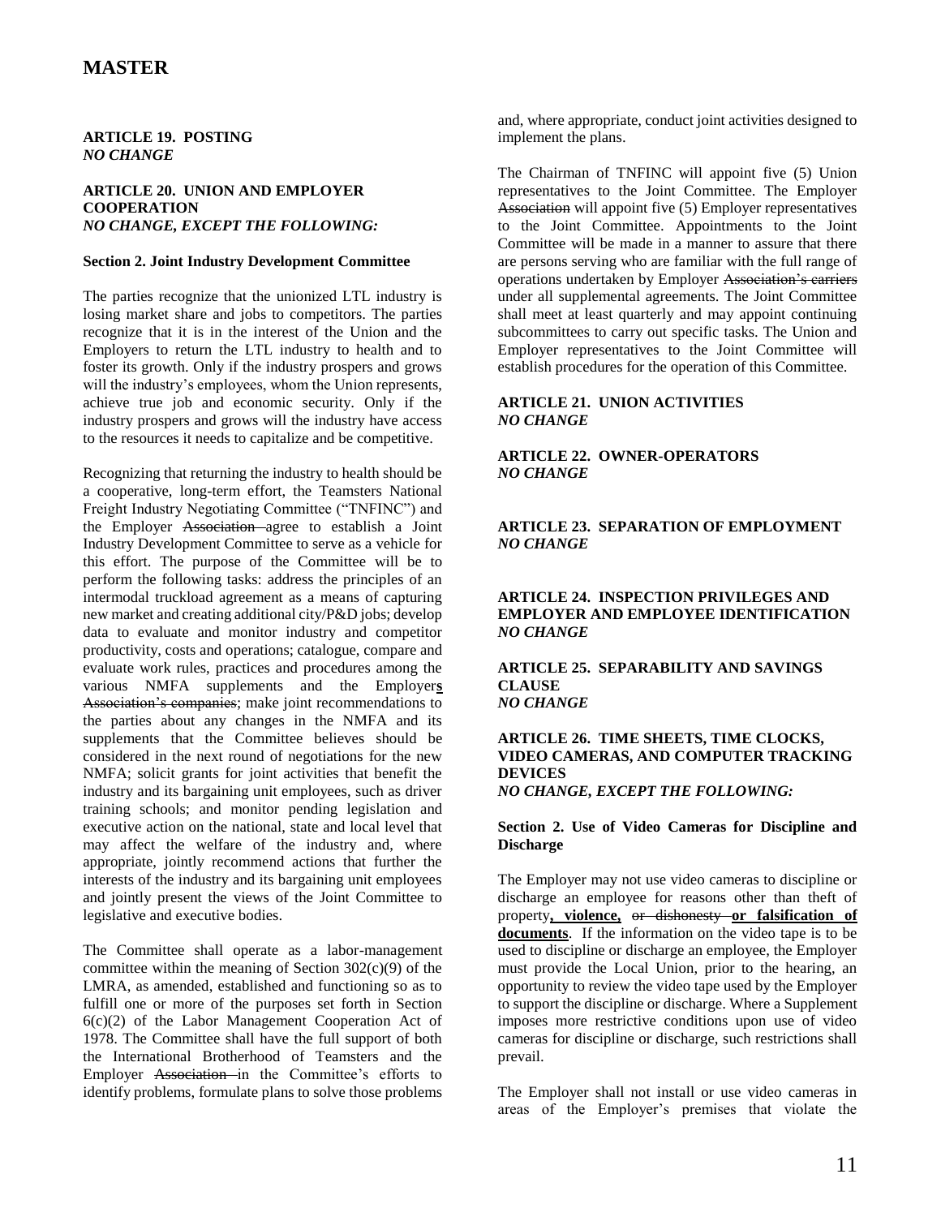**ARTICLE 19. POSTING**
*NO CHANGE*

**ARTICLE 20. UNION AND EMPLOYER COOPERATION**
*NO CHANGE, EXCEPT THE FOLLOWING:*

**Section 2. Joint Industry Development Committee**

The parties recognize that the unionized LTL industry is losing market share and jobs to competitors. The parties recognize that it is in the interest of the Union and the Employers to return the LTL industry to health and to foster its growth. Only if the industry prospers and grows will the industry's employees, whom the Union represents, achieve true job and economic security. Only if the industry prospers and grows will the industry have access to the resources it needs to capitalize and be competitive.

Recognizing that returning the industry to health should be a cooperative, long-term effort, the Teamsters National Freight Industry Negotiating Committee ("TNFINC") and the Employer ~~Association~~ agree to establish a Joint Industry Development Committee to serve as a vehicle for this effort. The purpose of the Committee will be to perform the following tasks: address the principles of an intermodal truckload agreement as a means of capturing new market and creating additional city/P&D jobs; develop data to evaluate and monitor industry and competitor productivity, costs and operations; catalogue, compare and evaluate work rules, practices and procedures among the various NMFA supplements and the Employer**s** ~~Association's companies~~; make joint recommendations to the parties about any changes in the NMFA and its supplements that the Committee believes should be considered in the next round of negotiations for the new NMFA; solicit grants for joint activities that benefit the industry and its bargaining unit employees, such as driver training schools; and monitor pending legislation and executive action on the national, state and local level that may affect the welfare of the industry and, where appropriate, jointly recommend actions that further the interests of the industry and its bargaining unit employees and jointly present the views of the Joint Committee to legislative and executive bodies.

The Committee shall operate as a labor-management committee within the meaning of Section 302(c)(9) of the LMRA, as amended, established and functioning so as to fulfill one or more of the purposes set forth in Section 6(c)(2) of the Labor Management Cooperation Act of 1978. The Committee shall have the full support of both the International Brotherhood of Teamsters and the Employer ~~Association~~ in the Committee's efforts to identify problems, formulate plans to solve those problems and, where appropriate, conduct joint activities designed to implement the plans.

The Chairman of TNFINC will appoint five (5) Union representatives to the Joint Committee. The Employer ~~Association~~ will appoint five (5) Employer representatives to the Joint Committee. Appointments to the Joint Committee will be made in a manner to assure that there are persons serving who are familiar with the full range of operations undertaken by Employer ~~Association's carriers~~ under all supplemental agreements. The Joint Committee shall meet at least quarterly and may appoint continuing subcommittees to carry out specific tasks. The Union and Employer representatives to the Joint Committee will establish procedures for the operation of this Committee.

**ARTICLE 21. UNION ACTIVITIES**
*NO CHANGE*

**ARTICLE 22. OWNER-OPERATORS**
*NO CHANGE*

**ARTICLE 23. SEPARATION OF EMPLOYMENT**
*NO CHANGE*

**ARTICLE 24. INSPECTION PRIVILEGES AND EMPLOYER AND EMPLOYEE IDENTIFICATION**
*NO CHANGE*

**ARTICLE 25. SEPARABILITY AND SAVINGS CLAUSE**
*NO CHANGE*

**ARTICLE 26. TIME SHEETS, TIME CLOCKS, VIDEO CAMERAS, AND COMPUTER TRACKING DEVICES**
*NO CHANGE, EXCEPT THE FOLLOWING:*

**Section 2. Use of Video Cameras for Discipline and Discharge**

The Employer may not use video cameras to discipline or discharge an employee for reasons other than theft of property**, violence,** ~~or dishonesty~~ **or falsification of documents**. If the information on the video tape is to be used to discipline or discharge an employee, the Employer must provide the Local Union, prior to the hearing, an opportunity to review the video tape used by the Employer to support the discipline or discharge. Where a Supplement imposes more restrictive conditions upon use of video cameras for discipline or discharge, such restrictions shall prevail.

The Employer shall not install or use video cameras in areas of the Employer's premises that violate the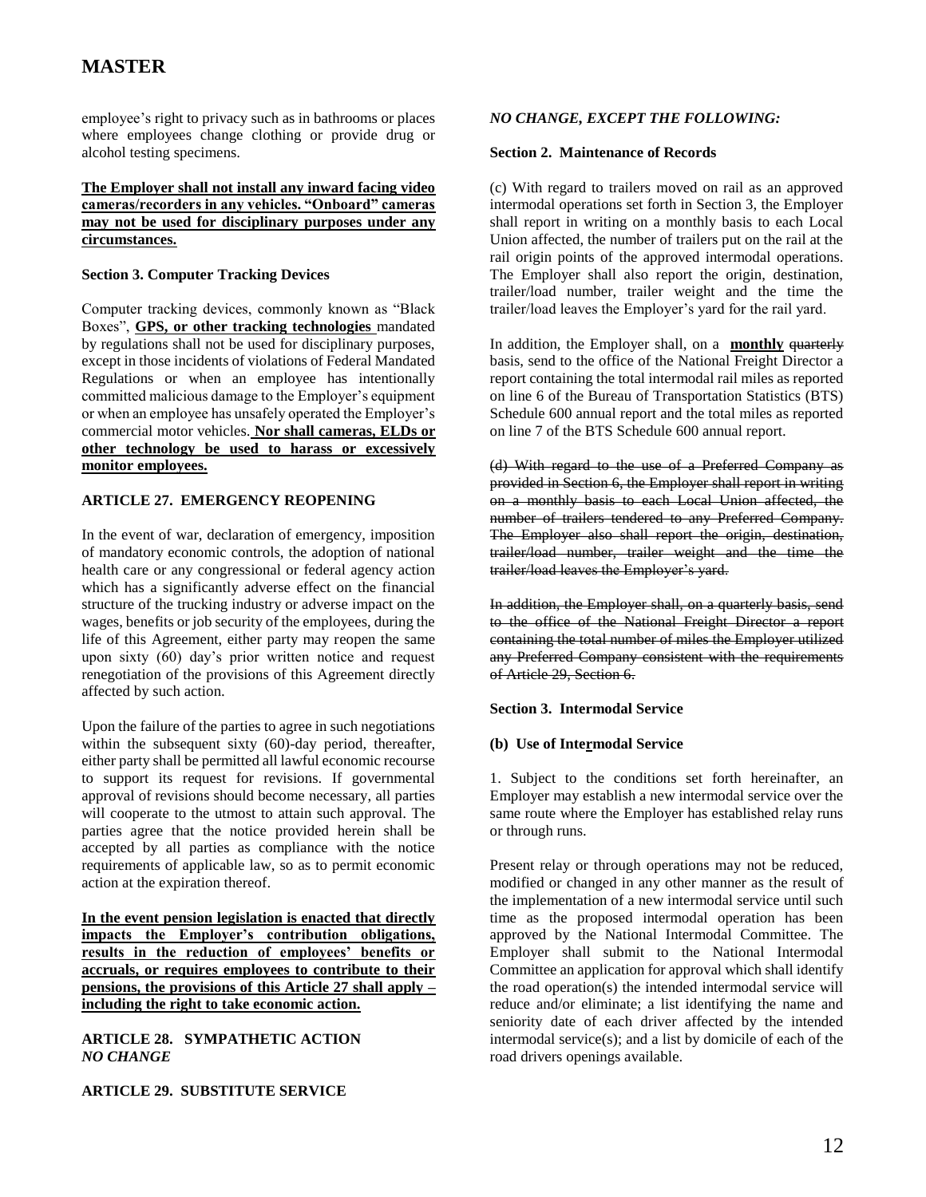employee's right to privacy such as in bathrooms or places where employees change clothing or provide drug or alcohol testing specimens.

<u>**The Employer shall not install any inward facing video cameras/recorders in any vehicles. "Onboard" cameras may not be used for disciplinary purposes under any circumstances.**</u>

**Section 3. Computer Tracking Devices**

Computer tracking devices, commonly known as "Black Boxes", <u>**GPS, or other tracking technologies**</u> mandated by regulations shall not be used for disciplinary purposes, except in those incidents of violations of Federal Mandated Regulations or when an employee has intentionally committed malicious damage to the Employer's equipment or when an employee has unsafely operated the Employer's commercial motor vehicles. <u>**Nor shall cameras, ELDs or other technology be used to harass or excessively monitor employees.**</u>

**ARTICLE 27. EMERGENCY REOPENING**

In the event of war, declaration of emergency, imposition of mandatory economic controls, the adoption of national health care or any congressional or federal agency action which has a significantly adverse effect on the financial structure of the trucking industry or adverse impact on the wages, benefits or job security of the employees, during the life of this Agreement, either party may reopen the same upon sixty (60) day's prior written notice and request renegotiation of the provisions of this Agreement directly affected by such action.

Upon the failure of the parties to agree in such negotiations within the subsequent sixty (60)-day period, thereafter, either party shall be permitted all lawful economic recourse to support its request for revisions. If governmental approval of revisions should become necessary, all parties will cooperate to the utmost to attain such approval. The parties agree that the notice provided herein shall be accepted by all parties as compliance with the notice requirements of applicable law, so as to permit economic action at the expiration thereof.

<u>**In the event pension legislation is enacted that directly impacts the Employer's contribution obligations, results in the reduction of employees' benefits or accruals, or requires employees to contribute to their pensions, the provisions of this Article 27 shall apply – including the right to take economic action.**</u>

**ARTICLE 28. SYMPATHETIC ACTION**
***NO CHANGE***

**ARTICLE 29. SUBSTITUTE SERVICE**

***NO CHANGE, EXCEPT THE FOLLOWING:***

**Section 2. Maintenance of Records**

(c) With regard to trailers moved on rail as an approved intermodal operations set forth in Section 3, the Employer shall report in writing on a monthly basis to each Local Union affected, the number of trailers put on the rail at the rail origin points of the approved intermodal operations. The Employer shall also report the origin, destination, trailer/load number, trailer weight and the time the trailer/load leaves the Employer's yard for the rail yard.

In addition, the Employer shall, on a <u>**monthly**</u> ~~quarterly~~ basis, send to the office of the National Freight Director a report containing the total intermodal rail miles as reported on line 6 of the Bureau of Transportation Statistics (BTS) Schedule 600 annual report and the total miles as reported on line 7 of the BTS Schedule 600 annual report.

~~(d) With regard to the use of a Preferred Company as provided in Section 6, the Employer shall report in writing on a monthly basis to each Local Union affected, the number of trailers tendered to any Preferred Company. The Employer also shall report the origin, destination, trailer/load number, trailer weight and the time the trailer/load leaves the Employer's yard.~~

~~In addition, the Employer shall, on a quarterly basis, send to the office of the National Freight Director a report containing the total number of miles the Employer utilized any Preferred Company consistent with the requirements of Article 29, Section 6.~~

**Section 3. Intermodal Service**

**(b) Use of Intermodal Service**

1. Subject to the conditions set forth hereinafter, an Employer may establish a new intermodal service over the same route where the Employer has established relay runs or through runs.

Present relay or through operations may not be reduced, modified or changed in any other manner as the result of the implementation of a new intermodal service until such time as the proposed intermodal operation has been approved by the National Intermodal Committee. The Employer shall submit to the National Intermodal Committee an application for approval which shall identify the road operation(s) the intended intermodal service will reduce and/or eliminate; a list identifying the name and seniority date of each driver affected by the intended intermodal service(s); and a list by domicile of each of the road drivers openings available.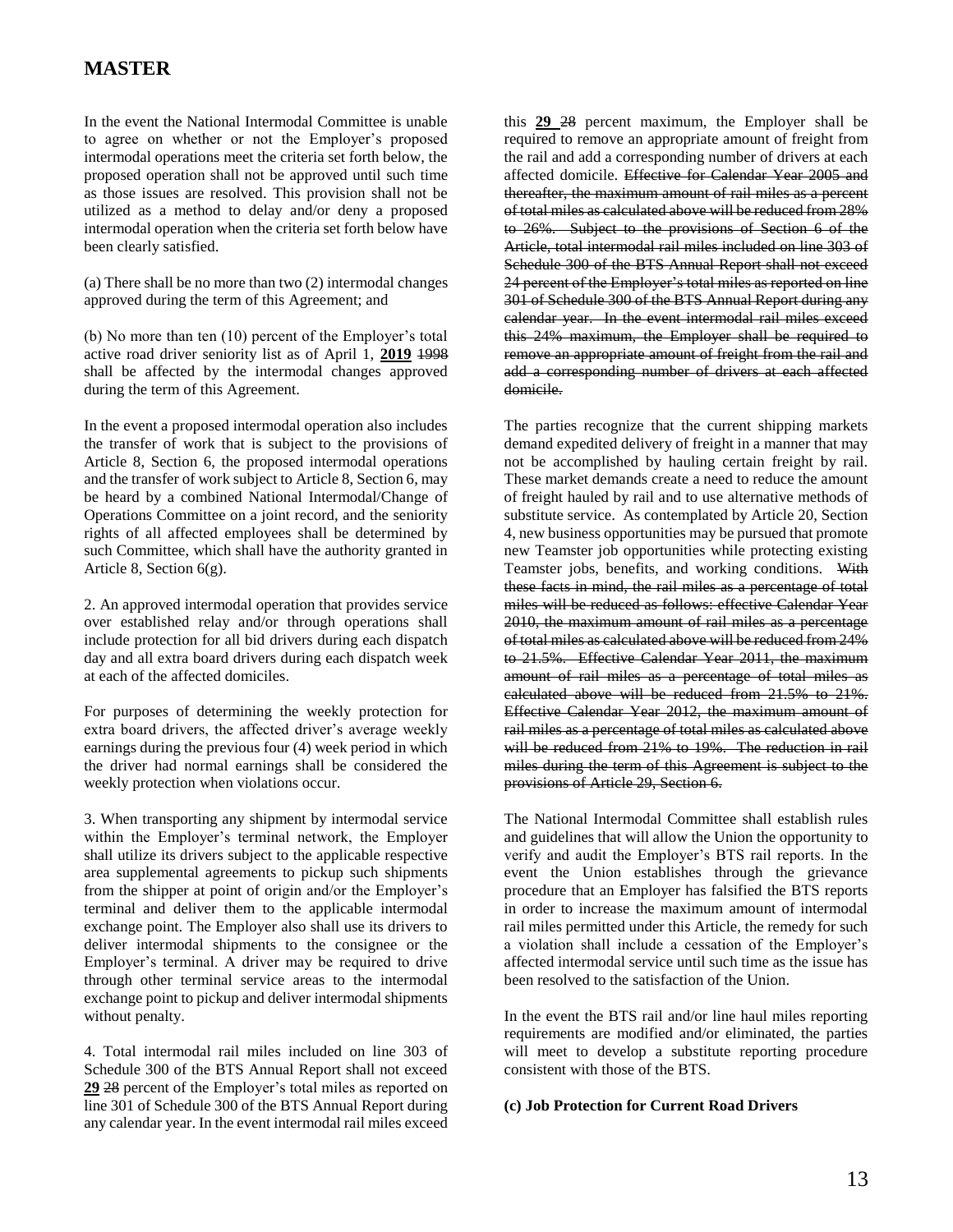# MASTER

In the event the National Intermodal Committee is unable to agree on whether or not the Employer's proposed intermodal operations meet the criteria set forth below, the proposed operation shall not be approved until such time as those issues are resolved. This provision shall not be utilized as a method to delay and/or deny a proposed intermodal operation when the criteria set forth below have been clearly satisfied.

(a) There shall be no more than two (2) intermodal changes approved during the term of this Agreement; and

(b) No more than ten (10) percent of the Employer's total active road driver seniority list as of April 1, **2019** ~~1998~~ shall be affected by the intermodal changes approved during the term of this Agreement.

In the event a proposed intermodal operation also includes the transfer of work that is subject to the provisions of Article 8, Section 6, the proposed intermodal operations and the transfer of work subject to Article 8, Section 6, may be heard by a combined National Intermodal/Change of Operations Committee on a joint record, and the seniority rights of all affected employees shall be determined by such Committee, which shall have the authority granted in Article 8, Section 6(g).

2. An approved intermodal operation that provides service over established relay and/or through operations shall include protection for all bid drivers during each dispatch day and all extra board drivers during each dispatch week at each of the affected domiciles.

For purposes of determining the weekly protection for extra board drivers, the affected driver's average weekly earnings during the previous four (4) week period in which the driver had normal earnings shall be considered the weekly protection when violations occur.

3. When transporting any shipment by intermodal service within the Employer's terminal network, the Employer shall utilize its drivers subject to the applicable respective area supplemental agreements to pickup such shipments from the shipper at point of origin and/or the Employer's terminal and deliver them to the applicable intermodal exchange point. The Employer also shall use its drivers to deliver intermodal shipments to the consignee or the Employer's terminal. A driver may be required to drive through other terminal service areas to the intermodal exchange point to pickup and deliver intermodal shipments without penalty.

4. Total intermodal rail miles included on line 303 of Schedule 300 of the BTS Annual Report shall not exceed **29** ~~28~~ percent of the Employer's total miles as reported on line 301 of Schedule 300 of the BTS Annual Report during any calendar year. In the event intermodal rail miles exceed this **29** ~~28~~ percent maximum, the Employer shall be required to remove an appropriate amount of freight from the rail and add a corresponding number of drivers at each affected domicile. ~~Effective for Calendar Year 2005 and thereafter, the maximum amount of rail miles as a percent of total miles as calculated above will be reduced from 28% to 26%. Subject to the provisions of Section 6 of the Article, total intermodal rail miles included on line 303 of Schedule 300 of the BTS Annual Report shall not exceed 24 percent of the Employer's total miles as reported on line 301 of Schedule 300 of the BTS Annual Report during any calendar year. In the event intermodal rail miles exceed this 24% maximum, the Employer shall be required to remove an appropriate amount of freight from the rail and add a corresponding number of drivers at each affected domicile.~~

The parties recognize that the current shipping markets demand expedited delivery of freight in a manner that may not be accomplished by hauling certain freight by rail. These market demands create a need to reduce the amount of freight hauled by rail and to use alternative methods of substitute service. As contemplated by Article 20, Section 4, new business opportunities may be pursued that promote new Teamster job opportunities while protecting existing Teamster jobs, benefits, and working conditions. ~~With these facts in mind, the rail miles as a percentage of total miles will be reduced as follows: effective Calendar Year 2010, the maximum amount of rail miles as a percentage of total miles as calculated above will be reduced from 24% to 21.5%. Effective Calendar Year 2011, the maximum amount of rail miles as a percentage of total miles as calculated above will be reduced from 21.5% to 21%. Effective Calendar Year 2012, the maximum amount of rail miles as a percentage of total miles as calculated above will be reduced from 21% to 19%. The reduction in rail miles during the term of this Agreement is subject to the provisions of Article 29, Section 6.~~

The National Intermodal Committee shall establish rules and guidelines that will allow the Union the opportunity to verify and audit the Employer's BTS rail reports. In the event the Union establishes through the grievance procedure that an Employer has falsified the BTS reports in order to increase the maximum amount of intermodal rail miles permitted under this Article, the remedy for such a violation shall include a cessation of the Employer's affected intermodal service until such time as the issue has been resolved to the satisfaction of the Union.

In the event the BTS rail and/or line haul miles reporting requirements are modified and/or eliminated, the parties will meet to develop a substitute reporting procedure consistent with those of the BTS.

**(c) Job Protection for Current Road Drivers**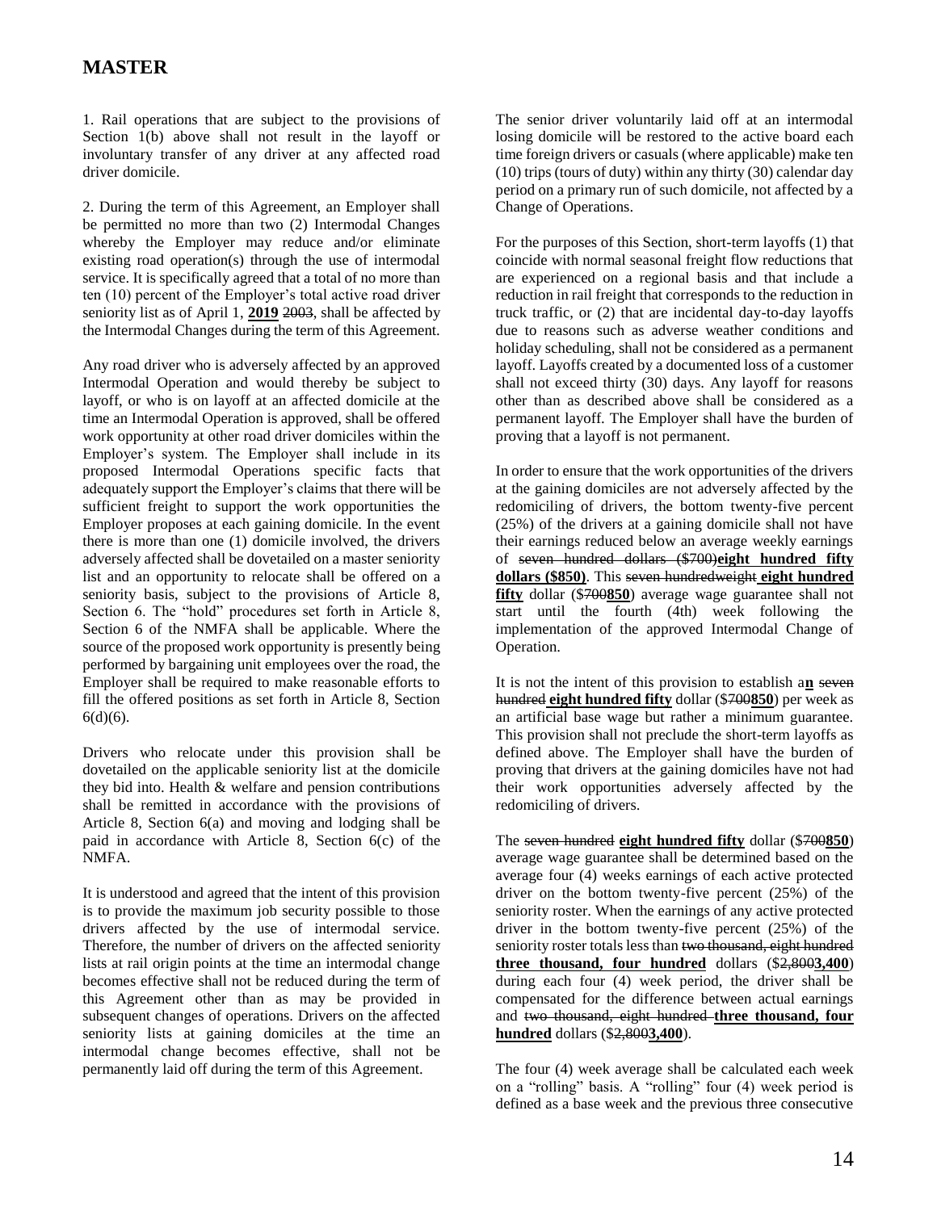1. Rail operations that are subject to the provisions of Section 1(b) above shall not result in the layoff or involuntary transfer of any driver at any affected road driver domicile.

2. During the term of this Agreement, an Employer shall be permitted no more than two (2) Intermodal Changes whereby the Employer may reduce and/or eliminate existing road operation(s) through the use of intermodal service. It is specifically agreed that a total of no more than ten (10) percent of the Employer's total active road driver seniority list as of April 1, **2019** ~~2003~~, shall be affected by the Intermodal Changes during the term of this Agreement.

Any road driver who is adversely affected by an approved Intermodal Operation and would thereby be subject to layoff, or who is on layoff at an affected domicile at the time an Intermodal Operation is approved, shall be offered work opportunity at other road driver domiciles within the Employer's system. The Employer shall include in its proposed Intermodal Operations specific facts that adequately support the Employer's claims that there will be sufficient freight to support the work opportunities the Employer proposes at each gaining domicile. In the event there is more than one (1) domicile involved, the drivers adversely affected shall be dovetailed on a master seniority list and an opportunity to relocate shall be offered on a seniority basis, subject to the provisions of Article 8, Section 6. The "hold" procedures set forth in Article 8, Section 6 of the NMFA shall be applicable. Where the source of the proposed work opportunity is presently being performed by bargaining unit employees over the road, the Employer shall be required to make reasonable efforts to fill the offered positions as set forth in Article 8, Section 6(d)(6).

Drivers who relocate under this provision shall be dovetailed on the applicable seniority list at the domicile they bid into. Health & welfare and pension contributions shall be remitted in accordance with the provisions of Article 8, Section 6(a) and moving and lodging shall be paid in accordance with Article 8, Section 6(c) of the NMFA.

It is understood and agreed that the intent of this provision is to provide the maximum job security possible to those drivers affected by the use of intermodal service. Therefore, the number of drivers on the affected seniority lists at rail origin points at the time an intermodal change becomes effective shall not be reduced during the term of this Agreement other than as may be provided in subsequent changes of operations. Drivers on the affected seniority lists at gaining domiciles at the time an intermodal change becomes effective, shall not be permanently laid off during the term of this Agreement.

The senior driver voluntarily laid off at an intermodal losing domicile will be restored to the active board each time foreign drivers or casuals (where applicable) make ten (10) trips (tours of duty) within any thirty (30) calendar day period on a primary run of such domicile, not affected by a Change of Operations.

For the purposes of this Section, short-term layoffs (1) that coincide with normal seasonal freight flow reductions that are experienced on a regional basis and that include a reduction in rail freight that corresponds to the reduction in truck traffic, or (2) that are incidental day-to-day layoffs due to reasons such as adverse weather conditions and holiday scheduling, shall not be considered as a permanent layoff. Layoffs created by a documented loss of a customer shall not exceed thirty (30) days. Any layoff for reasons other than as described above shall be considered as a permanent layoff. The Employer shall have the burden of proving that a layoff is not permanent.

In order to ensure that the work opportunities of the drivers at the gaining domiciles are not adversely affected by the redomiciling of drivers, the bottom twenty-five percent (25%) of the drivers at a gaining domicile shall not have their earnings reduced below an average weekly earnings of ~~seven hundred dollars ($700)~~**eight hundred fifty dollars ($850)**. This ~~seven hundredweight~~ **eight hundred fifty** dollar ($~~700~~**850**) average wage guarantee shall not start until the fourth (4th) week following the implementation of the approved Intermodal Change of Operation.

It is not the intent of this provision to establish a**n** ~~seven hundred~~ **eight hundred fifty** dollar ($~~700~~**850**) per week as an artificial base wage but rather a minimum guarantee. This provision shall not preclude the short-term layoffs as defined above. The Employer shall have the burden of proving that drivers at the gaining domiciles have not had their work opportunities adversely affected by the redomiciling of drivers.

The ~~seven hundred~~ **eight hundred fifty** dollar ($~~700~~**850**) average wage guarantee shall be determined based on the average four (4) weeks earnings of each active protected driver on the bottom twenty-five percent (25%) of the seniority roster. When the earnings of any active protected driver in the bottom twenty-five percent (25%) of the seniority roster totals less than ~~two thousand, eight hundred~~ **three thousand, four hundred** dollars ($~~2,800~~**3,400**) during each four (4) week period, the driver shall be compensated for the difference between actual earnings and ~~two thousand, eight hundred~~ **three thousand, four hundred** dollars ($~~2,800~~**3,400**).

The four (4) week average shall be calculated each week on a "rolling" basis. A "rolling" four (4) week period is defined as a base week and the previous three consecutive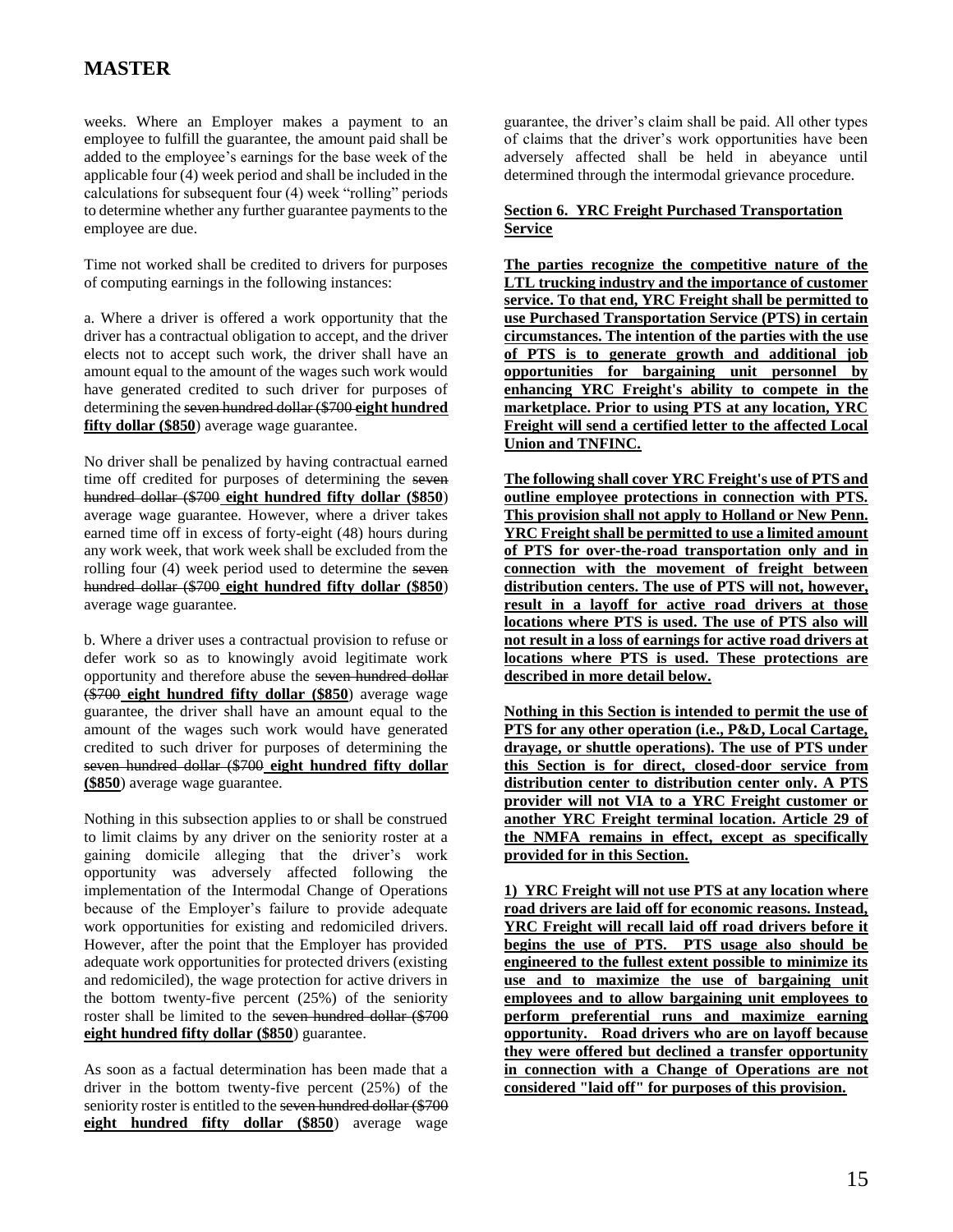weeks. Where an Employer makes a payment to an employee to fulfill the guarantee, the amount paid shall be added to the employee's earnings for the base week of the applicable four (4) week period and shall be included in the calculations for subsequent four (4) week "rolling" periods to determine whether any further guarantee payments to the employee are due.

Time not worked shall be credited to drivers for purposes of computing earnings in the following instances:

a. Where a driver is offered a work opportunity that the driver has a contractual obligation to accept, and the driver elects not to accept such work, the driver shall have an amount equal to the amount of the wages such work would have generated credited to such driver for purposes of determining the ~~seven hundred dollar ($700~~ **eight hundred fifty dollar ($850**) average wage guarantee.

No driver shall be penalized by having contractual earned time off credited for purposes of determining the ~~seven hundred dollar ($700~~ **eight hundred fifty dollar ($850**) average wage guarantee. However, where a driver takes earned time off in excess of forty-eight (48) hours during any work week, that work week shall be excluded from the rolling four (4) week period used to determine the ~~seven hundred dollar ($700~~ **eight hundred fifty dollar ($850**) average wage guarantee.

b. Where a driver uses a contractual provision to refuse or defer work so as to knowingly avoid legitimate work opportunity and therefore abuse the ~~seven hundred dollar ($700~~ **eight hundred fifty dollar ($850**) average wage guarantee, the driver shall have an amount equal to the amount of the wages such work would have generated credited to such driver for purposes of determining the ~~seven hundred dollar ($700~~ **eight hundred fifty dollar ($850**) average wage guarantee.

Nothing in this subsection applies to or shall be construed to limit claims by any driver on the seniority roster at a gaining domicile alleging that the driver's work opportunity was adversely affected following the implementation of the Intermodal Change of Operations because of the Employer's failure to provide adequate work opportunities for existing and redomiciled drivers. However, after the point that the Employer has provided adequate work opportunities for protected drivers (existing and redomiciled), the wage protection for active drivers in the bottom twenty-five percent (25%) of the seniority roster shall be limited to the ~~seven hundred dollar ($700~~ **eight hundred fifty dollar ($850**) guarantee.

As soon as a factual determination has been made that a driver in the bottom twenty-five percent (25%) of the seniority roster is entitled to the ~~seven hundred dollar ($700~~ **eight hundred fifty dollar ($850**) average wage guarantee, the driver's claim shall be paid. All other types of claims that the driver's work opportunities have been adversely affected shall be held in abeyance until determined through the intermodal grievance procedure.

**Section 6. YRC Freight Purchased Transportation Service**

**The parties recognize the competitive nature of the LTL trucking industry and the importance of customer service. To that end, YRC Freight shall be permitted to use Purchased Transportation Service (PTS) in certain circumstances. The intention of the parties with the use of PTS is to generate growth and additional job opportunities for bargaining unit personnel by enhancing YRC Freight's ability to compete in the marketplace. Prior to using PTS at any location, YRC Freight will send a certified letter to the affected Local Union and TNFINC.**

**The following shall cover YRC Freight's use of PTS and outline employee protections in connection with PTS. This provision shall not apply to Holland or New Penn. YRC Freight shall be permitted to use a limited amount of PTS for over-the-road transportation only and in connection with the movement of freight between distribution centers. The use of PTS will not, however, result in a layoff for active road drivers at those locations where PTS is used. The use of PTS also will not result in a loss of earnings for active road drivers at locations where PTS is used. These protections are described in more detail below.**

**Nothing in this Section is intended to permit the use of PTS for any other operation (i.e., P&D, Local Cartage, drayage, or shuttle operations). The use of PTS under this Section is for direct, closed-door service from distribution center to distribution center only. A PTS provider will not VIA to a YRC Freight customer or another YRC Freight terminal location. Article 29 of the NMFA remains in effect, except as specifically provided for in this Section.**

**1) YRC Freight will not use PTS at any location where road drivers are laid off for economic reasons. Instead, YRC Freight will recall laid off road drivers before it begins the use of PTS. PTS usage also should be engineered to the fullest extent possible to minimize its use and to maximize the use of bargaining unit employees and to allow bargaining unit employees to perform preferential runs and maximize earning opportunity. Road drivers who are on layoff because they were offered but declined a transfer opportunity in connection with a Change of Operations are not considered "laid off" for purposes of this provision.**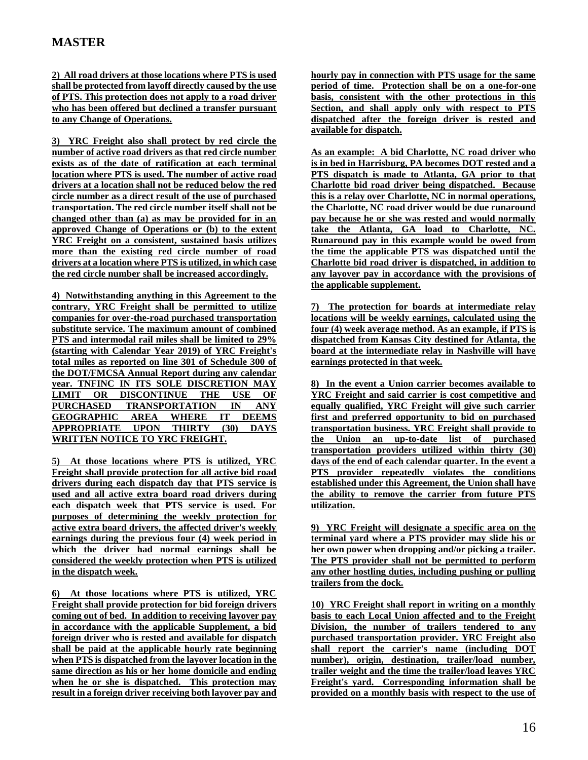# MASTER

**2) All road drivers at those locations where PTS is used shall be protected from layoff directly caused by the use of PTS. This protection does not apply to a road driver who has been offered but declined a transfer pursuant to any Change of Operations.**

**3) YRC Freight also shall protect by red circle the number of active road drivers as that red circle number exists as of the date of ratification at each terminal location where PTS is used. The number of active road drivers at a location shall not be reduced below the red circle number as a direct result of the use of purchased transportation. The red circle number itself shall not be changed other than (a) as may be provided for in an approved Change of Operations or (b) to the extent YRC Freight on a consistent, sustained basis utilizes more than the existing red circle number of road drivers at a location where PTS is utilized, in which case the red circle number shall be increased accordingly.**

**4) Notwithstanding anything in this Agreement to the contrary, YRC Freight shall be permitted to utilize companies for over-the-road purchased transportation substitute service. The maximum amount of combined PTS and intermodal rail miles shall be limited to 29% (starting with Calendar Year 2019) of YRC Freight's total miles as reported on line 301 of Schedule 300 of the DOT/FMCSA Annual Report during any calendar year. TNFINC IN ITS SOLE DISCRETION MAY LIMIT OR DISCONTINUE THE USE OF PURCHASED TRANSPORTATION IN ANY GEOGRAPHIC AREA WHERE IT DEEMS APPROPRIATE UPON THIRTY (30) DAYS WRITTEN NOTICE TO YRC FREIGHT.**

**5) At those locations where PTS is utilized, YRC Freight shall provide protection for all active bid road drivers during each dispatch day that PTS service is used and all active extra board road drivers during each dispatch week that PTS service is used. For purposes of determining the weekly protection for active extra board drivers, the affected driver's weekly earnings during the previous four (4) week period in which the driver had normal earnings shall be considered the weekly protection when PTS is utilized in the dispatch week.**

**6) At those locations where PTS is utilized, YRC Freight shall provide protection for bid foreign drivers coming out of bed. In addition to receiving layover pay in accordance with the applicable Supplement, a bid foreign driver who is rested and available for dispatch shall be paid at the applicable hourly rate beginning when PTS is dispatched from the layover location in the same direction as his or her home domicile and ending when he or she is dispatched. This protection may result in a foreign driver receiving both layover pay and hourly pay in connection with PTS usage for the same period of time. Protection shall be on a one-for-one basis, consistent with the other protections in this Section, and shall apply only with respect to PTS dispatched after the foreign driver is rested and available for dispatch.**

**As an example: A bid Charlotte, NC road driver who is in bed in Harrisburg, PA becomes DOT rested and a PTS dispatch is made to Atlanta, GA prior to that Charlotte bid road driver being dispatched. Because this is a relay over Charlotte, NC in normal operations, the Charlotte, NC road driver would be due runaround pay because he or she was rested and would normally take the Atlanta, GA load to Charlotte, NC. Runaround pay in this example would be owed from the time the applicable PTS was dispatched until the Charlotte bid road driver is dispatched, in addition to any layover pay in accordance with the provisions of the applicable supplement.**

**7) The protection for boards at intermediate relay locations will be weekly earnings, calculated using the four (4) week average method. As an example, if PTS is dispatched from Kansas City destined for Atlanta, the board at the intermediate relay in Nashville will have earnings protected in that week.**

**8) In the event a Union carrier becomes available to YRC Freight and said carrier is cost competitive and equally qualified, YRC Freight will give such carrier first and preferred opportunity to bid on purchased transportation business. YRC Freight shall provide to the Union an up-to-date list of purchased transportation providers utilized within thirty (30) days of the end of each calendar quarter. In the event a PTS provider repeatedly violates the conditions established under this Agreement, the Union shall have the ability to remove the carrier from future PTS utilization.**

**9) YRC Freight will designate a specific area on the terminal yard where a PTS provider may slide his or her own power when dropping and/or picking a trailer. The PTS provider shall not be permitted to perform any other hostling duties, including pushing or pulling trailers from the dock.**

**10) YRC Freight shall report in writing on a monthly basis to each Local Union affected and to the Freight Division, the number of trailers tendered to any purchased transportation provider. YRC Freight also shall report the carrier's name (including DOT number), origin, destination, trailer/load number, trailer weight and the time the trailer/load leaves YRC Freight's yard. Corresponding information shall be provided on a monthly basis with respect to the use of**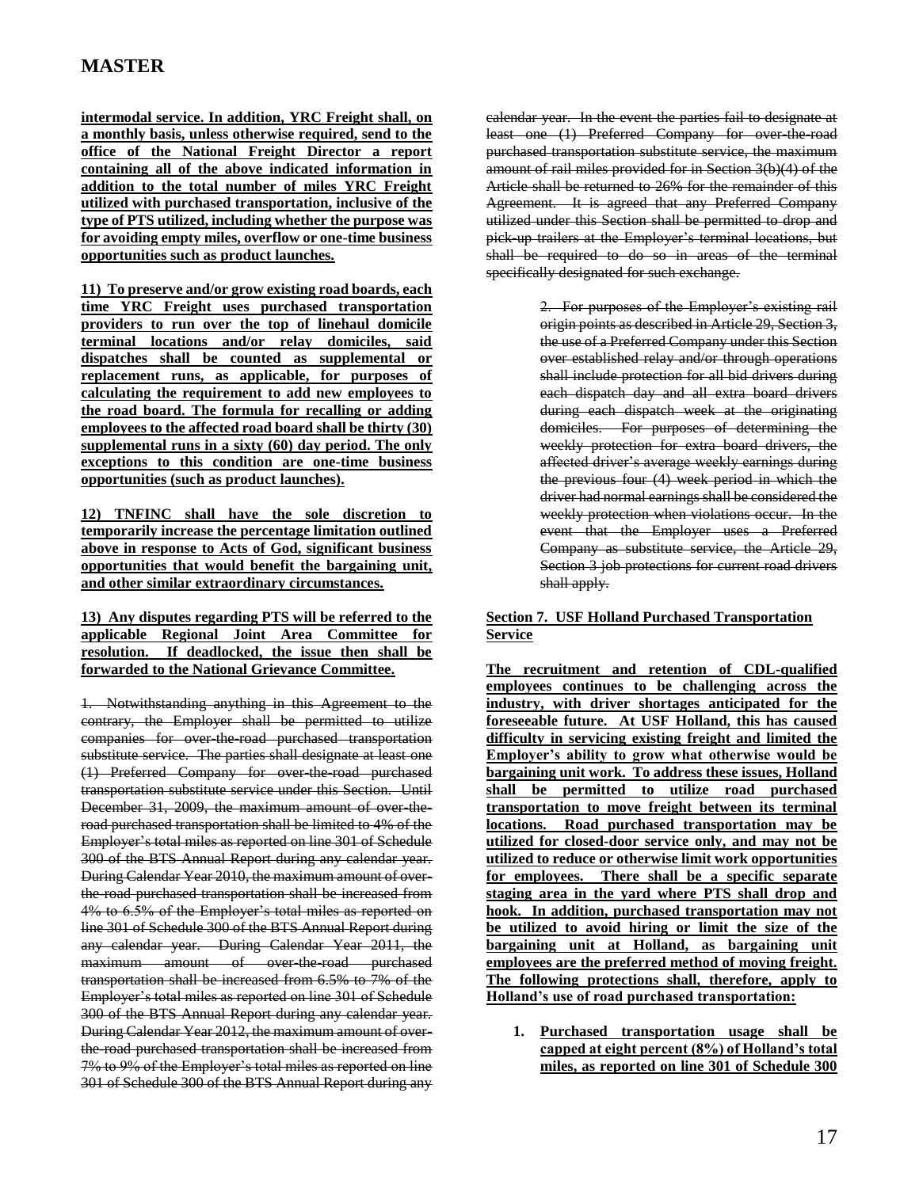**intermodal service. In addition, YRC Freight shall, on a monthly basis, unless otherwise required, send to the office of the National Freight Director a report containing all of the above indicated information in addition to the total number of miles YRC Freight utilized with purchased transportation, inclusive of the type of PTS utilized, including whether the purpose was for avoiding empty miles, overflow or one-time business opportunities such as product launches.**

**11) To preserve and/or grow existing road boards, each time YRC Freight uses purchased transportation providers to run over the top of linehaul domicile terminal locations and/or relay domiciles, said dispatches shall be counted as supplemental or replacement runs, as applicable, for purposes of calculating the requirement to add new employees to the road board. The formula for recalling or adding employees to the affected road board shall be thirty (30) supplemental runs in a sixty (60) day period. The only exceptions to this condition are one-time business opportunities (such as product launches).**

**12) TNFINC shall have the sole discretion to temporarily increase the percentage limitation outlined above in response to Acts of God, significant business opportunities that would benefit the bargaining unit, and other similar extraordinary circumstances.**

**13) Any disputes regarding PTS will be referred to the applicable Regional Joint Area Committee for resolution. If deadlocked, the issue then shall be forwarded to the National Grievance Committee.**

~~1. Notwithstanding anything in this Agreement to the contrary, the Employer shall be permitted to utilize companies for over-the-road purchased transportation substitute service. The parties shall designate at least one (1) Preferred Company for over-the-road purchased transportation substitute service under this Section. Until December 31, 2009, the maximum amount of over-the-road purchased transportation shall be limited to 4% of the Employer's total miles as reported on line 301 of Schedule 300 of the BTS Annual Report during any calendar year. During Calendar Year 2010, the maximum amount of over-the-road purchased transportation shall be increased from 4% to 6.5% of the Employer's total miles as reported on line 301 of Schedule 300 of the BTS Annual Report during any calendar year. During Calendar Year 2011, the maximum amount of over-the-road purchased transportation shall be increased from 6.5% to 7% of the Employer's total miles as reported on line 301 of Schedule 300 of the BTS Annual Report during any calendar year. During Calendar Year 2012, the maximum amount of over-the-road purchased transportation shall be increased from 7% to 9% of the Employer's total miles as reported on line 301 of Schedule 300 of the BTS Annual Report during any calendar year. In the event the parties fail to designate at least one (1) Preferred Company for over-the-road purchased transportation substitute service, the maximum amount of rail miles provided for in Section 3(b)(4) of the Article shall be returned to 26% for the remainder of this Agreement. It is agreed that any Preferred Company utilized under this Section shall be permitted to drop and pick-up trailers at the Employer's terminal locations, but shall be required to do so in areas of the terminal specifically designated for such exchange.~~

> ~~2. For purposes of the Employer's existing rail origin points as described in Article 29, Section 3, the use of a Preferred Company under this Section over established relay and/or through operations shall include protection for all bid drivers during each dispatch day and all extra board drivers during each dispatch week at the originating domiciles. For purposes of determining the weekly protection for extra board drivers, the affected driver's average weekly earnings during the previous four (4) week period in which the driver had normal earnings shall be considered the weekly protection when violations occur. In the event that the Employer uses a Preferred Company as substitute service, the Article 29, Section 3 job protections for current road drivers shall apply.~~

**Section 7. USF Holland Purchased Transportation Service**

**The recruitment and retention of CDL-qualified employees continues to be challenging across the industry, with driver shortages anticipated for the foreseeable future. At USF Holland, this has caused difficulty in servicing existing freight and limited the Employer's ability to grow what otherwise would be bargaining unit work. To address these issues, Holland shall be permitted to utilize road purchased transportation to move freight between its terminal locations. Road purchased transportation may be utilized for closed-door service only, and may not be utilized to reduce or otherwise limit work opportunities for employees. There shall be a specific separate staging area in the yard where PTS shall drop and hook. In addition, purchased transportation may not be utilized to avoid hiring or limit the size of the bargaining unit at Holland, as bargaining unit employees are the preferred method of moving freight. The following protections shall, therefore, apply to Holland's use of road purchased transportation:**

1. **Purchased transportation usage shall be capped at eight percent (8%) of Holland's total miles, as reported on line 301 of Schedule 300**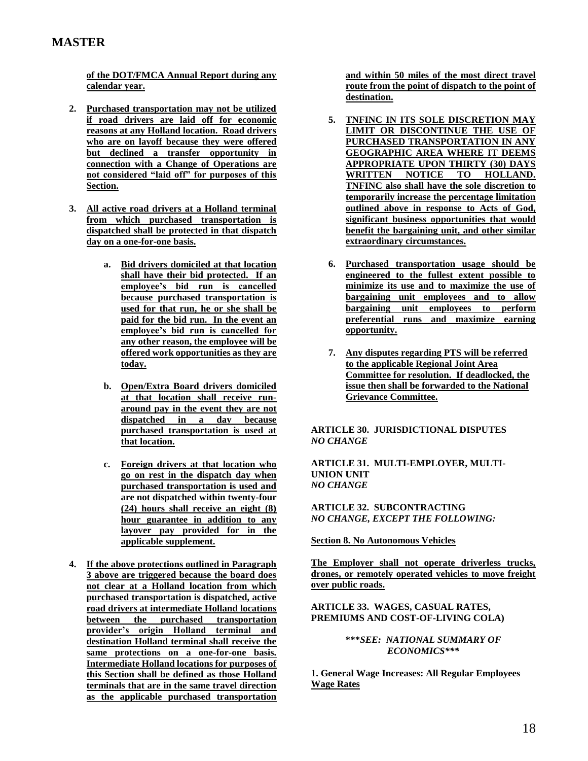**of the DOT/FMCA Annual Report during any calendar year.**

2. **Purchased transportation may not be utilized if road drivers are laid off for economic reasons at any Holland location. Road drivers who are on layoff because they were offered but declined a transfer opportunity in connection with a Change of Operations are not considered "laid off" for purposes of this Section.**

3. **All active road drivers at a Holland terminal from which purchased transportation is dispatched shall be protected in that dispatch day on a one-for-one basis.**

   a. **Bid drivers domiciled at that location shall have their bid protected. If an employee's bid run is cancelled because purchased transportation is used for that run, he or she shall be paid for the bid run. In the event an employee's bid run is cancelled for any other reason, the employee will be offered work opportunities as they are today.**

   b. **Open/Extra Board drivers domiciled at that location shall receive run-around pay in the event they are not dispatched in a day because purchased transportation is used at that location.**

   c. **Foreign drivers at that location who go on rest in the dispatch day when purchased transportation is used and are not dispatched within twenty-four (24) hours shall receive an eight (8) hour guarantee in addition to any layover pay provided for in the applicable supplement.**

4. **If the above protections outlined in Paragraph 3 above are triggered because the board does not clear at a Holland location from which purchased transportation is dispatched, active road drivers at intermediate Holland locations between the purchased transportation provider's origin Holland terminal and destination Holland terminal shall receive the same protections on a one-for-one basis. Intermediate Holland locations for purposes of this Section shall be defined as those Holland terminals that are in the same travel direction as the applicable purchased transportation and within 50 miles of the most direct travel route from the point of dispatch to the point of destination.**

5. **TNFINC IN ITS SOLE DISCRETION MAY LIMIT OR DISCONTINUE THE USE OF PURCHASED TRANSPORTATION IN ANY GEOGRAPHIC AREA WHERE IT DEEMS APPROPRIATE UPON THIRTY (30) DAYS WRITTEN NOTICE TO HOLLAND. TNFINC also shall have the sole discretion to temporarily increase the percentage limitation outlined above in response to Acts of God, significant business opportunities that would benefit the bargaining unit, and other similar extraordinary circumstances.**

6. **Purchased transportation usage should be engineered to the fullest extent possible to minimize its use and to maximize the use of bargaining unit employees and to allow bargaining unit employees to perform preferential runs and maximize earning opportunity.**

7. **Any disputes regarding PTS will be referred to the applicable Regional Joint Area Committee for resolution. If deadlocked, the issue then shall be forwarded to the National Grievance Committee.**

**ARTICLE 30. JURISDICTIONAL DISPUTES**
***NO CHANGE***

**ARTICLE 31. MULTI-EMPLOYER, MULTI-UNION UNIT**
***NO CHANGE***

**ARTICLE 32. SUBCONTRACTING**
***NO CHANGE, EXCEPT THE FOLLOWING:***

**Section 8. No Autonomous Vehicles**

**The Employer shall not operate driverless trucks, drones, or remotely operated vehicles to move freight over public roads.**

**ARTICLE 33. WAGES, CASUAL RATES, PREMIUMS AND COST-OF-LIVING COLA)**

***\*\*\*SEE: NATIONAL SUMMARY OF ECONOMICS\*\*\****

**1. ~~General Wage Increases: All Regular Employees~~ Wage Rates**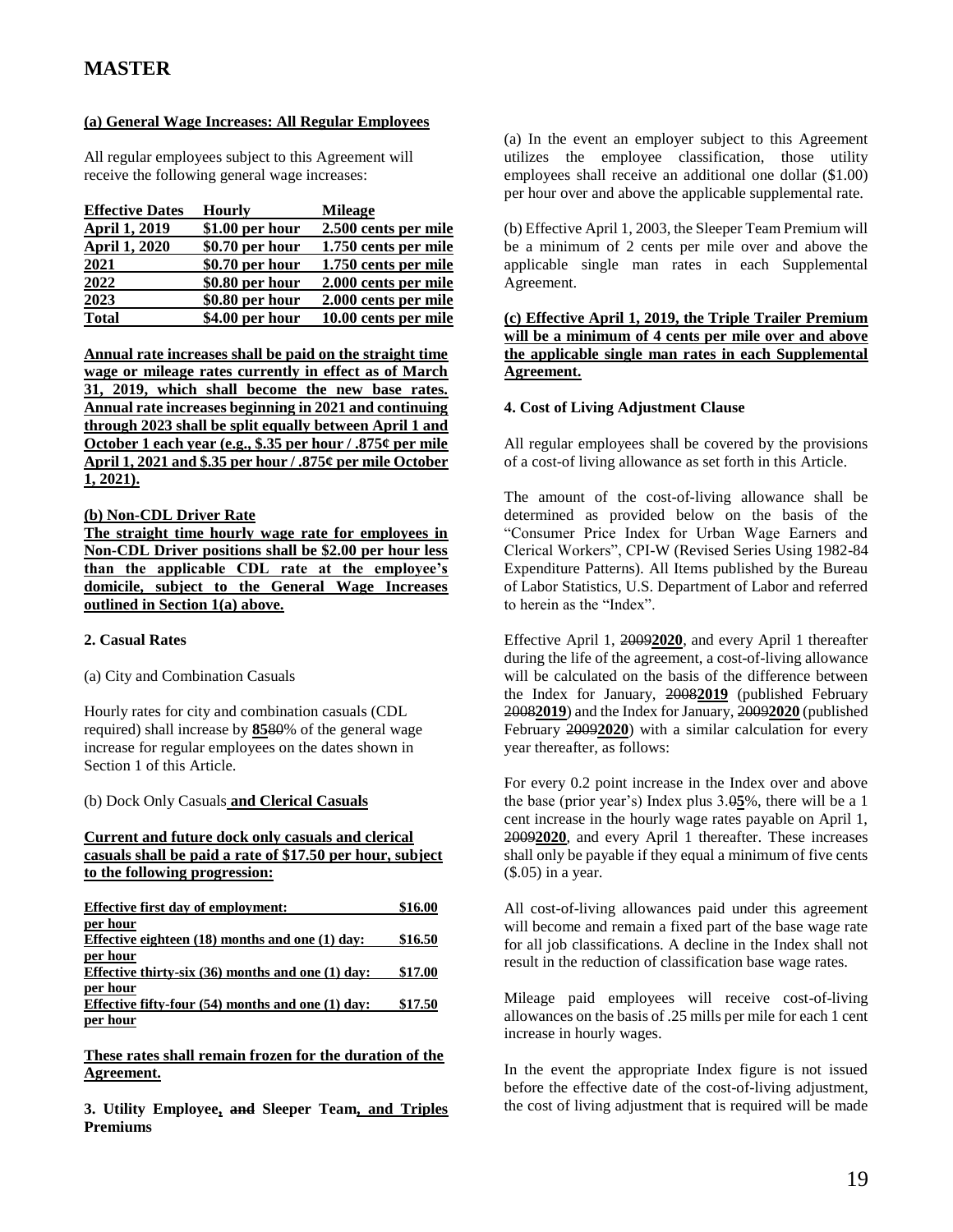# MASTER

**(a) General Wage Increases: All Regular Employees**

All regular employees subject to this Agreement will receive the following general wage increases:

| Effective Dates | Hourly | Mileage |
|---|---|---|
| April 1, 2019 | $1.00 per hour | 2.500 cents per mile |
| April 1, 2020 | $0.70 per hour | 1.750 cents per mile |
| 2021 | $0.70 per hour | 1.750 cents per mile |
| 2022 | $0.80 per hour | 2.000 cents per mile |
| 2023 | $0.80 per hour | 2.000 cents per mile |
| Total | $4.00 per hour | 10.00 cents per mile |

**Annual rate increases shall be paid on the straight time wage or mileage rates currently in effect as of March 31, 2019, which shall become the new base rates. Annual rate increases beginning in 2021 and continuing through 2023 shall be split equally between April 1 and October 1 each year (e.g., $.35 per hour / .875¢ per mile April 1, 2021 and $.35 per hour / .875¢ per mile October 1, 2021).**

**(b) Non-CDL Driver Rate**

**The straight time hourly wage rate for employees in Non-CDL Driver positions shall be $2.00 per hour less than the applicable CDL rate at the employee's domicile, subject to the General Wage Increases outlined in Section 1(a) above.**

**2. Casual Rates**

(a) City and Combination Casuals

Hourly rates for city and combination casuals (CDL required) shall increase by **85**~~80~~% of the general wage increase for regular employees on the dates shown in Section 1 of this Article.

(b) Dock Only Casuals **and Clerical Casuals**

**Current and future dock only casuals and clerical casuals shall be paid a rate of $17.50 per hour, subject to the following progression:**

| | |
|---|---|
| **Effective first day of employment:** | **$16.00 per hour** |
| **Effective eighteen (18) months and one (1) day:** | **$16.50 per hour** |
| **Effective thirty-six (36) months and one (1) day:** | **$17.00 per hour** |
| **Effective fifty-four (54) months and one (1) day:** | **$17.50 per hour** |

**These rates shall remain frozen for the duration of the Agreement.**

**3. Utility Employee, ~~and~~ Sleeper Team, and Triples Premiums**

(a) In the event an employer subject to this Agreement utilizes the employee classification, those utility employees shall receive an additional one dollar ($1.00) per hour over and above the applicable supplemental rate.

(b) Effective April 1, 2003, the Sleeper Team Premium will be a minimum of 2 cents per mile over and above the applicable single man rates in each Supplemental Agreement.

**(c) Effective April 1, 2019, the Triple Trailer Premium will be a minimum of 4 cents per mile over and above the applicable single man rates in each Supplemental Agreement.**

**4. Cost of Living Adjustment Clause**

All regular employees shall be covered by the provisions of a cost-of living allowance as set forth in this Article.

The amount of the cost-of-living allowance shall be determined as provided below on the basis of the "Consumer Price Index for Urban Wage Earners and Clerical Workers", CPI-W (Revised Series Using 1982-84 Expenditure Patterns). All Items published by the Bureau of Labor Statistics, U.S. Department of Labor and referred to herein as the "Index".

Effective April 1, ~~2009~~**2020**, and every April 1 thereafter during the life of the agreement, a cost-of-living allowance will be calculated on the basis of the difference between the Index for January, ~~2008~~**2019** (published February ~~2008~~**2019**) and the Index for January, ~~2009~~**2020** (published February ~~2009~~**2020**) with a similar calculation for every year thereafter, as follows:

For every 0.2 point increase in the Index over and above the base (prior year's) Index plus 3.~~0~~**5**%, there will be a 1 cent increase in the hourly wage rates payable on April 1, ~~2009~~**2020**, and every April 1 thereafter. These increases shall only be payable if they equal a minimum of five cents ($.05) in a year.

All cost-of-living allowances paid under this agreement will become and remain a fixed part of the base wage rate for all job classifications. A decline in the Index shall not result in the reduction of classification base wage rates.

Mileage paid employees will receive cost-of-living allowances on the basis of .25 mills per mile for each 1 cent increase in hourly wages.

In the event the appropriate Index figure is not issued before the effective date of the cost-of-living adjustment, the cost of living adjustment that is required will be made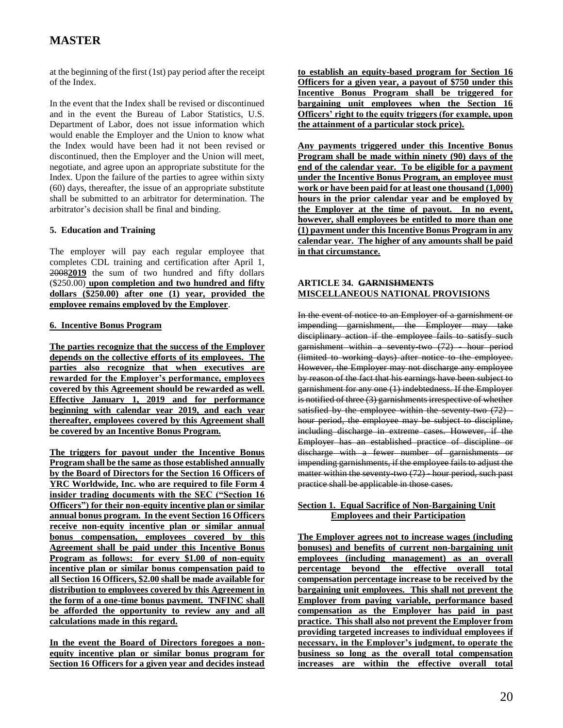at the beginning of the first (1st) pay period after the receipt of the Index.

In the event that the Index shall be revised or discontinued and in the event the Bureau of Labor Statistics, U.S. Department of Labor, does not issue information which would enable the Employer and the Union to know what the Index would have been had it not been revised or discontinued, then the Employer and the Union will meet, negotiate, and agree upon an appropriate substitute for the Index. Upon the failure of the parties to agree within sixty (60) days, thereafter, the issue of an appropriate substitute shall be submitted to an arbitrator for determination. The arbitrator's decision shall be final and binding.

**5. Education and Training**

The employer will pay each regular employee that completes CDL training and certification after April 1, ~~2008~~**2019** the sum of two hundred and fifty dollars ($250.00) **upon completion and two hundred and fifty dollars ($250.00) after one (1) year, provided the employee remains employed by the Employer**.

**6. Incentive Bonus Program**

**The parties recognize that the success of the Employer depends on the collective efforts of its employees. The parties also recognize that when executives are rewarded for the Employer's performance, employees covered by this Agreement should be rewarded as well. Effective January 1, 2019 and for performance beginning with calendar year 2019, and each year thereafter, employees covered by this Agreement shall be covered by an Incentive Bonus Program.**

**The triggers for payout under the Incentive Bonus Program shall be the same as those established annually by the Board of Directors for the Section 16 Officers of YRC Worldwide, Inc. who are required to file Form 4 insider trading documents with the SEC ("Section 16 Officers") for their non-equity incentive plan or similar annual bonus program. In the event Section 16 Officers receive non-equity incentive plan or similar annual bonus compensation, employees covered by this Agreement shall be paid under this Incentive Bonus Program as follows: for every $1.00 of non-equity incentive plan or similar bonus compensation paid to all Section 16 Officers, $2.00 shall be made available for distribution to employees covered by this Agreement in the form of a one-time bonus payment. TNFINC shall be afforded the opportunity to review any and all calculations made in this regard.**

**In the event the Board of Directors foregoes a non-equity incentive plan or similar bonus program for Section 16 Officers for a given year and decides instead to establish an equity-based program for Section 16 Officers for a given year, a payout of $750 under this Incentive Bonus Program shall be triggered for bargaining unit employees when the Section 16 Officers' right to the equity triggers (for example, upon the attainment of a particular stock price).**

**Any payments triggered under this Incentive Bonus Program shall be made within ninety (90) days of the end of the calendar year. To be eligible for a payment under the Incentive Bonus Program, an employee must work or have been paid for at least one thousand (1,000) hours in the prior calendar year and be employed by the Employer at the time of payout. In no event, however, shall employees be entitled to more than one (1) payment under this Incentive Bonus Program in any calendar year. The higher of any amounts shall be paid in that circumstance.**

## ARTICLE 34. ~~GARNISHMENTS~~ MISCELLANEOUS NATIONAL PROVISIONS

~~In the event of notice to an Employer of a garnishment or impending garnishment, the Employer may take disciplinary action if the employee fails to satisfy such garnishment within a seventy-two (72) - hour period (limited to working days) after notice to the employee. However, the Employer may not discharge any employee by reason of the fact that his earnings have been subject to garnishment for any one (1) indebtedness. If the Employer is notified of three (3) garnishments irrespective of whether satisfied by the employee within the seventy-two (72) - hour period, the employee may be subject to discipline, including discharge in extreme cases. However, if the Employer has an established practice of discipline or discharge with a fewer number of garnishments or impending garnishments, if the employee fails to adjust the matter within the seventy-two (72) - hour period, such past practice shall be applicable in those cases.~~

**Section 1. Equal Sacrifice of Non-Bargaining Unit Employees and their Participation**

**The Employer agrees not to increase wages (including bonuses) and benefits of current non-bargaining unit employees (including management) as an overall percentage beyond the effective overall total compensation percentage increase to be received by the bargaining unit employees. This shall not prevent the Employer from paying variable, performance based compensation as the Employer has paid in past practice. This shall also not prevent the Employer from providing targeted increases to individual employees if necessary, in the Employer's judgment, to operate the business so long as the overall total compensation increases are within the effective overall total**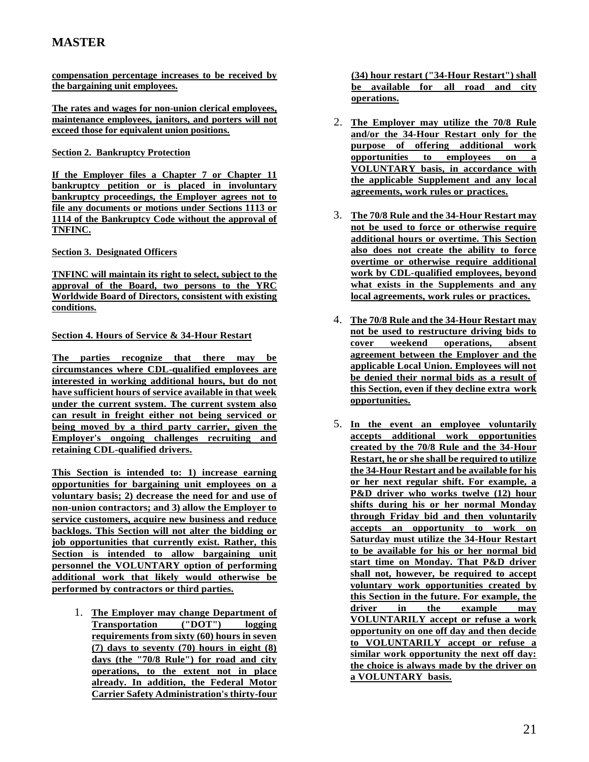**compensation percentage increases to be received by the bargaining unit employees.**

**The rates and wages for non-union clerical employees, maintenance employees, janitors, and porters will not exceed those for equivalent union positions.**

**Section 2. Bankruptcy Protection**

**If the Employer files a Chapter 7 or Chapter 11 bankruptcy petition or is placed in involuntary bankruptcy proceedings, the Employer agrees not to file any documents or motions under Sections 1113 or 1114 of the Bankruptcy Code without the approval of TNFINC.**

**Section 3. Designated Officers**

**TNFINC will maintain its right to select, subject to the approval of the Board, two persons to the YRC Worldwide Board of Directors, consistent with existing conditions.**

**Section 4. Hours of Service & 34-Hour Restart**

**The parties recognize that there may be circumstances where CDL-qualified employees are interested in working additional hours, but do not have sufficient hours of service available in that week under the current system. The current system also can result in freight either not being serviced or being moved by a third party carrier, given the Employer's ongoing challenges recruiting and retaining CDL-qualified drivers.**

**This Section is intended to: 1) increase earning opportunities for bargaining unit employees on a voluntary basis; 2) decrease the need for and use of non-union contractors; and 3) allow the Employer to service customers, acquire new business and reduce backlogs. This Section will not alter the bidding or job opportunities that currently exist. Rather, this Section is intended to allow bargaining unit personnel the VOLUNTARY option of performing additional work that likely would otherwise be performed by contractors or third parties.**

1. **The Employer may change Department of Transportation ("DOT") logging requirements from sixty (60) hours in seven (7) days to seventy (70) hours in eight (8) days (the "70/8 Rule") for road and city operations, to the extent not in place already. In addition, the Federal Motor Carrier Safety Administration's thirty-four (34) hour restart ("34-Hour Restart") shall be available for all road and city operations.**

2. **The Employer may utilize the 70/8 Rule and/or the 34-Hour Restart only for the purpose of offering additional work opportunities to employees on a VOLUNTARY basis, in accordance with the applicable Supplement and any local agreements, work rules or practices.**

3. **The 70/8 Rule and the 34-Hour Restart may not be used to force or otherwise require additional hours or overtime. This Section also does not create the ability to force overtime or otherwise require additional work by CDL-qualified employees, beyond what exists in the Supplements and any local agreements, work rules or practices.**

4. **The 70/8 Rule and the 34-Hour Restart may not be used to restructure driving bids to cover weekend operations, absent agreement between the Employer and the applicable Local Union. Employees will not be denied their normal bids as a result of this Section, even if they decline extra work opportunities.**

5. **In the event an employee voluntarily accepts additional work opportunities created by the 70/8 Rule and the 34-Hour Restart, he or she shall be required to utilize the 34-Hour Restart and be available for his or her next regular shift. For example, a P&D driver who works twelve (12) hour shifts during his or her normal Monday through Friday bid and then voluntarily accepts an opportunity to work on Saturday must utilize the 34-Hour Restart to be available for his or her normal bid start time on Monday. That P&D driver shall not, however, be required to accept voluntary work opportunities created by this Section in the future. For example, the driver in the example may VOLUNTARILY accept or refuse a work opportunity on one off day and then decide to VOLUNTARILY accept or refuse a similar work opportunity the next off day: the choice is always made by the driver on a VOLUNTARY basis.**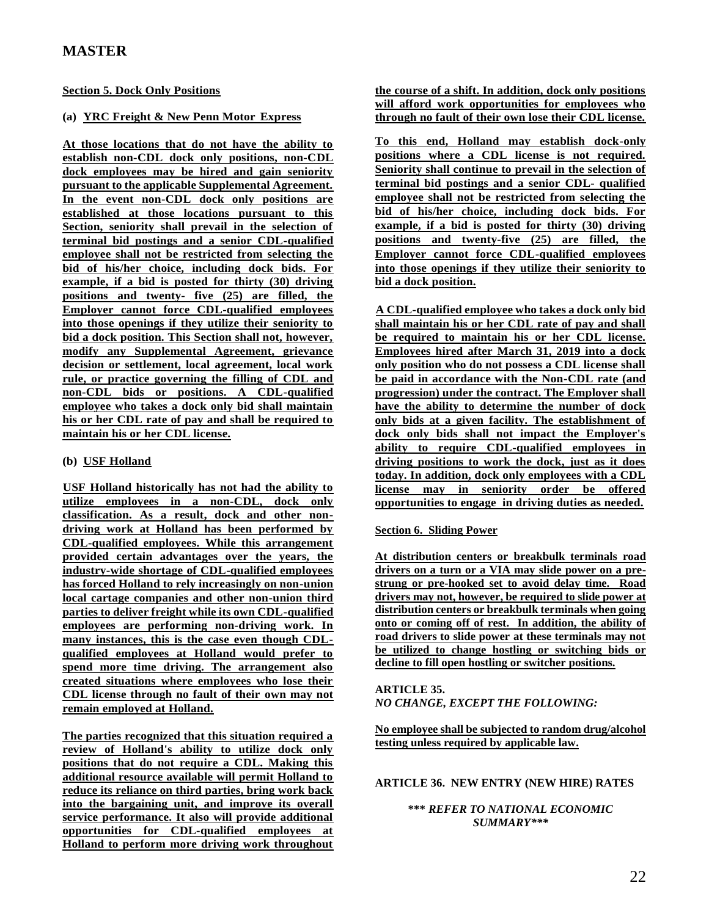# MASTER

**Section 5. Dock Only Positions**

**(a) YRC Freight & New Penn Motor Express**

**At those locations that do not have the ability to establish non-CDL dock only positions, non-CDL dock employees may be hired and gain seniority pursuant to the applicable Supplemental Agreement. In the event non-CDL dock only positions are established at those locations pursuant to this Section, seniority shall prevail in the selection of terminal bid postings and a senior CDL-qualified employee shall not be restricted from selecting the bid of his/her choice, including dock bids. For example, if a bid is posted for thirty (30) driving positions and twenty- five (25) are filled, the Employer cannot force CDL-qualified employees into those openings if they utilize their seniority to bid a dock position. This Section shall not, however, modify any Supplemental Agreement, grievance decision or settlement, local agreement, local work rule, or practice governing the filling of CDL and non-CDL bids or positions. A CDL-qualified employee who takes a dock only bid shall maintain his or her CDL rate of pay and shall be required to maintain his or her CDL license.**

**(b) USF Holland**

**USF Holland historically has not had the ability to utilize employees in a non-CDL, dock only classification. As a result, dock and other non-driving work at Holland has been performed by CDL-qualified employees. While this arrangement provided certain advantages over the years, the industry-wide shortage of CDL-qualified employees has forced Holland to rely increasingly on non-union local cartage companies and other non-union third parties to deliver freight while its own CDL-qualified employees are performing non-driving work. In many instances, this is the case even though CDL-qualified employees at Holland would prefer to spend more time driving. The arrangement also created situations where employees who lose their CDL license through no fault of their own may not remain employed at Holland.**

**The parties recognized that this situation required a review of Holland's ability to utilize dock only positions that do not require a CDL. Making this additional resource available will permit Holland to reduce its reliance on third parties, bring work back into the bargaining unit, and improve its overall service performance. It also will provide additional opportunities for CDL-qualified employees at Holland to perform more driving work throughout the course of a shift. In addition, dock only positions will afford work opportunities for employees who through no fault of their own lose their CDL license.**

**To this end, Holland may establish dock-only positions where a CDL license is not required. Seniority shall continue to prevail in the selection of terminal bid postings and a senior CDL- qualified employee shall not be restricted from selecting the bid of his/her choice, including dock bids. For example, if a bid is posted for thirty (30) driving positions and twenty-five (25) are filled, the Employer cannot force CDL-qualified employees into those openings if they utilize their seniority to bid a dock position.**

**A CDL-qualified employee who takes a dock only bid shall maintain his or her CDL rate of pay and shall be required to maintain his or her CDL license. Employees hired after March 31, 2019 into a dock only position who do not possess a CDL license shall be paid in accordance with the Non-CDL rate (and progression) under the contract. The Employer shall have the ability to determine the number of dock only bids at a given facility. The establishment of dock only bids shall not impact the Employer's ability to require CDL-qualified employees in driving positions to work the dock, just as it does today. In addition, dock only employees with a CDL license may in seniority order be offered opportunities to engage in driving duties as needed.**

**Section 6. Sliding Power**

**At distribution centers or breakbulk terminals road drivers on a turn or a VIA may slide power on a pre-strung or pre-hooked set to avoid delay time. Road drivers may not, however, be required to slide power at distribution centers or breakbulk terminals when going onto or coming off of rest. In addition, the ability of road drivers to slide power at these terminals may not be utilized to change hostling or switching bids or decline to fill open hostling or switcher positions.**

**ARTICLE 35.**
***NO CHANGE, EXCEPT THE FOLLOWING:***

**No employee shall be subjected to random drug/alcohol testing unless required by applicable law.**

**ARTICLE 36. NEW ENTRY (NEW HIRE) RATES**

***\*\*\* REFER TO NATIONAL ECONOMIC SUMMARY\*\*\****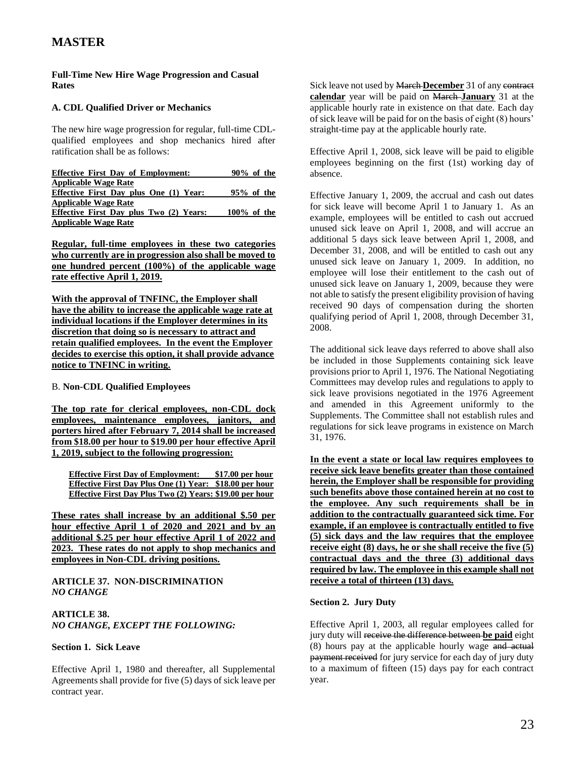# MASTER

**Full-Time New Hire Wage Progression and Casual Rates**

**A. CDL Qualified Driver or Mechanics**

The new hire wage progression for regular, full-time CDL-qualified employees and shop mechanics hired after ratification shall be as follows:

| | |
|---|---|
| **Effective First Day of Employment:** | **90% of the Applicable Wage Rate** |
| **Effective First Day plus One (1) Year:** | **95% of the Applicable Wage Rate** |
| **Effective First Day plus Two (2) Years:** | **100% of the Applicable Wage Rate** |

**Regular, full-time employees in these two categories who currently are in progression also shall be moved to one hundred percent (100%) of the applicable wage rate effective April 1, 2019.**

**With the approval of TNFINC, the Employer shall have the ability to increase the applicable wage rate at individual locations if the Employer determines in its discretion that doing so is necessary to attract and retain qualified employees. In the event the Employer decides to exercise this option, it shall provide advance notice to TNFINC in writing.**

B. **Non-CDL Qualified Employees**

**The top rate for clerical employees, non-CDL dock employees, maintenance employees, janitors, and porters hired after February 7, 2014 shall be increased from $18.00 per hour to $19.00 per hour effective April 1, 2019, subject to the following progression:**

| | |
|---|---|
| **Effective First Day of Employment:** | **$17.00 per hour** |
| **Effective First Day Plus One (1) Year:** | **$18.00 per hour** |
| **Effective First Day Plus Two (2) Years:** | **$19.00 per hour** |

**These rates shall increase by an additional $.50 per hour effective April 1 of 2020 and 2021 and by an additional $.25 per hour effective April 1 of 2022 and 2023. These rates do not apply to shop mechanics and employees in Non-CDL driving positions.**

**ARTICLE 37. NON-DISCRIMINATION**
***NO CHANGE***

**ARTICLE 38.**
***NO CHANGE, EXCEPT THE FOLLOWING:***

**Section 1. Sick Leave**

Effective April 1, 1980 and thereafter, all Supplemental Agreements shall provide for five (5) days of sick leave per contract year.

Sick leave not used by ~~March~~ **December** 31 of any ~~contract~~ **calendar** year will be paid on ~~March~~ **January** 31 at the applicable hourly rate in existence on that date. Each day of sick leave will be paid for on the basis of eight (8) hours' straight-time pay at the applicable hourly rate.

Effective April 1, 2008, sick leave will be paid to eligible employees beginning on the first (1st) working day of absence.

Effective January 1, 2009, the accrual and cash out dates for sick leave will become April 1 to January 1. As an example, employees will be entitled to cash out accrued unused sick leave on April 1, 2008, and will accrue an additional 5 days sick leave between April 1, 2008, and December 31, 2008, and will be entitled to cash out any unused sick leave on January 1, 2009. In addition, no employee will lose their entitlement to the cash out of unused sick leave on January 1, 2009, because they were not able to satisfy the present eligibility provision of having received 90 days of compensation during the shorten qualifying period of April 1, 2008, through December 31, 2008.

The additional sick leave days referred to above shall also be included in those Supplements containing sick leave provisions prior to April 1, 1976. The National Negotiating Committees may develop rules and regulations to apply to sick leave provisions negotiated in the 1976 Agreement and amended in this Agreement uniformly to the Supplements. The Committee shall not establish rules and regulations for sick leave programs in existence on March 31, 1976.

**In the event a state or local law requires employees to receive sick leave benefits greater than those contained herein, the Employer shall be responsible for providing such benefits above those contained herein at no cost to the employee. Any such requirements shall be in addition to the contractually guaranteed sick time. For example, if an employee is contractually entitled to five (5) sick days and the law requires that the employee receive eight (8) days, he or she shall receive the five (5) contractual days and the three (3) additional days required by law. The employee in this example shall not receive a total of thirteen (13) days.**

**Section 2. Jury Duty**

Effective April 1, 2003, all regular employees called for jury duty will ~~receive the difference between~~ **be paid** eight (8) hours pay at the applicable hourly wage ~~and actual payment received~~ for jury service for each day of jury duty to a maximum of fifteen (15) days pay for each contract year.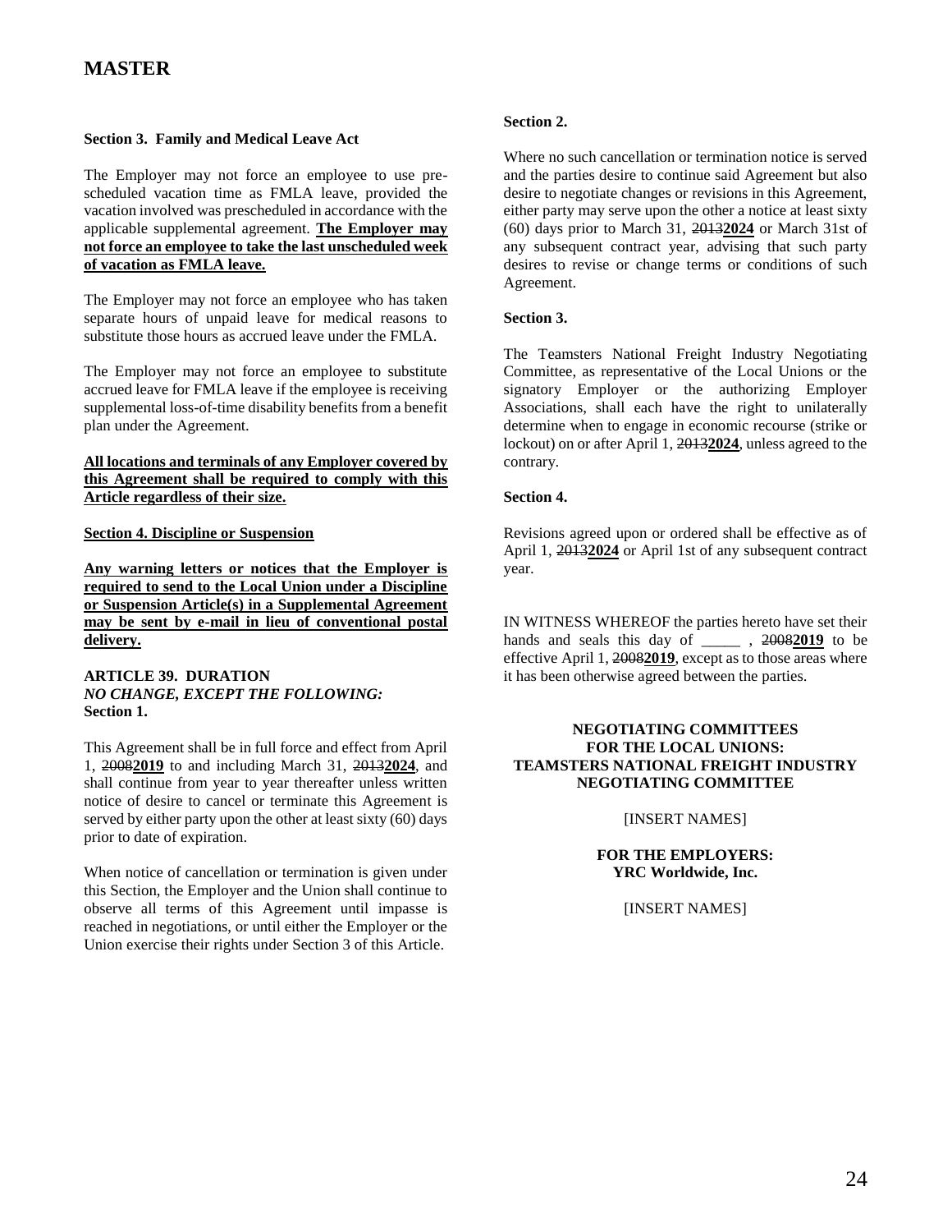# MASTER

**Section 3. Family and Medical Leave Act**

The Employer may not force an employee to use pre-scheduled vacation time as FMLA leave, provided the vacation involved was prescheduled in accordance with the applicable supplemental agreement. **The Employer may not force an employee to take the last unscheduled week of vacation as FMLA leave.**

The Employer may not force an employee who has taken separate hours of unpaid leave for medical reasons to substitute those hours as accrued leave under the FMLA.

The Employer may not force an employee to substitute accrued leave for FMLA leave if the employee is receiving supplemental loss-of-time disability benefits from a benefit plan under the Agreement.

**All locations and terminals of any Employer covered by this Agreement shall be required to comply with this Article regardless of their size.**

**Section 4. Discipline or Suspension**

**Any warning letters or notices that the Employer is required to send to the Local Union under a Discipline or Suspension Article(s) in a Supplemental Agreement may be sent by e-mail in lieu of conventional postal delivery.**

**ARTICLE 39. DURATION**
***NO CHANGE, EXCEPT THE FOLLOWING:***
**Section 1.**

This Agreement shall be in full force and effect from April 1, ~~2008~~**2019** to and including March 31, ~~2013~~**2024**, and shall continue from year to year thereafter unless written notice of desire to cancel or terminate this Agreement is served by either party upon the other at least sixty (60) days prior to date of expiration.

When notice of cancellation or termination is given under this Section, the Employer and the Union shall continue to observe all terms of this Agreement until impasse is reached in negotiations, or until either the Employer or the Union exercise their rights under Section 3 of this Article.

**Section 2.**

Where no such cancellation or termination notice is served and the parties desire to continue said Agreement but also desire to negotiate changes or revisions in this Agreement, either party may serve upon the other a notice at least sixty (60) days prior to March 31, ~~2013~~**2024** or March 31st of any subsequent contract year, advising that such party desires to revise or change terms or conditions of such Agreement.

**Section 3.**

The Teamsters National Freight Industry Negotiating Committee, as representative of the Local Unions or the signatory Employer or the authorizing Employer Associations, shall each have the right to unilaterally determine when to engage in economic recourse (strike or lockout) on or after April 1, ~~2013~~**2024**, unless agreed to the contrary.

**Section 4.**

Revisions agreed upon or ordered shall be effective as of April 1, ~~2013~~**2024** or April 1st of any subsequent contract year.

IN WITNESS WHEREOF the parties hereto have set their hands and seals this day of _____ , ~~2008~~**2019** to be effective April 1, ~~2008~~**2019**, except as to those areas where it has been otherwise agreed between the parties.

**NEGOTIATING COMMITTEES**
**FOR THE LOCAL UNIONS:**
**TEAMSTERS NATIONAL FREIGHT INDUSTRY NEGOTIATING COMMITTEE**

[INSERT NAMES]

**FOR THE EMPLOYERS:**
**YRC Worldwide, Inc.**

[INSERT NAMES]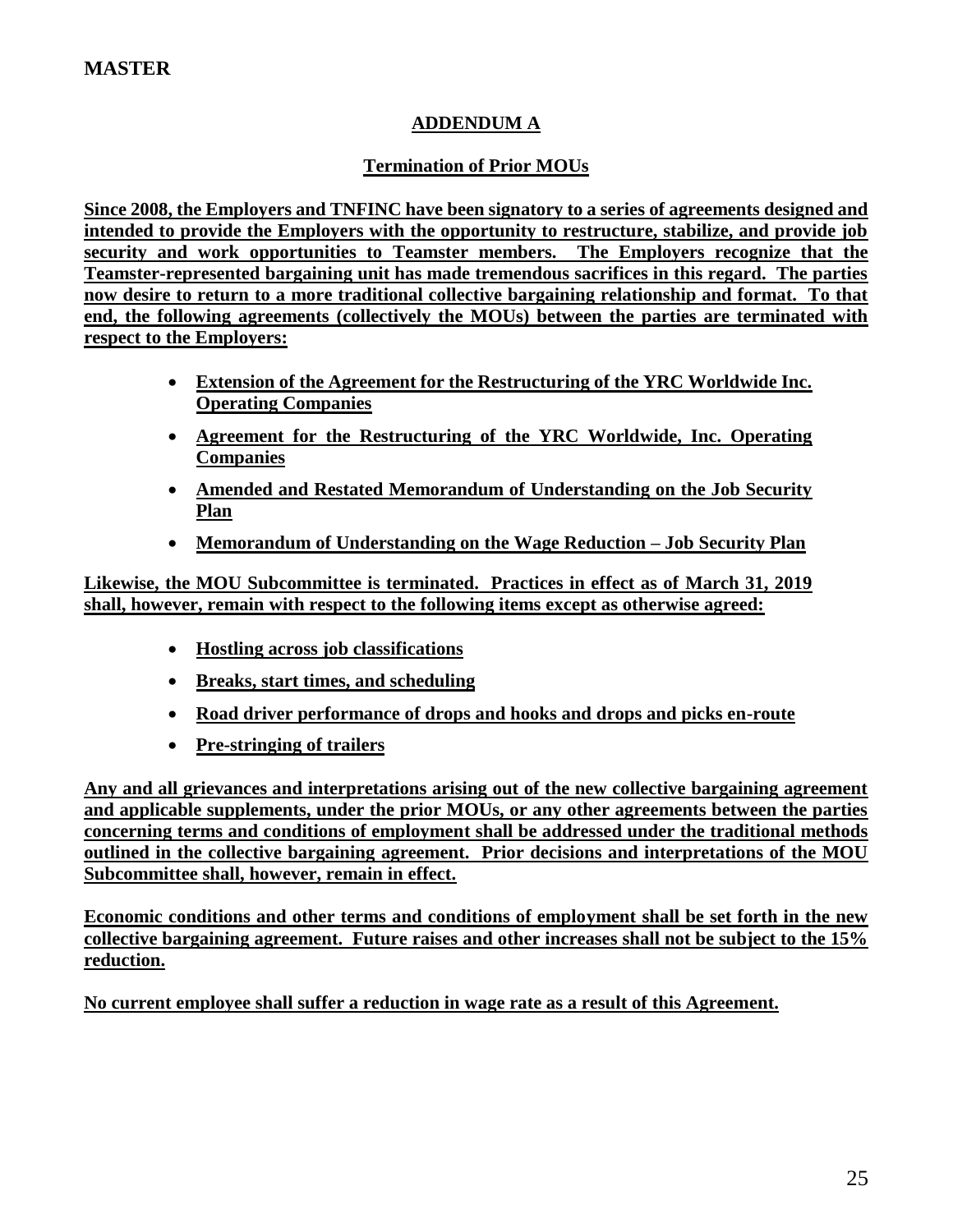**MASTER**

## ADDENDUM A

### Termination of Prior MOUs

**Since 2008, the Employers and TNFINC have been signatory to a series of agreements designed and intended to provide the Employers with the opportunity to restructure, stabilize, and provide job security and work opportunities to Teamster members. The Employers recognize that the Teamster-represented bargaining unit has made tremendous sacrifices in this regard. The parties now desire to return to a more traditional collective bargaining relationship and format. To that end, the following agreements (collectively the MOUs) between the parties are terminated with respect to the Employers:**

- **Extension of the Agreement for the Restructuring of the YRC Worldwide Inc. Operating Companies**
- **Agreement for the Restructuring of the YRC Worldwide, Inc. Operating Companies**
- **Amended and Restated Memorandum of Understanding on the Job Security Plan**
- **Memorandum of Understanding on the Wage Reduction – Job Security Plan**

**Likewise, the MOU Subcommittee is terminated. Practices in effect as of March 31, 2019 shall, however, remain with respect to the following items except as otherwise agreed:**

- **Hostling across job classifications**
- **Breaks, start times, and scheduling**
- **Road driver performance of drops and hooks and drops and picks en-route**
- **Pre-stringing of trailers**

**Any and all grievances and interpretations arising out of the new collective bargaining agreement and applicable supplements, under the prior MOUs, or any other agreements between the parties concerning terms and conditions of employment shall be addressed under the traditional methods outlined in the collective bargaining agreement. Prior decisions and interpretations of the MOU Subcommittee shall, however, remain in effect.**

**Economic conditions and other terms and conditions of employment shall be set forth in the new collective bargaining agreement. Future raises and other increases shall not be subject to the 15% reduction.**

**No current employee shall suffer a reduction in wage rate as a result of this Agreement.**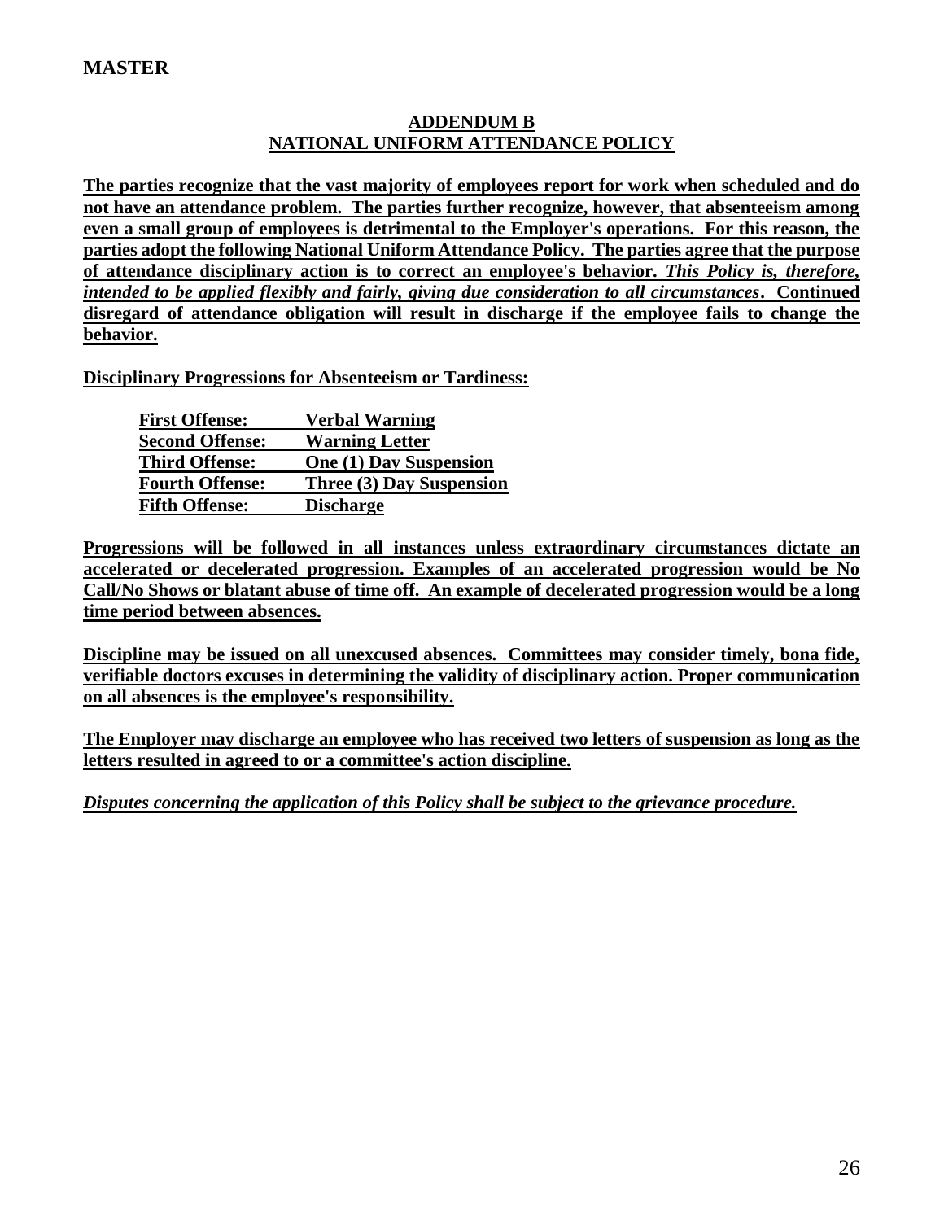**MASTER**

## ADDENDUM B
## NATIONAL UNIFORM ATTENDANCE POLICY

**The parties recognize that the vast majority of employees report for work when scheduled and do not have an attendance problem. The parties further recognize, however, that absenteeism among even a small group of employees is detrimental to the Employer's operations. For this reason, the parties adopt the following National Uniform Attendance Policy. The parties agree that the purpose of attendance disciplinary action is to correct an employee's behavior.** ***This Policy is, therefore, intended to be applied flexibly and fairly, giving due consideration to all circumstances*****. Continued disregard of attendance obligation will result in discharge if the employee fails to change the behavior.**

**Disciplinary Progressions for Absenteeism or Tardiness:**

| | |
|---|---|
| **First Offense:** | **Verbal Warning** |
| **Second Offense:** | **Warning Letter** |
| **Third Offense:** | **One (1) Day Suspension** |
| **Fourth Offense:** | **Three (3) Day Suspension** |
| **Fifth Offense:** | **Discharge** |

**Progressions will be followed in all instances unless extraordinary circumstances dictate an accelerated or decelerated progression. Examples of an accelerated progression would be No Call/No Shows or blatant abuse of time off. An example of decelerated progression would be a long time period between absences.**

**Discipline may be issued on all unexcused absences. Committees may consider timely, bona fide, verifiable doctors excuses in determining the validity of disciplinary action. Proper communication on all absences is the employee's responsibility.**

**The Employer may discharge an employee who has received two letters of suspension as long as the letters resulted in agreed to or a committee's action discipline.**

***Disputes concerning the application of this Policy shall be subject to the grievance procedure.***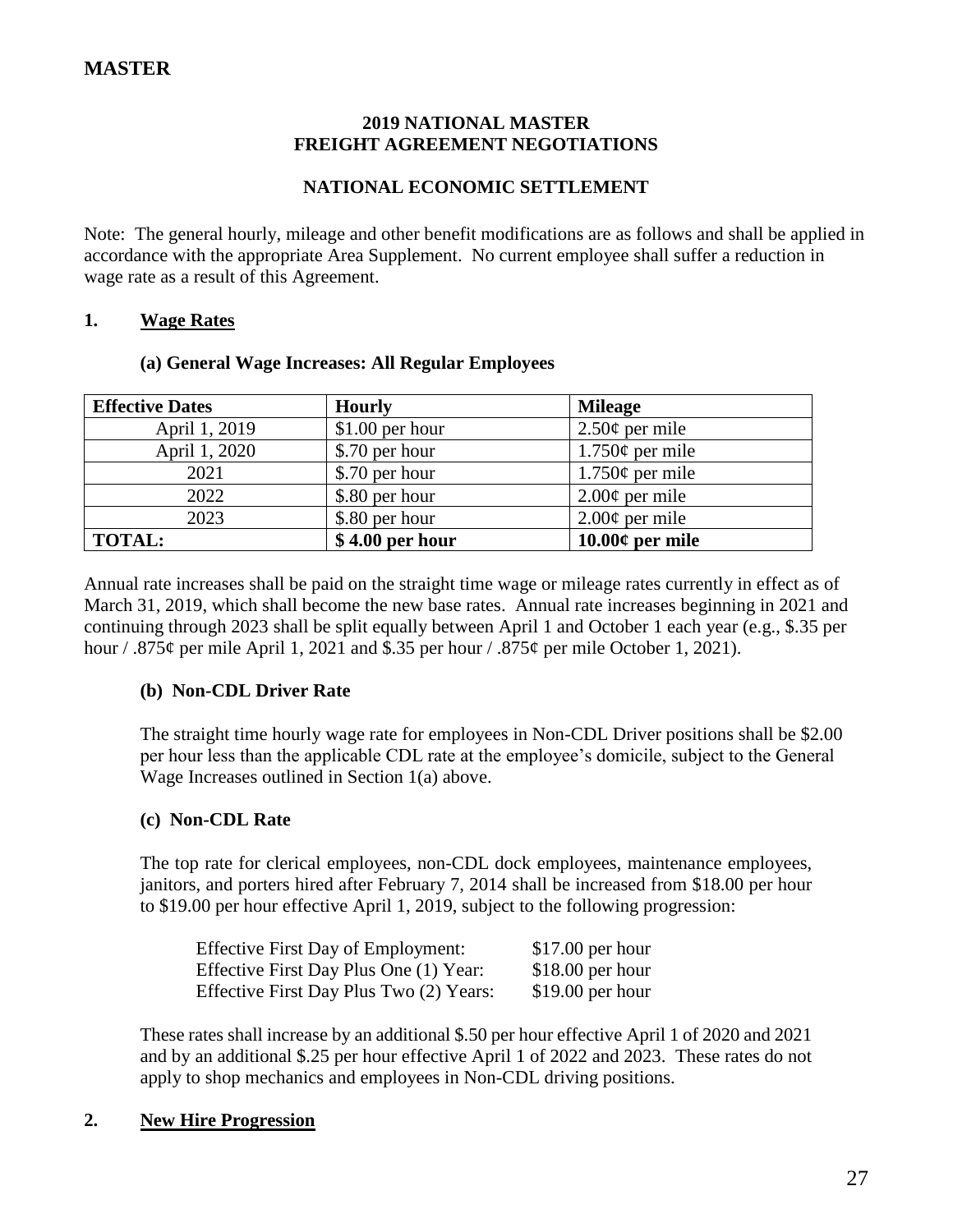# MASTER

## 2019 NATIONAL MASTER FREIGHT AGREEMENT NEGOTIATIONS

## NATIONAL ECONOMIC SETTLEMENT

Note: The general hourly, mileage and other benefit modifications are as follows and shall be applied in accordance with the appropriate Area Supplement. No current employee shall suffer a reduction in wage rate as a result of this Agreement.

### 1. Wage Rates

#### (a) General Wage Increases: All Regular Employees

| Effective Dates | Hourly | Mileage |
|---|---|---|
| April 1, 2019 | $1.00 per hour | 2.50¢ per mile |
| April 1, 2020 | $.70 per hour | 1.750¢ per mile |
| 2021 | $.70 per hour | 1.750¢ per mile |
| 2022 | $.80 per hour | 2.00¢ per mile |
| 2023 | $.80 per hour | 2.00¢ per mile |
| **TOTAL:** | **$ 4.00 per hour** | **10.00¢ per mile** |

Annual rate increases shall be paid on the straight time wage or mileage rates currently in effect as of March 31, 2019, which shall become the new base rates. Annual rate increases beginning in 2021 and continuing through 2023 shall be split equally between April 1 and October 1 each year (e.g., $.35 per hour / .875¢ per mile April 1, 2021 and $.35 per hour / .875¢ per mile October 1, 2021).

#### (b) Non-CDL Driver Rate

The straight time hourly wage rate for employees in Non-CDL Driver positions shall be $2.00 per hour less than the applicable CDL rate at the employee's domicile, subject to the General Wage Increases outlined in Section 1(a) above.

#### (c) Non-CDL Rate

The top rate for clerical employees, non-CDL dock employees, maintenance employees, janitors, and porters hired after February 7, 2014 shall be increased from $18.00 per hour to $19.00 per hour effective April 1, 2019, subject to the following progression:

| | |
|---|---|
| Effective First Day of Employment: | $17.00 per hour |
| Effective First Day Plus One (1) Year: | $18.00 per hour |
| Effective First Day Plus Two (2) Years: | $19.00 per hour |

These rates shall increase by an additional $.50 per hour effective April 1 of 2020 and 2021 and by an additional $.25 per hour effective April 1 of 2022 and 2023. These rates do not apply to shop mechanics and employees in Non-CDL driving positions.

### 2. New Hire Progression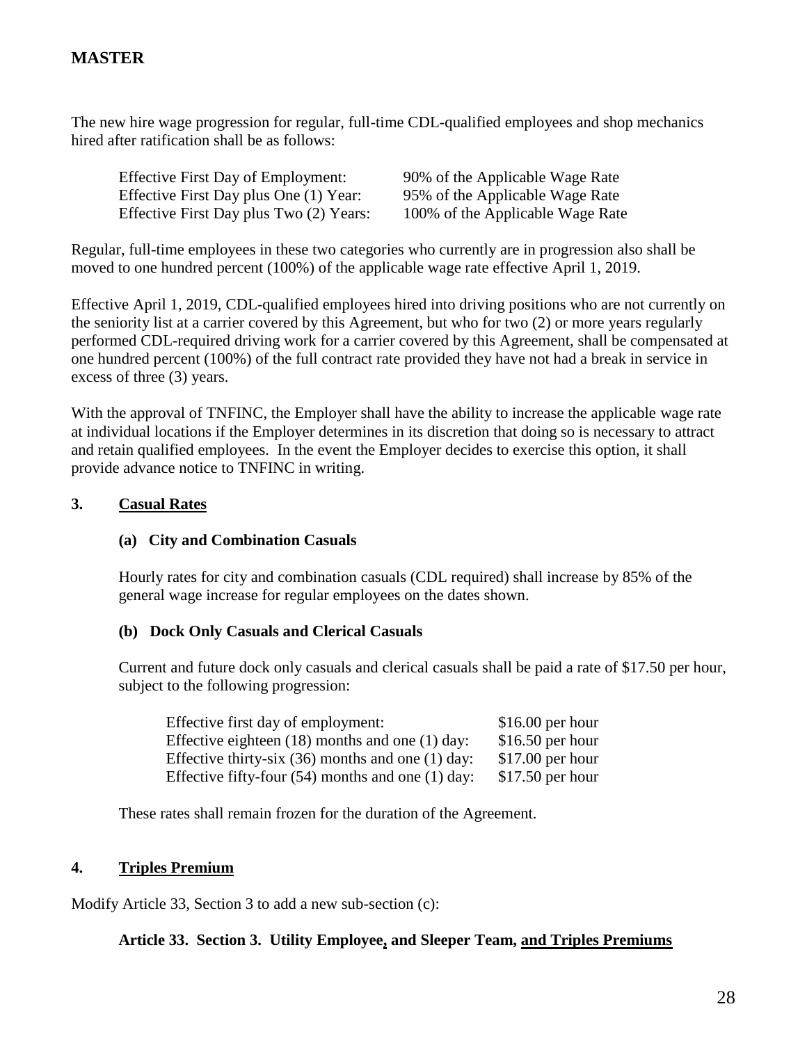# MASTER

The new hire wage progression for regular, full-time CDL-qualified employees and shop mechanics hired after ratification shall be as follows:

| | |
|---|---|
| Effective First Day of Employment: | 90% of the Applicable Wage Rate |
| Effective First Day plus One (1) Year: | 95% of the Applicable Wage Rate |
| Effective First Day plus Two (2) Years: | 100% of the Applicable Wage Rate |

Regular, full-time employees in these two categories who currently are in progression also shall be moved to one hundred percent (100%) of the applicable wage rate effective April 1, 2019.

Effective April 1, 2019, CDL-qualified employees hired into driving positions who are not currently on the seniority list at a carrier covered by this Agreement, but who for two (2) or more years regularly performed CDL-required driving work for a carrier covered by this Agreement, shall be compensated at one hundred percent (100%) of the full contract rate provided they have not had a break in service in excess of three (3) years.

With the approval of TNFINC, the Employer shall have the ability to increase the applicable wage rate at individual locations if the Employer determines in its discretion that doing so is necessary to attract and retain qualified employees. In the event the Employer decides to exercise this option, it shall provide advance notice to TNFINC in writing.

## 3. Casual Rates

### (a) City and Combination Casuals

Hourly rates for city and combination casuals (CDL required) shall increase by 85% of the general wage increase for regular employees on the dates shown.

### (b) Dock Only Casuals and Clerical Casuals

Current and future dock only casuals and clerical casuals shall be paid a rate of $17.50 per hour, subject to the following progression:

| | |
|---|---|
| Effective first day of employment: | $16.00 per hour |
| Effective eighteen (18) months and one (1) day: | $16.50 per hour |
| Effective thirty-six (36) months and one (1) day: | $17.00 per hour |
| Effective fifty-four (54) months and one (1) day: | $17.50 per hour |

These rates shall remain frozen for the duration of the Agreement.

## 4. Triples Premium

Modify Article 33, Section 3 to add a new sub-section (c):

**Article 33. Section 3. Utility Employee, and Sleeper Team, and Triples Premiums**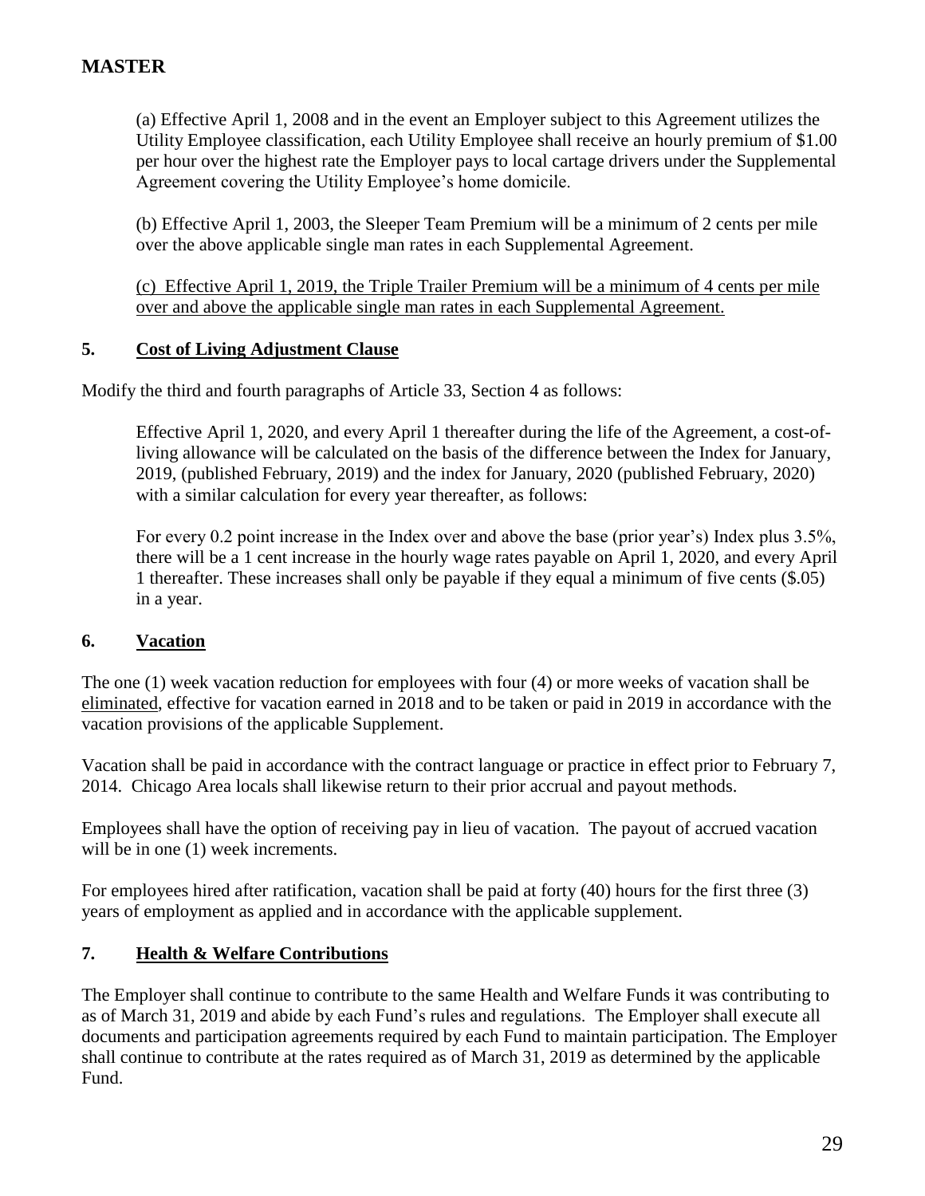# MASTER

(a) Effective April 1, 2008 and in the event an Employer subject to this Agreement utilizes the Utility Employee classification, each Utility Employee shall receive an hourly premium of $1.00 per hour over the highest rate the Employer pays to local cartage drivers under the Supplemental Agreement covering the Utility Employee's home domicile.

(b) Effective April 1, 2003, the Sleeper Team Premium will be a minimum of 2 cents per mile over the above applicable single man rates in each Supplemental Agreement.

<u>(c) Effective April 1, 2019, the Triple Trailer Premium will be a minimum of 4 cents per mile over and above the applicable single man rates in each Supplemental Agreement.</u>

## 5. <u>Cost of Living Adjustment Clause</u>

Modify the third and fourth paragraphs of Article 33, Section 4 as follows:

Effective April 1, 2020, and every April 1 thereafter during the life of the Agreement, a cost-of-living allowance will be calculated on the basis of the difference between the Index for January, 2019, (published February, 2019) and the index for January, 2020 (published February, 2020) with a similar calculation for every year thereafter, as follows:

For every 0.2 point increase in the Index over and above the base (prior year's) Index plus 3.5%, there will be a 1 cent increase in the hourly wage rates payable on April 1, 2020, and every April 1 thereafter. These increases shall only be payable if they equal a minimum of five cents ($.05) in a year.

## 6. <u>Vacation</u>

The one (1) week vacation reduction for employees with four (4) or more weeks of vacation shall be <u>eliminated</u>, effective for vacation earned in 2018 and to be taken or paid in 2019 in accordance with the vacation provisions of the applicable Supplement.

Vacation shall be paid in accordance with the contract language or practice in effect prior to February 7, 2014. Chicago Area locals shall likewise return to their prior accrual and payout methods.

Employees shall have the option of receiving pay in lieu of vacation. The payout of accrued vacation will be in one (1) week increments.

For employees hired after ratification, vacation shall be paid at forty (40) hours for the first three (3) years of employment as applied and in accordance with the applicable supplement.

## 7. <u>Health & Welfare Contributions</u>

The Employer shall continue to contribute to the same Health and Welfare Funds it was contributing to as of March 31, 2019 and abide by each Fund's rules and regulations. The Employer shall execute all documents and participation agreements required by each Fund to maintain participation. The Employer shall continue to contribute at the rates required as of March 31, 2019 as determined by the applicable Fund.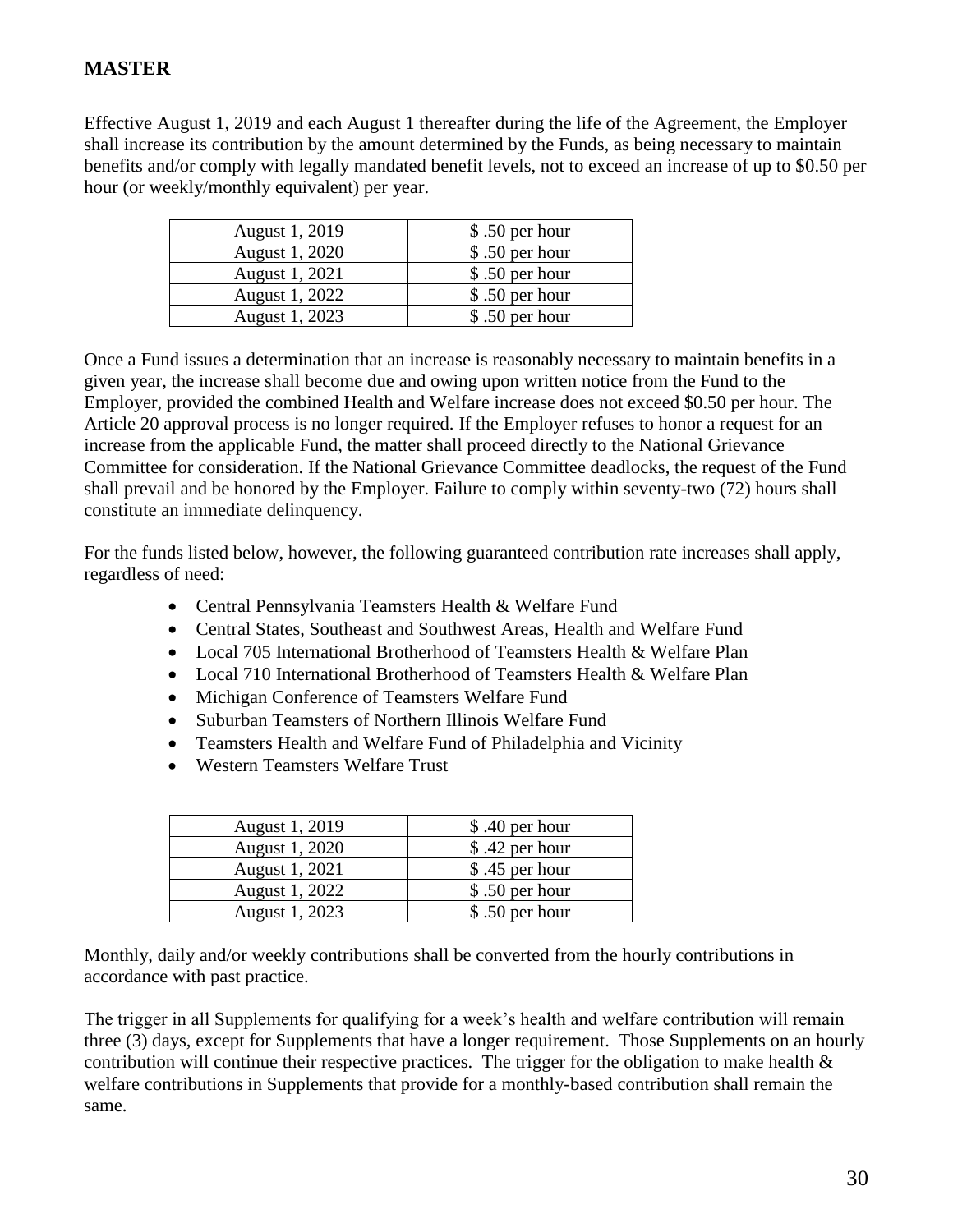## MASTER

Effective August 1, 2019 and each August 1 thereafter during the life of the Agreement, the Employer shall increase its contribution by the amount determined by the Funds, as being necessary to maintain benefits and/or comply with legally mandated benefit levels, not to exceed an increase of up to $0.50 per hour (or weekly/monthly equivalent) per year.

| | |
|---|---|
| August 1, 2019 | $ .50 per hour |
| August 1, 2020 | $ .50 per hour |
| August 1, 2021 | $ .50 per hour |
| August 1, 2022 | $ .50 per hour |
| August 1, 2023 | $ .50 per hour |

Once a Fund issues a determination that an increase is reasonably necessary to maintain benefits in a given year, the increase shall become due and owing upon written notice from the Fund to the Employer, provided the combined Health and Welfare increase does not exceed $0.50 per hour. The Article 20 approval process is no longer required. If the Employer refuses to honor a request for an increase from the applicable Fund, the matter shall proceed directly to the National Grievance Committee for consideration. If the National Grievance Committee deadlocks, the request of the Fund shall prevail and be honored by the Employer. Failure to comply within seventy-two (72) hours shall constitute an immediate delinquency.

For the funds listed below, however, the following guaranteed contribution rate increases shall apply, regardless of need:

- Central Pennsylvania Teamsters Health & Welfare Fund
- Central States, Southeast and Southwest Areas, Health and Welfare Fund
- Local 705 International Brotherhood of Teamsters Health & Welfare Plan
- Local 710 International Brotherhood of Teamsters Health & Welfare Plan
- Michigan Conference of Teamsters Welfare Fund
- Suburban Teamsters of Northern Illinois Welfare Fund
- Teamsters Health and Welfare Fund of Philadelphia and Vicinity
- Western Teamsters Welfare Trust

| | |
|---|---|
| August 1, 2019 | $ .40 per hour |
| August 1, 2020 | $ .42 per hour |
| August 1, 2021 | $ .45 per hour |
| August 1, 2022 | $ .50 per hour |
| August 1, 2023 | $ .50 per hour |

Monthly, daily and/or weekly contributions shall be converted from the hourly contributions in accordance with past practice.

The trigger in all Supplements for qualifying for a week's health and welfare contribution will remain three (3) days, except for Supplements that have a longer requirement. Those Supplements on an hourly contribution will continue their respective practices. The trigger for the obligation to make health & welfare contributions in Supplements that provide for a monthly-based contribution shall remain the same.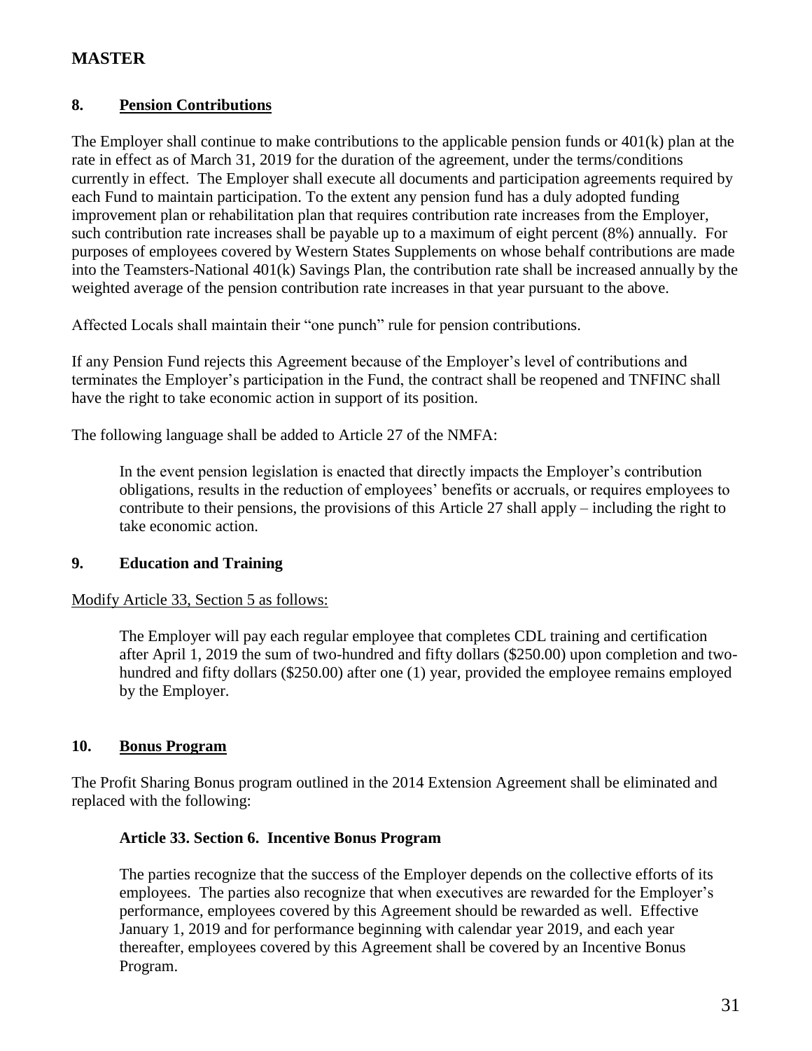# MASTER

## 8. Pension Contributions

The Employer shall continue to make contributions to the applicable pension funds or 401(k) plan at the rate in effect as of March 31, 2019 for the duration of the agreement, under the terms/conditions currently in effect. The Employer shall execute all documents and participation agreements required by each Fund to maintain participation. To the extent any pension fund has a duly adopted funding improvement plan or rehabilitation plan that requires contribution rate increases from the Employer, such contribution rate increases shall be payable up to a maximum of eight percent (8%) annually. For purposes of employees covered by Western States Supplements on whose behalf contributions are made into the Teamsters-National 401(k) Savings Plan, the contribution rate shall be increased annually by the weighted average of the pension contribution rate increases in that year pursuant to the above.

Affected Locals shall maintain their "one punch" rule for pension contributions.

If any Pension Fund rejects this Agreement because of the Employer's level of contributions and terminates the Employer's participation in the Fund, the contract shall be reopened and TNFINC shall have the right to take economic action in support of its position.

The following language shall be added to Article 27 of the NMFA:

> In the event pension legislation is enacted that directly impacts the Employer's contribution obligations, results in the reduction of employees' benefits or accruals, or requires employees to contribute to their pensions, the provisions of this Article 27 shall apply – including the right to take economic action.

## 9. Education and Training

Modify Article 33, Section 5 as follows:

> The Employer will pay each regular employee that completes CDL training and certification after April 1, 2019 the sum of two-hundred and fifty dollars ($250.00) upon completion and two-hundred and fifty dollars ($250.00) after one (1) year, provided the employee remains employed by the Employer.

## 10. Bonus Program

The Profit Sharing Bonus program outlined in the 2014 Extension Agreement shall be eliminated and replaced with the following:

> **Article 33. Section 6. Incentive Bonus Program**
>
> The parties recognize that the success of the Employer depends on the collective efforts of its employees. The parties also recognize that when executives are rewarded for the Employer's performance, employees covered by this Agreement should be rewarded as well. Effective January 1, 2019 and for performance beginning with calendar year 2019, and each year thereafter, employees covered by this Agreement shall be covered by an Incentive Bonus Program.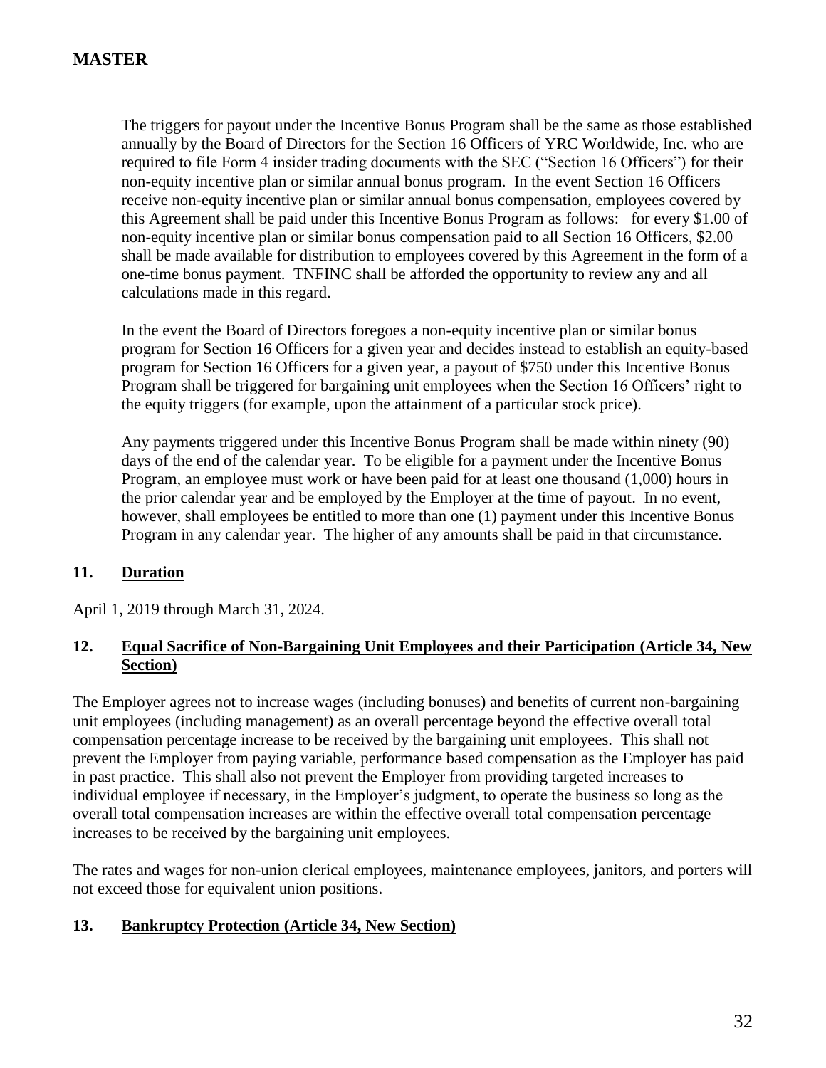The triggers for payout under the Incentive Bonus Program shall be the same as those established annually by the Board of Directors for the Section 16 Officers of YRC Worldwide, Inc. who are required to file Form 4 insider trading documents with the SEC ("Section 16 Officers") for their non-equity incentive plan or similar annual bonus program. In the event Section 16 Officers receive non-equity incentive plan or similar annual bonus compensation, employees covered by this Agreement shall be paid under this Incentive Bonus Program as follows: for every $1.00 of non-equity incentive plan or similar bonus compensation paid to all Section 16 Officers, $2.00 shall be made available for distribution to employees covered by this Agreement in the form of a one-time bonus payment. TNFINC shall be afforded the opportunity to review any and all calculations made in this regard.

In the event the Board of Directors foregoes a non-equity incentive plan or similar bonus program for Section 16 Officers for a given year and decides instead to establish an equity-based program for Section 16 Officers for a given year, a payout of $750 under this Incentive Bonus Program shall be triggered for bargaining unit employees when the Section 16 Officers' right to the equity triggers (for example, upon the attainment of a particular stock price).

Any payments triggered under this Incentive Bonus Program shall be made within ninety (90) days of the end of the calendar year. To be eligible for a payment under the Incentive Bonus Program, an employee must work or have been paid for at least one thousand (1,000) hours in the prior calendar year and be employed by the Employer at the time of payout. In no event, however, shall employees be entitled to more than one (1) payment under this Incentive Bonus Program in any calendar year. The higher of any amounts shall be paid in that circumstance.

## 11. Duration

April 1, 2019 through March 31, 2024.

## 12. Equal Sacrifice of Non-Bargaining Unit Employees and their Participation (Article 34, New Section)

The Employer agrees not to increase wages (including bonuses) and benefits of current non-bargaining unit employees (including management) as an overall percentage beyond the effective overall total compensation percentage increase to be received by the bargaining unit employees. This shall not prevent the Employer from paying variable, performance based compensation as the Employer has paid in past practice. This shall also not prevent the Employer from providing targeted increases to individual employee if necessary, in the Employer's judgment, to operate the business so long as the overall total compensation increases are within the effective overall total compensation percentage increases to be received by the bargaining unit employees.

The rates and wages for non-union clerical employees, maintenance employees, janitors, and porters will not exceed those for equivalent union positions.

## 13. Bankruptcy Protection (Article 34, New Section)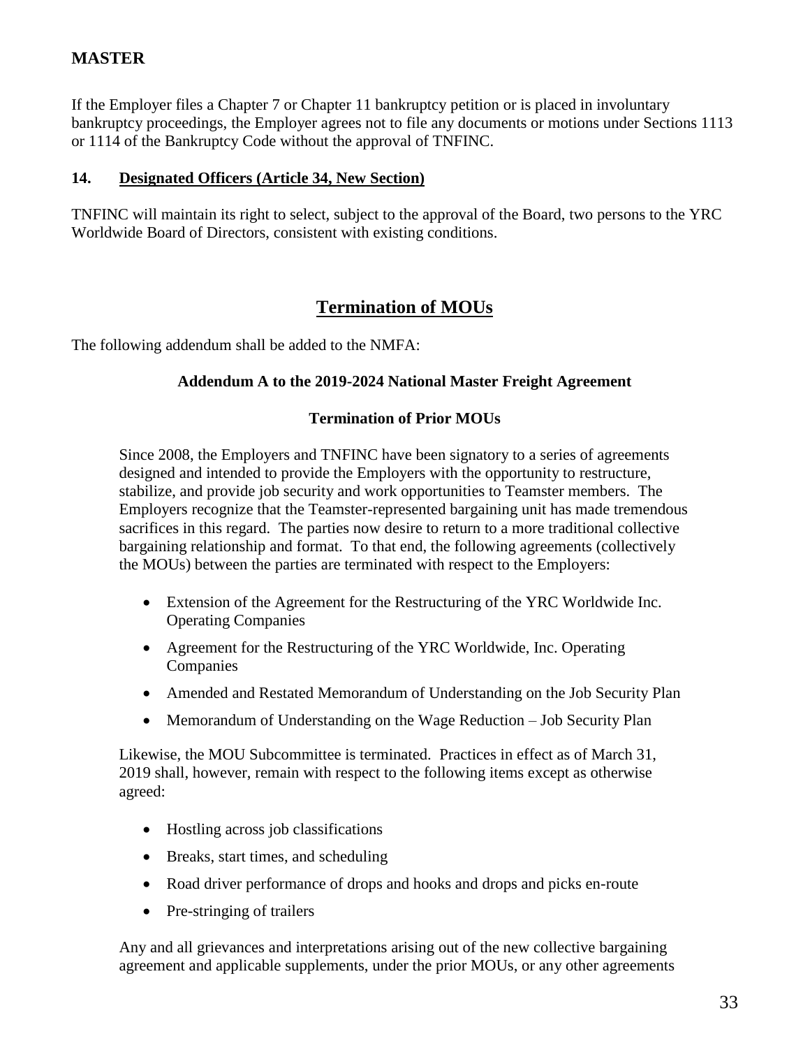**MASTER**

If the Employer files a Chapter 7 or Chapter 11 bankruptcy petition or is placed in involuntary bankruptcy proceedings, the Employer agrees not to file any documents or motions under Sections 1113 or 1114 of the Bankruptcy Code without the approval of TNFINC.

**14. Designated Officers (Article 34, New Section)**

TNFINC will maintain its right to select, subject to the approval of the Board, two persons to the YRC Worldwide Board of Directors, consistent with existing conditions.

## Termination of MOUs

The following addendum shall be added to the NMFA:

**Addendum A to the 2019-2024 National Master Freight Agreement**

**Termination of Prior MOUs**

Since 2008, the Employers and TNFINC have been signatory to a series of agreements designed and intended to provide the Employers with the opportunity to restructure, stabilize, and provide job security and work opportunities to Teamster members. The Employers recognize that the Teamster-represented bargaining unit has made tremendous sacrifices in this regard. The parties now desire to return to a more traditional collective bargaining relationship and format. To that end, the following agreements (collectively the MOUs) between the parties are terminated with respect to the Employers:

- Extension of the Agreement for the Restructuring of the YRC Worldwide Inc. Operating Companies
- Agreement for the Restructuring of the YRC Worldwide, Inc. Operating Companies
- Amended and Restated Memorandum of Understanding on the Job Security Plan
- Memorandum of Understanding on the Wage Reduction – Job Security Plan

Likewise, the MOU Subcommittee is terminated. Practices in effect as of March 31, 2019 shall, however, remain with respect to the following items except as otherwise agreed:

- Hostling across job classifications
- Breaks, start times, and scheduling
- Road driver performance of drops and hooks and drops and picks en-route
- Pre-stringing of trailers

Any and all grievances and interpretations arising out of the new collective bargaining agreement and applicable supplements, under the prior MOUs, or any other agreements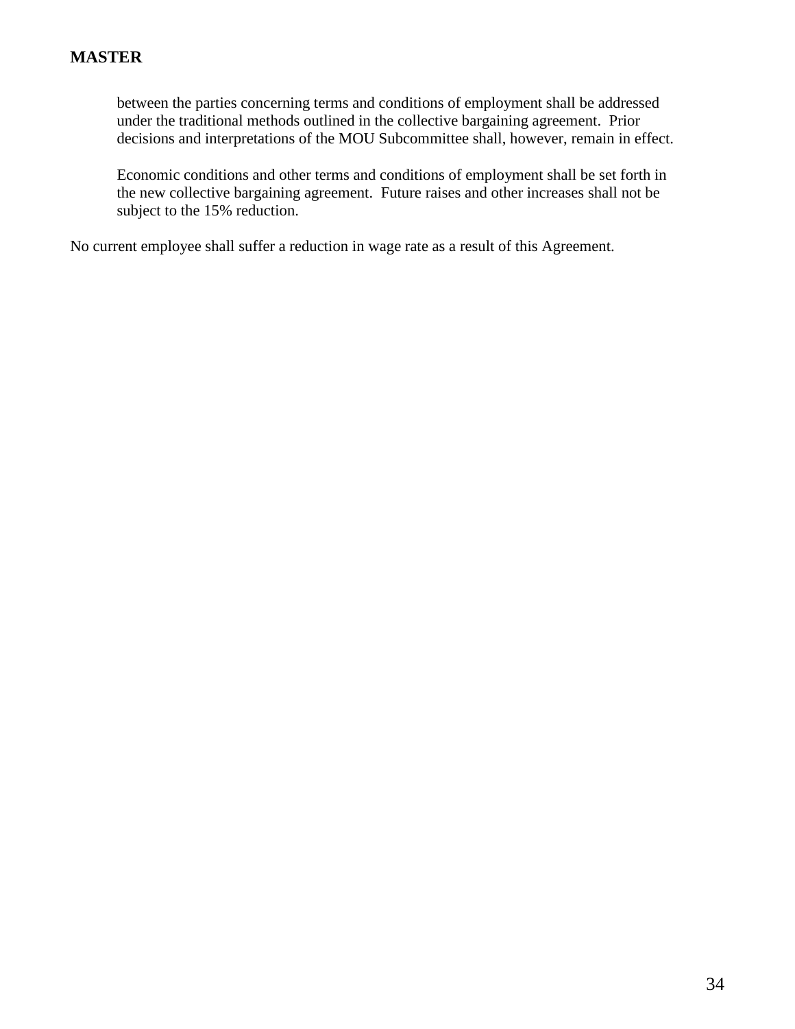between the parties concerning terms and conditions of employment shall be addressed under the traditional methods outlined in the collective bargaining agreement. Prior decisions and interpretations of the MOU Subcommittee shall, however, remain in effect.

Economic conditions and other terms and conditions of employment shall be set forth in the new collective bargaining agreement. Future raises and other increases shall not be subject to the 15% reduction.

No current employee shall suffer a reduction in wage rate as a result of this Agreement.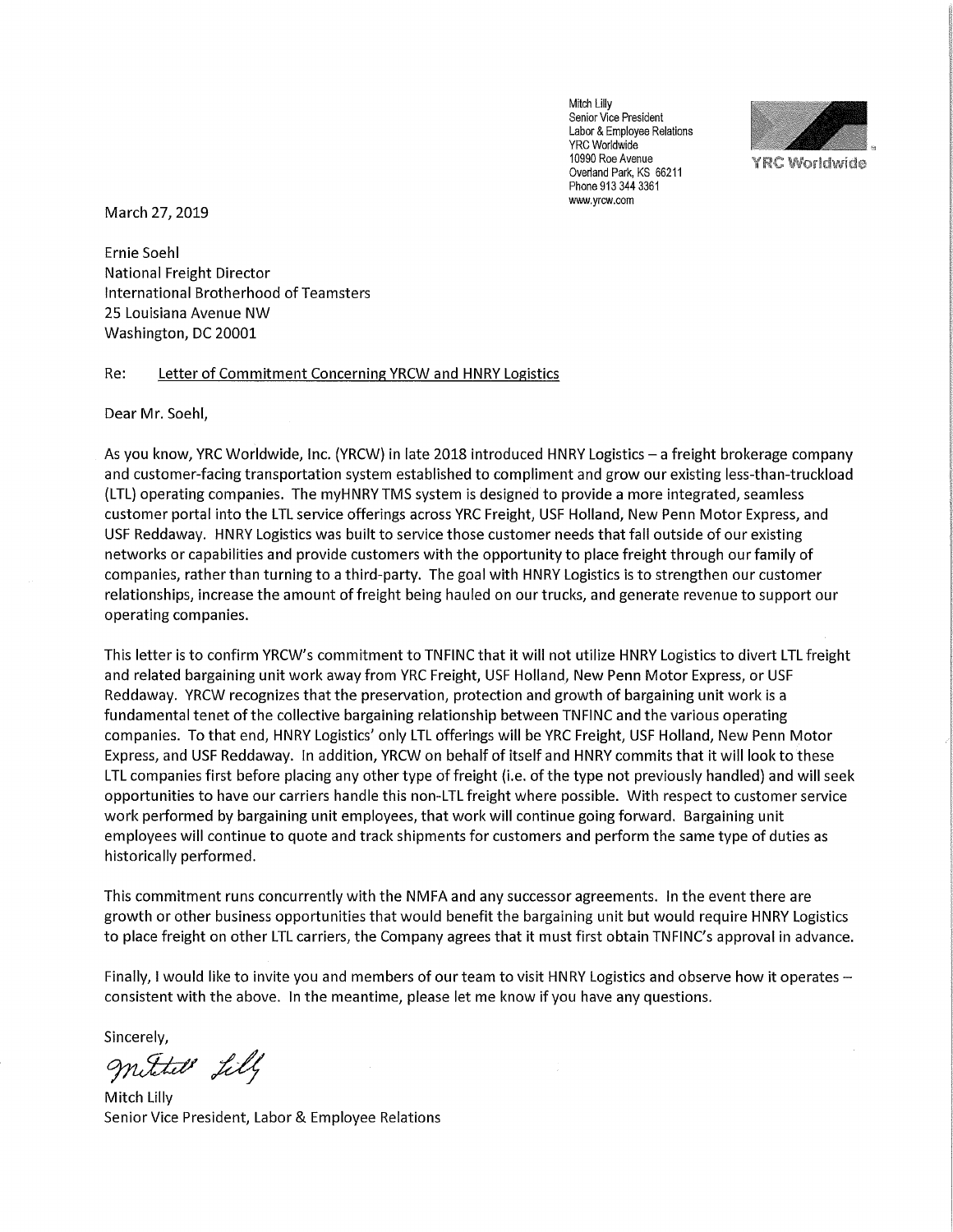Mitch Lilly
Senior Vice President
Labor & Employee Relations
YRC Worldwide
10990 Roe Avenue
Overland Park, KS 66211
Phone 913 344 3361
www.yrcw.com

YRC Worldwide

March 27, 2019

Ernie Soehl
National Freight Director
International Brotherhood of Teamsters
25 Louisiana Avenue NW
Washington, DC 20001

Re: Letter of Commitment Concerning YRCW and HNRY Logistics

Dear Mr. Soehl,

As you know, YRC Worldwide, Inc. (YRCW) in late 2018 introduced HNRY Logistics – a freight brokerage company and customer-facing transportation system established to compliment and grow our existing less-than-truckload (LTL) operating companies. The myHNRY TMS system is designed to provide a more integrated, seamless customer portal into the LTL service offerings across YRC Freight, USF Holland, New Penn Motor Express, and USF Reddaway. HNRY Logistics was built to service those customer needs that fall outside of our existing networks or capabilities and provide customers with the opportunity to place freight through our family of companies, rather than turning to a third-party. The goal with HNRY Logistics is to strengthen our customer relationships, increase the amount of freight being hauled on our trucks, and generate revenue to support our operating companies.

This letter is to confirm YRCW's commitment to TNFINC that it will not utilize HNRY Logistics to divert LTL freight and related bargaining unit work away from YRC Freight, USF Holland, New Penn Motor Express, or USF Reddaway. YRCW recognizes that the preservation, protection and growth of bargaining unit work is a fundamental tenet of the collective bargaining relationship between TNFINC and the various operating companies. To that end, HNRY Logistics' only LTL offerings will be YRC Freight, USF Holland, New Penn Motor Express, and USF Reddaway. In addition, YRCW on behalf of itself and HNRY commits that it will look to these LTL companies first before placing any other type of freight (i.e. of the type not previously handled) and will seek opportunities to have our carriers handle this non-LTL freight where possible. With respect to customer service work performed by bargaining unit employees, that work will continue going forward. Bargaining unit employees will continue to quote and track shipments for customers and perform the same type of duties as historically performed.

This commitment runs concurrently with the NMFA and any successor agreements. In the event there are growth or other business opportunities that would benefit the bargaining unit but would require HNRY Logistics to place freight on other LTL carriers, the Company agrees that it must first obtain TNFINC's approval in advance.

Finally, I would like to invite you and members of our team to visit HNRY Logistics and observe how it operates – consistent with the above. In the meantime, please let me know if you have any questions.

Sincerely,

Mitch Lilly

Mitch Lilly
Senior Vice President, Labor & Employee Relations